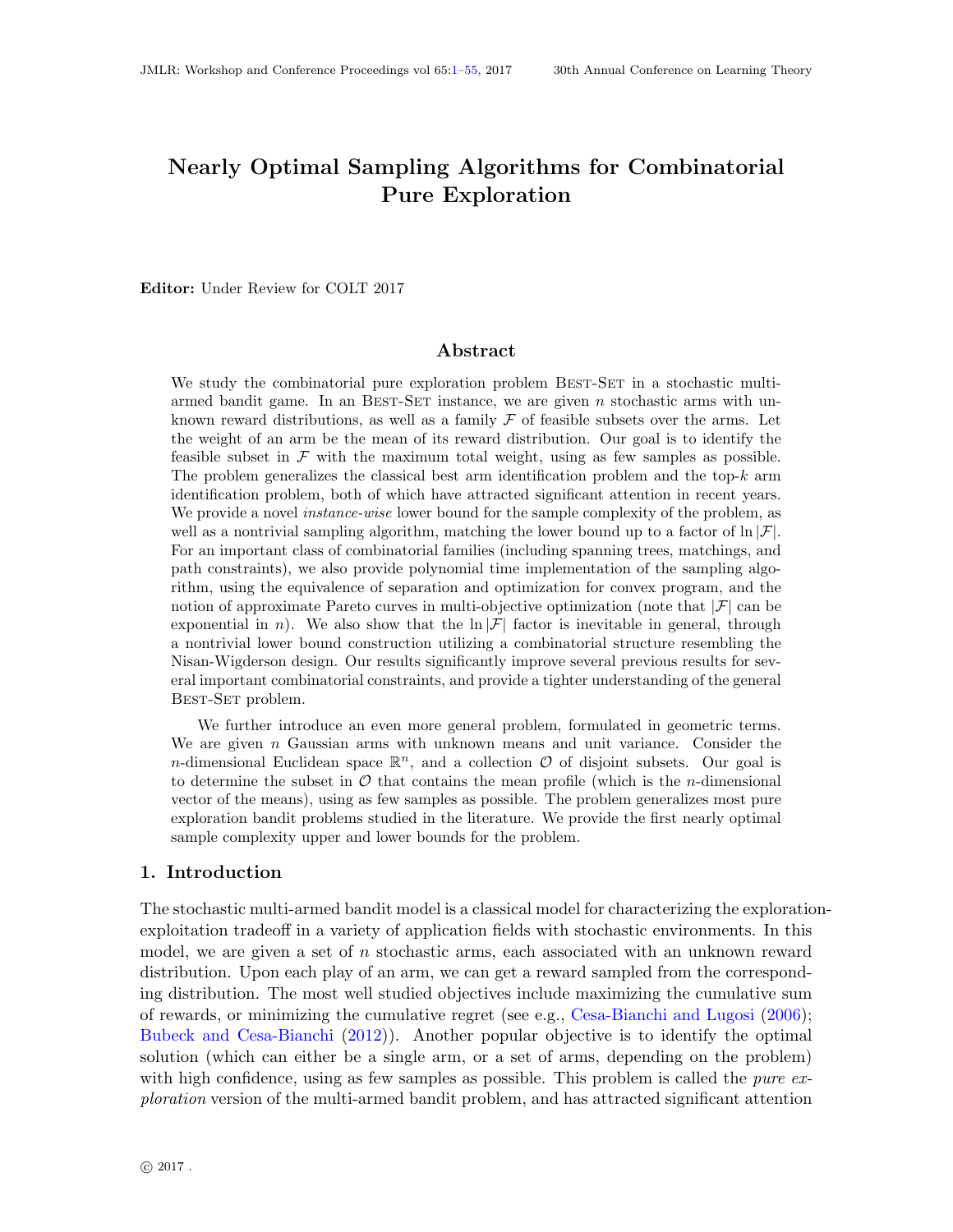# Nearly Optimal Sampling Algorithms for Combinatorial Pure Exploration

**Editor:** Under Review for COLT 2017

## Abstract

We study the combinatorial pure exploration problem Best-Set in a stochastic multi-armed bandit game. In an Best-Set instance, we are given $n$ stochastic arms with unknown reward distributions, as well as a family $\mathcal{F}$ of feasible subsets over the arms. Let the weight of an arm be the mean of its reward distribution. Our goal is to identify the feasible subset in $\mathcal{F}$ with the maximum total weight, using as few samples as possible. The problem generalizes the classical best arm identification problem and the top-$k$ arm identification problem, both of which have attracted significant attention in recent years. We provide a novel *instance-wise* lower bound for the sample complexity of the problem, as well as a nontrivial sampling algorithm, matching the lower bound up to a factor of $\ln|\mathcal{F}|$. For an important class of combinatorial families (including spanning trees, matchings, and path constraints), we also provide polynomial time implementation of the sampling algorithm, using the equivalence of separation and optimization for convex program, and the notion of approximate Pareto curves in multi-objective optimization (note that $|\mathcal{F}|$ can be exponential in $n$). We also show that the $\ln|\mathcal{F}|$ factor is inevitable in general, through a nontrivial lower bound construction utilizing a combinatorial structure resembling the Nisan-Wigderson design. Our results significantly improve several previous results for several important combinatorial constraints, and provide a tighter understanding of the general Best-Set problem.

We further introduce an even more general problem, formulated in geometric terms. We are given $n$ Gaussian arms with unknown means and unit variance. Consider the $n$-dimensional Euclidean space $\mathbb{R}^n$, and a collection $\mathcal{O}$ of disjoint subsets. Our goal is to determine the subset in $\mathcal{O}$ that contains the mean profile (which is the $n$-dimensional vector of the means), using as few samples as possible. The problem generalizes most pure exploration bandit problems studied in the literature. We provide the first nearly optimal sample complexity upper and lower bounds for the problem.

## 1. Introduction

The stochastic multi-armed bandit model is a classical model for characterizing the exploration-exploitation tradeoff in a variety of application fields with stochastic environments. In this model, we are given a set of $n$ stochastic arms, each associated with an unknown reward distribution. Upon each play of an arm, we can get a reward sampled from the corresponding distribution. The most well studied objectives include maximizing the cumulative sum of rewards, or minimizing the cumulative regret (see e.g., Cesa-Bianchi and Lugosi (2006); Bubeck and Cesa-Bianchi (2012)). Another popular objective is to identify the optimal solution (which can either be a single arm, or a set of arms, depending on the problem) with high confidence, using as few samples as possible. This problem is called the *pure exploration* version of the multi-armed bandit problem, and has attracted significant attention

© 2017 .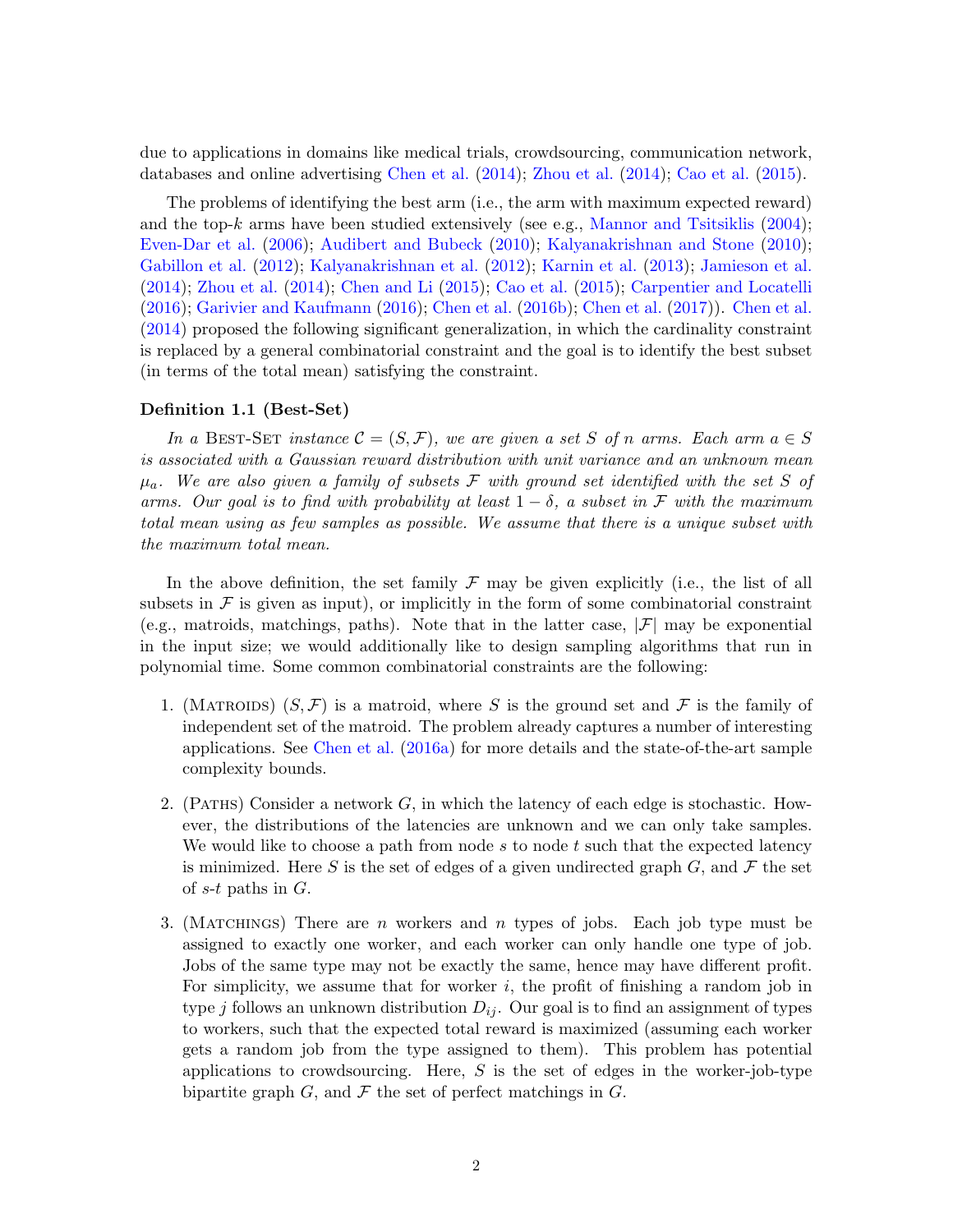due to applications in domains like medical trials, crowdsourcing, communication network, databases and online advertising Chen et al. (2014); Zhou et al. (2014); Cao et al. (2015).

The problems of identifying the best arm (i.e., the arm with maximum expected reward) and the top-$k$ arms have been studied extensively (see e.g., Mannor and Tsitsiklis (2004); Even-Dar et al. (2006); Audibert and Bubeck (2010); Kalyanakrishnan and Stone (2010); Gabillon et al. (2012); Kalyanakrishnan et al. (2012); Karnin et al. (2013); Jamieson et al. (2014); Zhou et al. (2014); Chen and Li (2015); Cao et al. (2015); Carpentier and Locatelli (2016); Garivier and Kaufmann (2016); Chen et al. (2016b); Chen et al. (2017)). Chen et al. (2014) proposed the following significant generalization, in which the cardinality constraint is replaced by a general combinatorial constraint and the goal is to identify the best subset (in terms of the total mean) satisfying the constraint.

**Definition 1.1 (Best-Set)**

*In a* Best-Set *instance $\mathcal{C} = (S, \mathcal{F})$, we are given a set $S$ of $n$ arms. Each arm $a \in S$ is associated with a Gaussian reward distribution with unit variance and an unknown mean $\mu_a$. We are also given a family of subsets $\mathcal{F}$ with ground set identified with the set $S$ of arms. Our goal is to find with probability at least $1 - \delta$, a subset in $\mathcal{F}$ with the maximum total mean using as few samples as possible. We assume that there is a unique subset with the maximum total mean.*

In the above definition, the set family $\mathcal{F}$ may be given explicitly (i.e., the list of all subsets in $\mathcal{F}$ is given as input), or implicitly in the form of some combinatorial constraint (e.g., matroids, matchings, paths). Note that in the latter case, $|\mathcal{F}|$ may be exponential in the input size; we would additionally like to design sampling algorithms that run in polynomial time. Some common combinatorial constraints are the following:

1. (Matroids) $(S, \mathcal{F})$ is a matroid, where $S$ is the ground set and $\mathcal{F}$ is the family of independent set of the matroid. The problem already captures a number of interesting applications. See Chen et al. (2016a) for more details and the state-of-the-art sample complexity bounds.
2. (Paths) Consider a network $G$, in which the latency of each edge is stochastic. However, the distributions of the latencies are unknown and we can only take samples. We would like to choose a path from node $s$ to node $t$ such that the expected latency is minimized. Here $S$ is the set of edges of a given undirected graph $G$, and $\mathcal{F}$ the set of $s$-$t$ paths in $G$.
3. (Matchings) There are $n$ workers and $n$ types of jobs. Each job type must be assigned to exactly one worker, and each worker can only handle one type of job. Jobs of the same type may not be exactly the same, hence may have different profit. For simplicity, we assume that for worker $i$, the profit of finishing a random job in type $j$ follows an unknown distribution $D_{ij}$. Our goal is to find an assignment of types to workers, such that the expected total reward is maximized (assuming each worker gets a random job from the type assigned to them). This problem has potential applications to crowdsourcing. Here, $S$ is the set of edges in the worker-job-type bipartite graph $G$, and $\mathcal{F}$ the set of perfect matchings in $G$.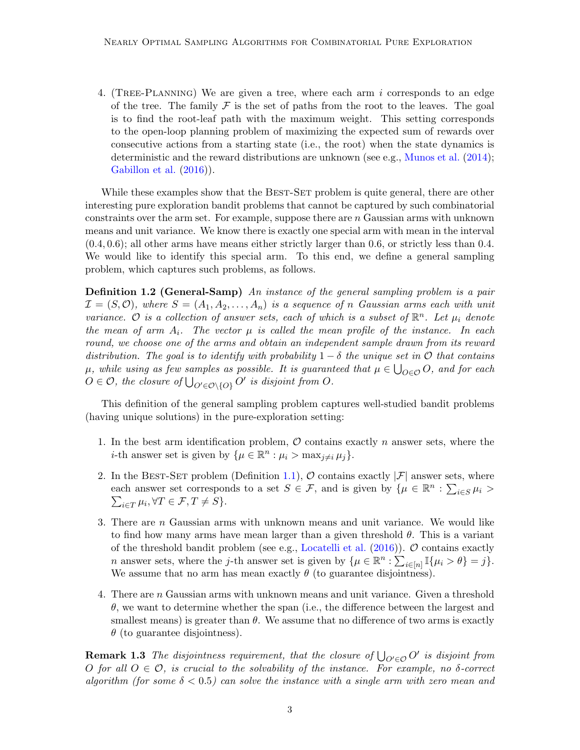4. (Tree-Planning) We are given a tree, where each arm $i$ corresponds to an edge of the tree. The family $\mathcal{F}$ is the set of paths from the root to the leaves. The goal is to find the root-leaf path with the maximum weight. This setting corresponds to the open-loop planning problem of maximizing the expected sum of rewards over consecutive actions from a starting state (i.e., the root) when the state dynamics is deterministic and the reward distributions are unknown (see e.g., Munos et al. (2014); Gabillon et al. (2016)).

While these examples show that the Best-Set problem is quite general, there are other interesting pure exploration bandit problems that cannot be captured by such combinatorial constraints over the arm set. For example, suppose there are $n$ Gaussian arms with unknown means and unit variance. We know there is exactly one special arm with mean in the interval $(0.4, 0.6)$; all other arms have means either strictly larger than 0.6, or strictly less than 0.4. We would like to identify this special arm. To this end, we define a general sampling problem, which captures such problems, as follows.

**Definition 1.2 (General-Samp)** *An instance of the general sampling problem is a pair $\mathcal{I} = (S, \mathcal{O})$, where $S = (A_1, A_2, \ldots, A_n)$ is a sequence of $n$ Gaussian arms each with unit variance. $\mathcal{O}$ is a collection of answer sets, each of which is a subset of $\mathbb{R}^n$. Let $\mu_i$ denote the mean of arm $A_i$. The vector $\mu$ is called the mean profile of the instance. In each round, we choose one of the arms and obtain an independent sample drawn from its reward distribution. The goal is to identify with probability $1 - \delta$ the unique set in $\mathcal{O}$ that contains $\mu$, while using as few samples as possible. It is guaranteed that $\mu \in \bigcup_{O \in \mathcal{O}} O$, and for each $O \in \mathcal{O}$, the closure of $\bigcup_{O' \in \mathcal{O} \setminus \{O\}} O'$ is disjoint from $O$.*

This definition of the general sampling problem captures well-studied bandit problems (having unique solutions) in the pure-exploration setting:

1. In the best arm identification problem, $\mathcal{O}$ contains exactly $n$ answer sets, where the $i$-th answer set is given by $\{\mu \in \mathbb{R}^n : \mu_i > \max_{j \neq i} \mu_j\}$.

2. In the Best-Set problem (Definition 1.1), $\mathcal{O}$ contains exactly $|\mathcal{F}|$ answer sets, where each answer set corresponds to a set $S \in \mathcal{F}$, and is given by $\{\mu \in \mathbb{R}^n : \sum_{i \in S} \mu_i > \sum_{i \in T} \mu_i, \forall T \in \mathcal{F}, T \neq S\}$.

3. There are $n$ Gaussian arms with unknown means and unit variance. We would like to find how many arms have mean larger than a given threshold $\theta$. This is a variant of the threshold bandit problem (see e.g., Locatelli et al. (2016)). $\mathcal{O}$ contains exactly $n$ answer sets, where the $j$-th answer set is given by $\{\mu \in \mathbb{R}^n : \sum_{i \in [n]} \mathbb{I}\{\mu_i > \theta\} = j\}$. We assume that no arm has mean exactly $\theta$ (to guarantee disjointness).

4. There are $n$ Gaussian arms with unknown means and unit variance. Given a threshold $\theta$, we want to determine whether the span (i.e., the difference between the largest and smallest means) is greater than $\theta$. We assume that no difference of two arms is exactly $\theta$ (to guarantee disjointness).

**Remark 1.3** *The disjointness requirement, that the closure of $\bigcup_{O' \in \mathcal{O}} O'$ is disjoint from $O$ for all $O \in \mathcal{O}$, is crucial to the solvability of the instance. For example, no $\delta$-correct algorithm (for some $\delta < 0.5$) can solve the instance with a single arm with zero mean and*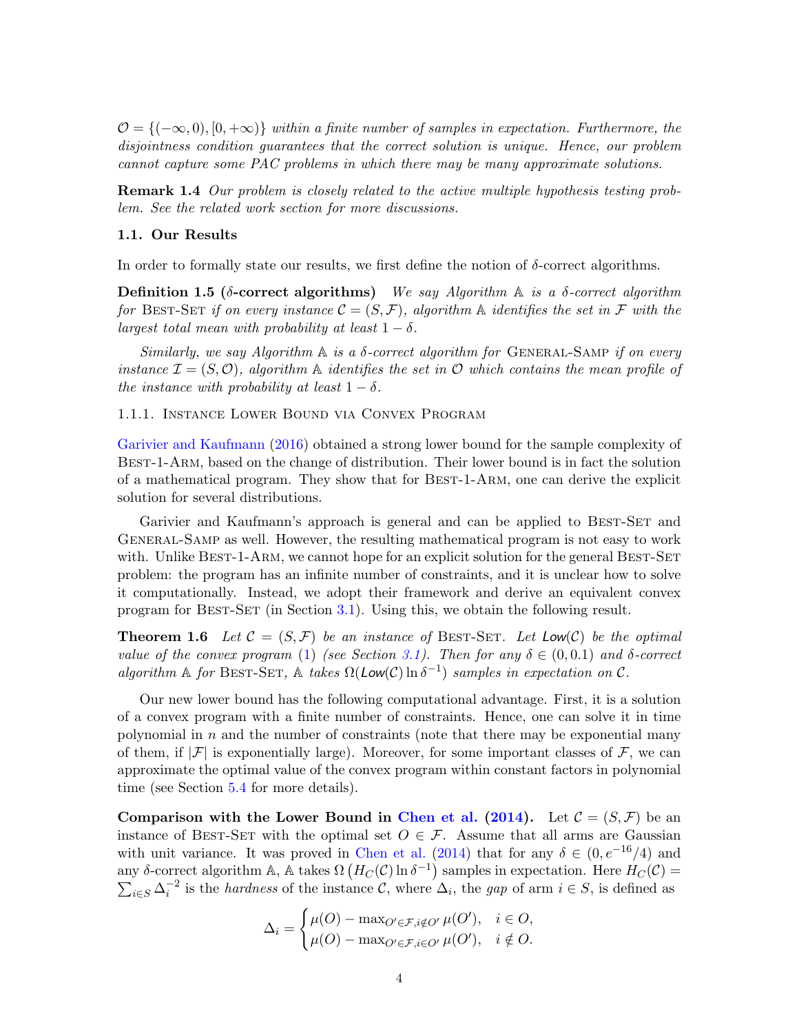$\mathcal{O} = \{(-\infty, 0), [0, +\infty)\}$ *within a finite number of samples in expectation. Furthermore, the disjointness condition guarantees that the correct solution is unique. Hence, our problem cannot capture some PAC problems in which there may be many approximate solutions.*

**Remark 1.4** *Our problem is closely related to the active multiple hypothesis testing problem. See the related work section for more discussions.*

### 1.1. Our Results

In order to formally state our results, we first define the notion of $\delta$-correct algorithms.

**Definition 1.5 ($\delta$-correct algorithms)** *We say Algorithm $\mathbb{A}$ is a $\delta$-correct algorithm for* Best-Set *if on every instance $\mathcal{C} = (S, \mathcal{F})$, algorithm $\mathbb{A}$ identifies the set in $\mathcal{F}$ with the largest total mean with probability at least $1 - \delta$.*

*Similarly, we say Algorithm $\mathbb{A}$ is a $\delta$-correct algorithm for* General-Samp *if on every instance $\mathcal{I} = (S, \mathcal{O})$, algorithm $\mathbb{A}$ identifies the set in $\mathcal{O}$ which contains the mean profile of the instance with probability at least $1 - \delta$.*

#### 1.1.1. Instance Lower Bound via Convex Program

Garivier and Kaufmann (2016) obtained a strong lower bound for the sample complexity of Best-1-Arm, based on the change of distribution. Their lower bound is in fact the solution of a mathematical program. They show that for Best-1-Arm, one can derive the explicit solution for several distributions.

Garivier and Kaufmann's approach is general and can be applied to Best-Set and General-Samp as well. However, the resulting mathematical program is not easy to work with. Unlike Best-1-Arm, we cannot hope for an explicit solution for the general Best-Set problem: the program has an infinite number of constraints, and it is unclear how to solve it computationally. Instead, we adopt their framework and derive an equivalent convex program for Best-Set (in Section 3.1). Using this, we obtain the following result.

**Theorem 1.6** *Let $\mathcal{C} = (S, \mathcal{F})$ be an instance of* Best-Set*. Let $\mathsf{Low}(\mathcal{C})$ be the optimal value of the convex program (1) (see Section 3.1). Then for any $\delta \in (0, 0.1)$ and $\delta$-correct algorithm $\mathbb{A}$ for* Best-Set*, $\mathbb{A}$ takes $\Omega(\mathsf{Low}(\mathcal{C}) \ln \delta^{-1})$ samples in expectation on $\mathcal{C}$.*

Our new lower bound has the following computational advantage. First, it is a solution of a convex program with a finite number of constraints. Hence, one can solve it in time polynomial in $n$ and the number of constraints (note that there may be exponential many of them, if $|\mathcal{F}|$ is exponentially large). Moreover, for some important classes of $\mathcal{F}$, we can approximate the optimal value of the convex program within constant factors in polynomial time (see Section 5.4 for more details).

**Comparison with the Lower Bound in Chen et al. (2014).** Let $\mathcal{C} = (S, \mathcal{F})$ be an instance of Best-Set with the optimal set $O \in \mathcal{F}$. Assume that all arms are Gaussian with unit variance. It was proved in Chen et al. (2014) that for any $\delta \in (0, e^{-16}/4)$ and any $\delta$-correct algorithm $\mathbb{A}$, $\mathbb{A}$ takes $\Omega\left(H_C(\mathcal{C}) \ln \delta^{-1}\right)$ samples in expectation. Here $H_C(\mathcal{C}) = \sum_{i \in S} \Delta_i^{-2}$ is the *hardness* of the instance $\mathcal{C}$, where $\Delta_i$, the *gap* of arm $i \in S$, is defined as

$$\Delta_i = \begin{cases} \mu(O) - \max_{O' \in \mathcal{F}, i \notin O'} \mu(O'), & i \in O, \\ \mu(O) - \max_{O' \in \mathcal{F}, i \in O'} \mu(O'), & i \notin O. \end{cases}$$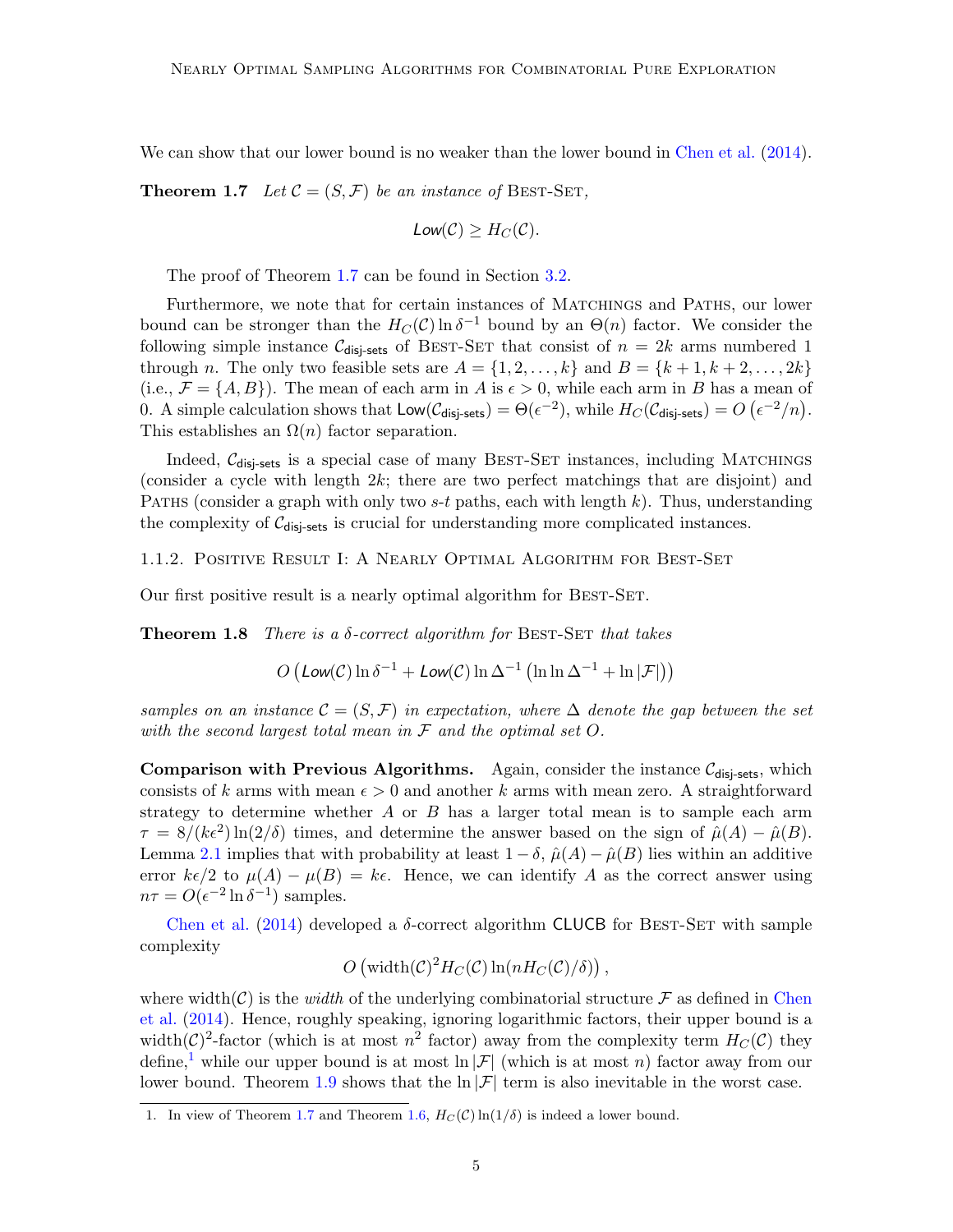We can show that our lower bound is no weaker than the lower bound in Chen et al. (2014).

**Theorem 1.7** *Let $\mathcal{C} = (S, \mathcal{F})$ be an instance of* Best-Set*,*

$$\mathit{Low}(\mathcal{C}) \geq H_C(\mathcal{C}).$$

The proof of Theorem 1.7 can be found in Section 3.2.

Furthermore, we note that for certain instances of Matchings and Paths, our lower bound can be stronger than the $H_C(\mathcal{C}) \ln \delta^{-1}$ bound by an $\Theta(n)$ factor. We consider the following simple instance $\mathcal{C}_{\textsf{disj-sets}}$ of Best-Set that consist of $n = 2k$ arms numbered 1 through $n$. The only two feasible sets are $A = \{1, 2, \ldots, k\}$ and $B = \{k+1, k+2, \ldots, 2k\}$ (i.e., $\mathcal{F} = \{A, B\}$). The mean of each arm in $A$ is $\epsilon > 0$, while each arm in $B$ has a mean of 0. A simple calculation shows that $\mathsf{Low}(\mathcal{C}_{\textsf{disj-sets}}) = \Theta(\epsilon^{-2})$, while $H_C(\mathcal{C}_{\textsf{disj-sets}}) = O\left(\epsilon^{-2}/n\right)$. This establishes an $\Omega(n)$ factor separation.

Indeed, $\mathcal{C}_{\textsf{disj-sets}}$ is a special case of many Best-Set instances, including Matchings (consider a cycle with length $2k$; there are two perfect matchings that are disjoint) and Paths (consider a graph with only two $s$-$t$ paths, each with length $k$). Thus, understanding the complexity of $\mathcal{C}_{\textsf{disj-sets}}$ is crucial for understanding more complicated instances.

### 1.1.2. Positive Result I: A Nearly Optimal Algorithm for Best-Set

Our first positive result is a nearly optimal algorithm for Best-Set.

**Theorem 1.8** *There is a $\delta$-correct algorithm for* Best-Set *that takes*

$$O\left(\mathit{Low}(\mathcal{C}) \ln \delta^{-1} + \mathit{Low}(\mathcal{C}) \ln \Delta^{-1} \left(\ln \ln \Delta^{-1} + \ln |\mathcal{F}|\right)\right)$$

*samples on an instance $\mathcal{C} = (S, \mathcal{F})$ in expectation, where $\Delta$ denote the gap between the set with the second largest total mean in $\mathcal{F}$ and the optimal set $O$.*

**Comparison with Previous Algorithms.** Again, consider the instance $\mathcal{C}_{\textsf{disj-sets}}$, which consists of $k$ arms with mean $\epsilon > 0$ and another $k$ arms with mean zero. A straightforward strategy to determine whether $A$ or $B$ has a larger total mean is to sample each arm $\tau = 8/(k\epsilon^2) \ln(2/\delta)$ times, and determine the answer based on the sign of $\hat{\mu}(A) - \hat{\mu}(B)$. Lemma 2.1 implies that with probability at least $1 - \delta$, $\hat{\mu}(A) - \hat{\mu}(B)$ lies within an additive error $k\epsilon/2$ to $\mu(A) - \mu(B) = k\epsilon$. Hence, we can identify $A$ as the correct answer using $n\tau = O(\epsilon^{-2} \ln \delta^{-1})$ samples.

Chen et al. (2014) developed a $\delta$-correct algorithm $\mathsf{CLUCB}$ for Best-Set with sample complexity

$$O\left(\mathrm{width}(\mathcal{C})^2 H_C(\mathcal{C}) \ln(n H_C(\mathcal{C})/\delta)\right),$$

where $\mathrm{width}(\mathcal{C})$ is the *width* of the underlying combinatorial structure $\mathcal{F}$ as defined in Chen et al. (2014). Hence, roughly speaking, ignoring logarithmic factors, their upper bound is a $\mathrm{width}(\mathcal{C})^2$-factor (which is at most $n^2$ factor) away from the complexity term $H_C(\mathcal{C})$ they define,[1] while our upper bound is at most $\ln |\mathcal{F}|$ (which is at most $n$) factor away from our lower bound. Theorem 1.9 shows that the $\ln |\mathcal{F}|$ term is also inevitable in the worst case.

1. In view of Theorem 1.7 and Theorem 1.6, $H_C(\mathcal{C}) \ln(1/\delta)$ is indeed a lower bound.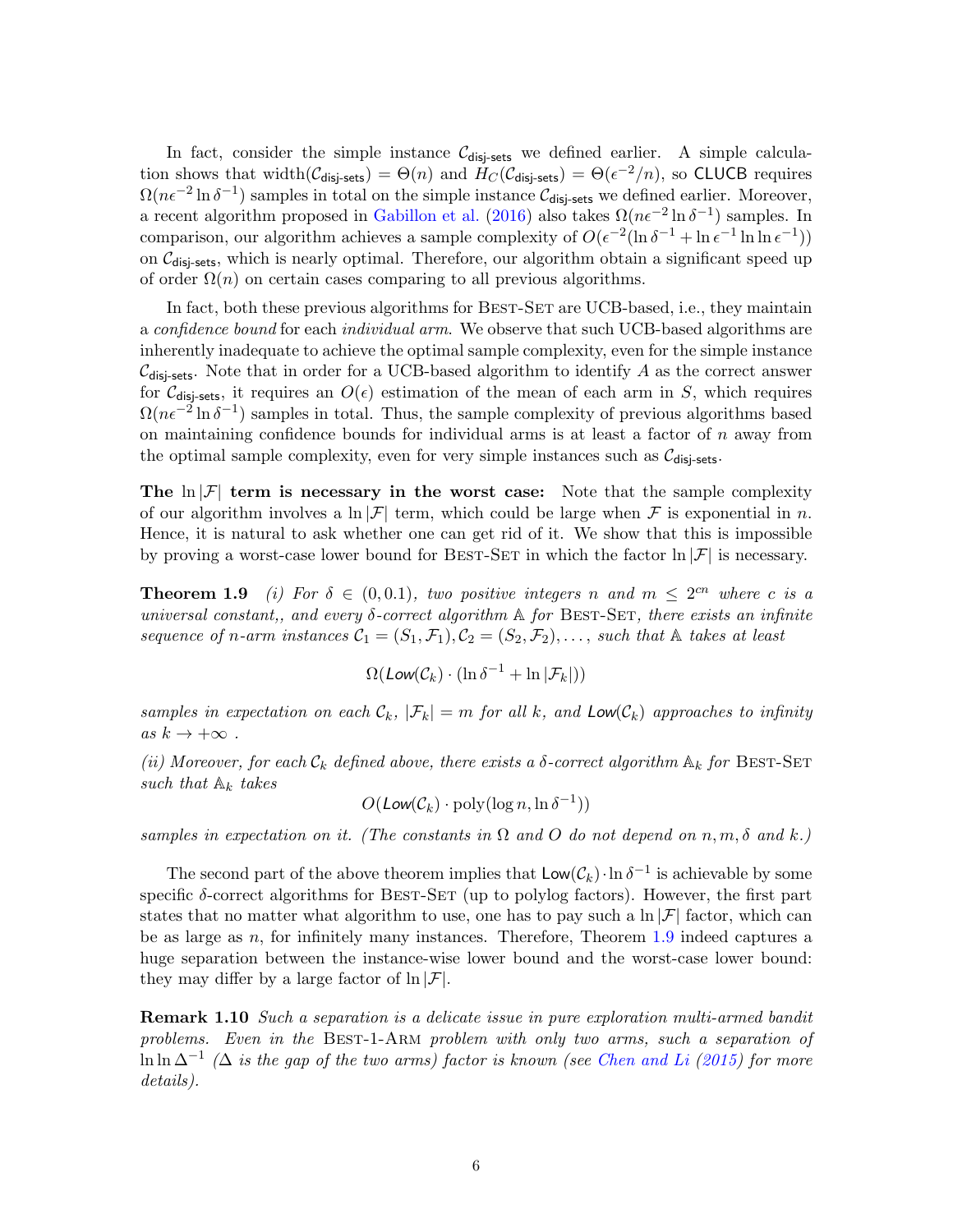In fact, consider the simple instance $\mathcal{C}_{\mathsf{disj\text{-}sets}}$ we defined earlier. A simple calculation shows that $\mathrm{width}(\mathcal{C}_{\mathsf{disj\text{-}sets}}) = \Theta(n)$ and $H_C(\mathcal{C}_{\mathsf{disj\text{-}sets}}) = \Theta(\epsilon^{-2}/n)$, so CLUCB requires $\Omega(n\epsilon^{-2}\ln\delta^{-1})$ samples in total on the simple instance $\mathcal{C}_{\mathsf{disj\text{-}sets}}$ we defined earlier. Moreover, a recent algorithm proposed in Gabillon et al. (2016) also takes $\Omega(n\epsilon^{-2}\ln\delta^{-1})$ samples. In comparison, our algorithm achieves a sample complexity of $O(\epsilon^{-2}(\ln\delta^{-1} + \ln\epsilon^{-1}\ln\ln\epsilon^{-1}))$ on $\mathcal{C}_{\mathsf{disj\text{-}sets}}$, which is nearly optimal. Therefore, our algorithm obtain a significant speed up of order $\Omega(n)$ on certain cases comparing to all previous algorithms.

In fact, both these previous algorithms for Best-Set are UCB-based, i.e., they maintain a *confidence bound* for each *individual arm*. We observe that such UCB-based algorithms are inherently inadequate to achieve the optimal sample complexity, even for the simple instance $\mathcal{C}_{\mathsf{disj\text{-}sets}}$. Note that in order for a UCB-based algorithm to identify $A$ as the correct answer for $\mathcal{C}_{\mathsf{disj\text{-}sets}}$, it requires an $O(\epsilon)$ estimation of the mean of each arm in $S$, which requires $\Omega(n\epsilon^{-2}\ln\delta^{-1})$ samples in total. Thus, the sample complexity of previous algorithms based on maintaining confidence bounds for individual arms is at least a factor of $n$ away from the optimal sample complexity, even for very simple instances such as $\mathcal{C}_{\mathsf{disj\text{-}sets}}$.

**The $\ln|\mathcal{F}|$ term is necessary in the worst case:** Note that the sample complexity of our algorithm involves a $\ln|\mathcal{F}|$ term, which could be large when $\mathcal{F}$ is exponential in $n$. Hence, it is natural to ask whether one can get rid of it. We show that this is impossible by proving a worst-case lower bound for Best-Set in which the factor $\ln|\mathcal{F}|$ is necessary.

**Theorem 1.9** *(i) For $\delta \in (0, 0.1)$, two positive integers $n$ and $m \le 2^{cn}$ where $c$ is a universal constant,, and every $\delta$-correct algorithm $\mathbb{A}$ for* Best-Set*, there exists an infinite sequence of $n$-arm instances $\mathcal{C}_1 = (S_1, \mathcal{F}_1), \mathcal{C}_2 = (S_2, \mathcal{F}_2), \ldots$, such that $\mathbb{A}$ takes at least*

$$\Omega(\mathsf{Low}(\mathcal{C}_k)\cdot(\ln\delta^{-1} + \ln|\mathcal{F}_k|))$$

*samples in expectation on each $\mathcal{C}_k$, $|\mathcal{F}_k| = m$ for all $k$, and $\mathsf{Low}(\mathcal{C}_k)$ approaches to infinity as $k \to +\infty$ .*

*(ii) Moreover, for each $\mathcal{C}_k$ defined above, there exists a $\delta$-correct algorithm $\mathbb{A}_k$ for* Best-Set *such that $\mathbb{A}_k$ takes*

$$O(\mathsf{Low}(\mathcal{C}_k)\cdot\mathrm{poly}(\log n, \ln\delta^{-1}))$$

*samples in expectation on it. (The constants in $\Omega$ and $O$ do not depend on $n, m, \delta$ and $k$.)*

The second part of the above theorem implies that $\mathsf{Low}(\mathcal{C}_k)\cdot\ln\delta^{-1}$ is achievable by some specific $\delta$-correct algorithms for Best-Set (up to polylog factors). However, the first part states that no matter what algorithm to use, one has to pay such a $\ln|\mathcal{F}|$ factor, which can be as large as $n$, for infinitely many instances. Therefore, Theorem 1.9 indeed captures a huge separation between the instance-wise lower bound and the worst-case lower bound: they may differ by a large factor of $\ln|\mathcal{F}|$.

**Remark 1.10** *Such a separation is a delicate issue in pure exploration multi-armed bandit problems. Even in the* Best-1-Arm *problem with only two arms, such a separation of $\ln\ln\Delta^{-1}$ ($\Delta$ is the gap of the two arms) factor is known (see Chen and Li (2015) for more details).*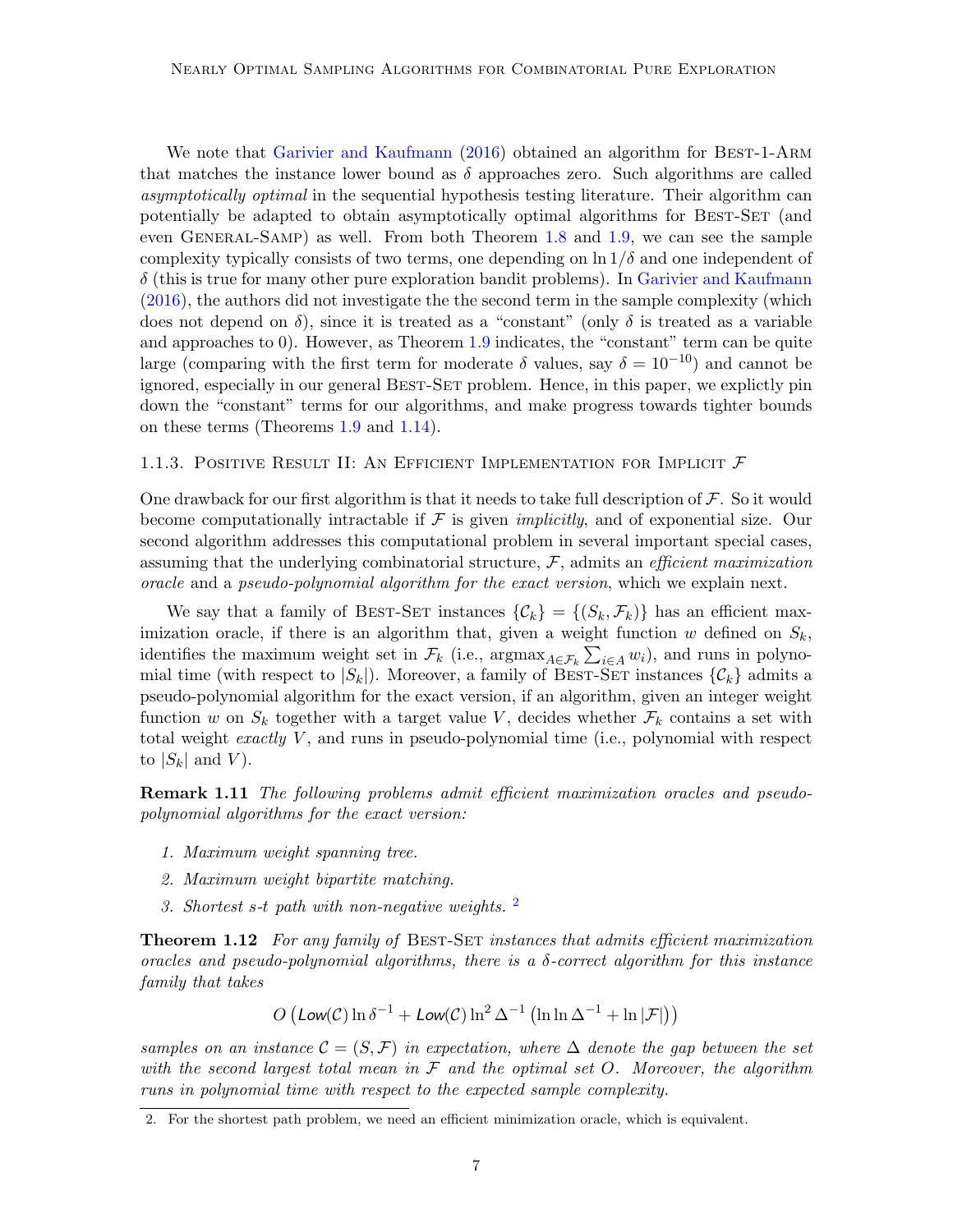We note that Garivier and Kaufmann (2016) obtained an algorithm for Best-1-Arm that matches the instance lower bound as $\delta$ approaches zero. Such algorithms are called *asymptotically optimal* in the sequential hypothesis testing literature. Their algorithm can potentially be adapted to obtain asymptotically optimal algorithms for Best-Set (and even General-Samp) as well. From both Theorem 1.8 and 1.9, we can see the sample complexity typically consists of two terms, one depending on $\ln 1/\delta$ and one independent of $\delta$ (this is true for many other pure exploration bandit problems). In Garivier and Kaufmann (2016), the authors did not investigate the the second term in the sample complexity (which does not depend on $\delta$), since it is treated as a "constant" (only $\delta$ is treated as a variable and approaches to 0). However, as Theorem 1.9 indicates, the "constant" term can be quite large (comparing with the first term for moderate $\delta$ values, say $\delta = 10^{-10}$) and cannot be ignored, especially in our general Best-Set problem. Hence, in this paper, we explictly pin down the "constant" terms for our algorithms, and make progress towards tighter bounds on these terms (Theorems 1.9 and 1.14).

#### 1.1.3. Positive Result II: An Efficient Implementation for Implicit $\mathcal{F}$

One drawback for our first algorithm is that it needs to take full description of $\mathcal{F}$. So it would become computationally intractable if $\mathcal{F}$ is given *implicitly*, and of exponential size. Our second algorithm addresses this computational problem in several important special cases, assuming that the underlying combinatorial structure, $\mathcal{F}$, admits an *efficient maximization oracle* and a *pseudo-polynomial algorithm for the exact version*, which we explain next.

We say that a family of Best-Set instances $\{\mathcal{C}_k\} = \{(S_k, \mathcal{F}_k)\}$ has an efficient maximization oracle, if there is an algorithm that, given a weight function $w$ defined on $S_k$, identifies the maximum weight set in $\mathcal{F}_k$ (i.e., $\operatorname{argmax}_{A \in \mathcal{F}_k} \sum_{i \in A} w_i$), and runs in polynomial time (with respect to $|S_k|$). Moreover, a family of Best-Set instances $\{\mathcal{C}_k\}$ admits a pseudo-polynomial algorithm for the exact version, if an algorithm, given an integer weight function $w$ on $S_k$ together with a target value $V$, decides whether $\mathcal{F}_k$ contains a set with total weight *exactly* $V$, and runs in pseudo-polynomial time (i.e., polynomial with respect to $|S_k|$ and $V$).

**Remark 1.11** *The following problems admit efficient maximization oracles and pseudo-polynomial algorithms for the exact version:*

1. *Maximum weight spanning tree.*
2. *Maximum weight bipartite matching.*
3. *Shortest s-t path with non-negative weights.* [2]

**Theorem 1.12** *For any family of* Best-Set *instances that admits efficient maximization oracles and pseudo-polynomial algorithms, there is a $\delta$-correct algorithm for this instance family that takes*

$$O\left(\mathsf{Low}(\mathcal{C}) \ln \delta^{-1} + \mathsf{Low}(\mathcal{C}) \ln^2 \Delta^{-1} \left(\ln \ln \Delta^{-1} + \ln |\mathcal{F}|\right)\right)$$

*samples on an instance $\mathcal{C} = (S, \mathcal{F})$ in expectation, where $\Delta$ denote the gap between the set with the second largest total mean in $\mathcal{F}$ and the optimal set $O$. Moreover, the algorithm runs in polynomial time with respect to the expected sample complexity.*

2. For the shortest path problem, we need an efficient minimization oracle, which is equivalent.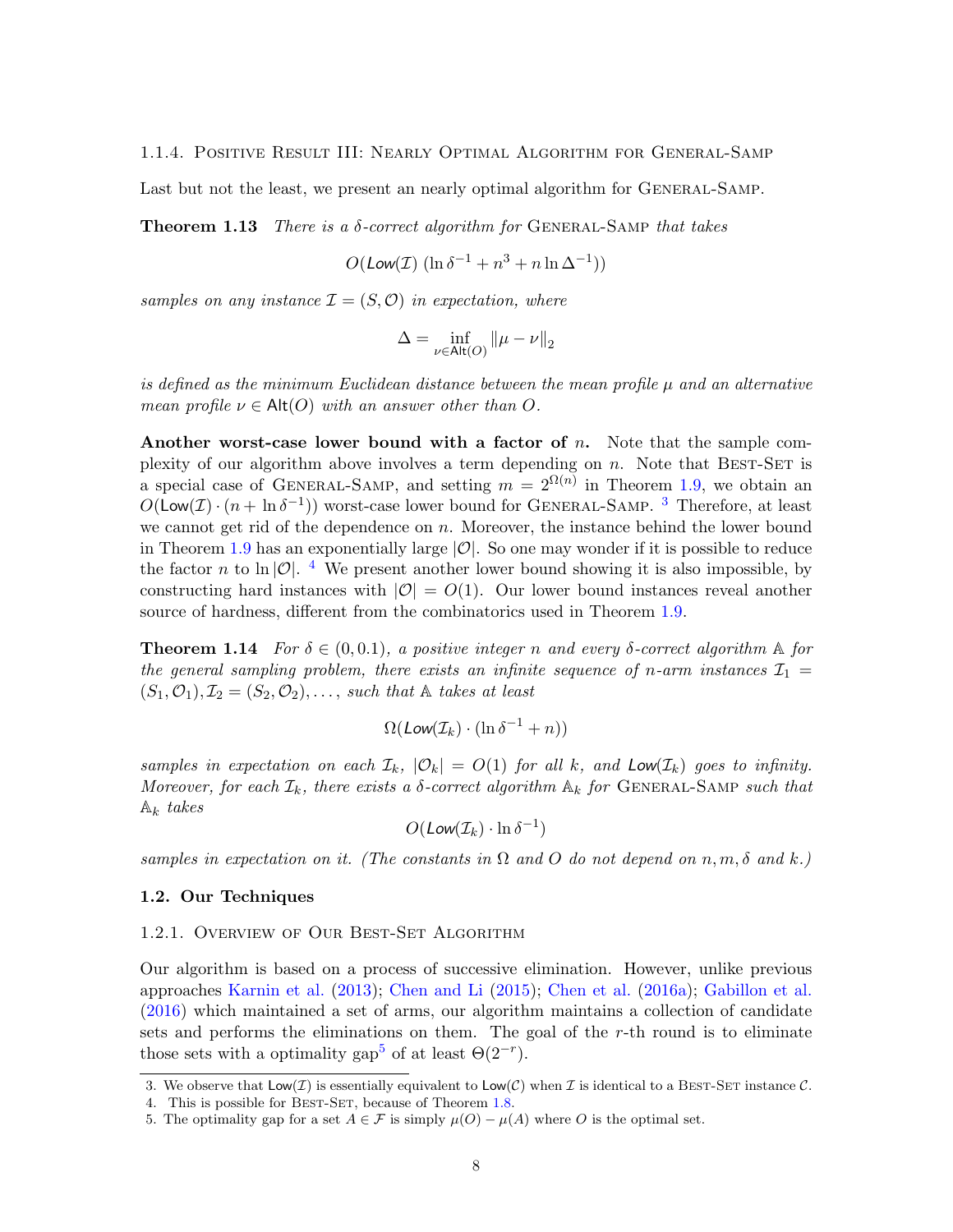#### 1.1.4. Positive Result III: Nearly Optimal Algorithm for General-Samp

Last but not the least, we present an nearly optimal algorithm for General-Samp.

**Theorem 1.13** *There is a $\delta$-correct algorithm for* General-Samp *that takes*

$$O(\mathit{Low}(\mathcal{I})\ (\ln \delta^{-1} + n^3 + n \ln \Delta^{-1}))$$

*samples on any instance $\mathcal{I} = (S, \mathcal{O})$ in expectation, where*

$$\Delta = \inf_{\nu \in \mathsf{Alt}(O)} \|\mu - \nu\|_2$$

*is defined as the minimum Euclidean distance between the mean profile $\mu$ and an alternative mean profile $\nu \in \mathsf{Alt}(O)$ with an answer other than $O$.*

**Another worst-case lower bound with a factor of $n$.** Note that the sample complexity of our algorithm above involves a term depending on $n$. Note that Best-Set is a special case of General-Samp, and setting $m = 2^{\Omega(n)}$ in Theorem 1.9, we obtain an $O(\mathsf{Low}(\mathcal{I}) \cdot (n + \ln \delta^{-1}))$ worst-case lower bound for General-Samp. [3] Therefore, at least we cannot get rid of the dependence on $n$. Moreover, the instance behind the lower bound in Theorem 1.9 has an exponentially large $|\mathcal{O}|$. So one may wonder if it is possible to reduce the factor $n$ to $\ln |\mathcal{O}|$. [4] We present another lower bound showing it is also impossible, by constructing hard instances with $|\mathcal{O}| = O(1)$. Our lower bound instances reveal another source of hardness, different from the combinatorics used in Theorem 1.9.

**Theorem 1.14** *For $\delta \in (0, 0.1)$, a positive integer $n$ and every $\delta$-correct algorithm $\mathbb{A}$ for the general sampling problem, there exists an infinite sequence of $n$-arm instances $\mathcal{I}_1 = (S_1, \mathcal{O}_1), \mathcal{I}_2 = (S_2, \mathcal{O}_2), \ldots$, such that $\mathbb{A}$ takes at least*

$$\Omega(\mathit{Low}(\mathcal{I}_k) \cdot (\ln \delta^{-1} + n))$$

*samples in expectation on each $\mathcal{I}_k$, $|\mathcal{O}_k| = O(1)$ for all $k$, and $\mathit{Low}(\mathcal{I}_k)$ goes to infinity. Moreover, for each $\mathcal{I}_k$, there exists a $\delta$-correct algorithm $\mathbb{A}_k$ for* General-Samp *such that $\mathbb{A}_k$ takes*

$$O(\mathit{Low}(\mathcal{I}_k) \cdot \ln \delta^{-1})$$

*samples in expectation on it. (The constants in $\Omega$ and $O$ do not depend on $n, m, \delta$ and $k$.)*

### 1.2. Our Techniques

#### 1.2.1. Overview of Our Best-Set Algorithm

Our algorithm is based on a process of successive elimination. However, unlike previous approaches Karnin et al. (2013); Chen and Li (2015); Chen et al. (2016a); Gabillon et al. (2016) which maintained a set of arms, our algorithm maintains a collection of candidate sets and performs the eliminations on them. The goal of the $r$-th round is to eliminate those sets with a optimality gap[5] of at least $\Theta(2^{-r})$.

3. We observe that $\mathsf{Low}(\mathcal{I})$ is essentially equivalent to $\mathsf{Low}(\mathcal{C})$ when $\mathcal{I}$ is identical to a Best-Set instance $\mathcal{C}$.
4. This is possible for Best-Set, because of Theorem 1.8.
5. The optimality gap for a set $A \in \mathcal{F}$ is simply $\mu(O) - \mu(A)$ where $O$ is the optimal set.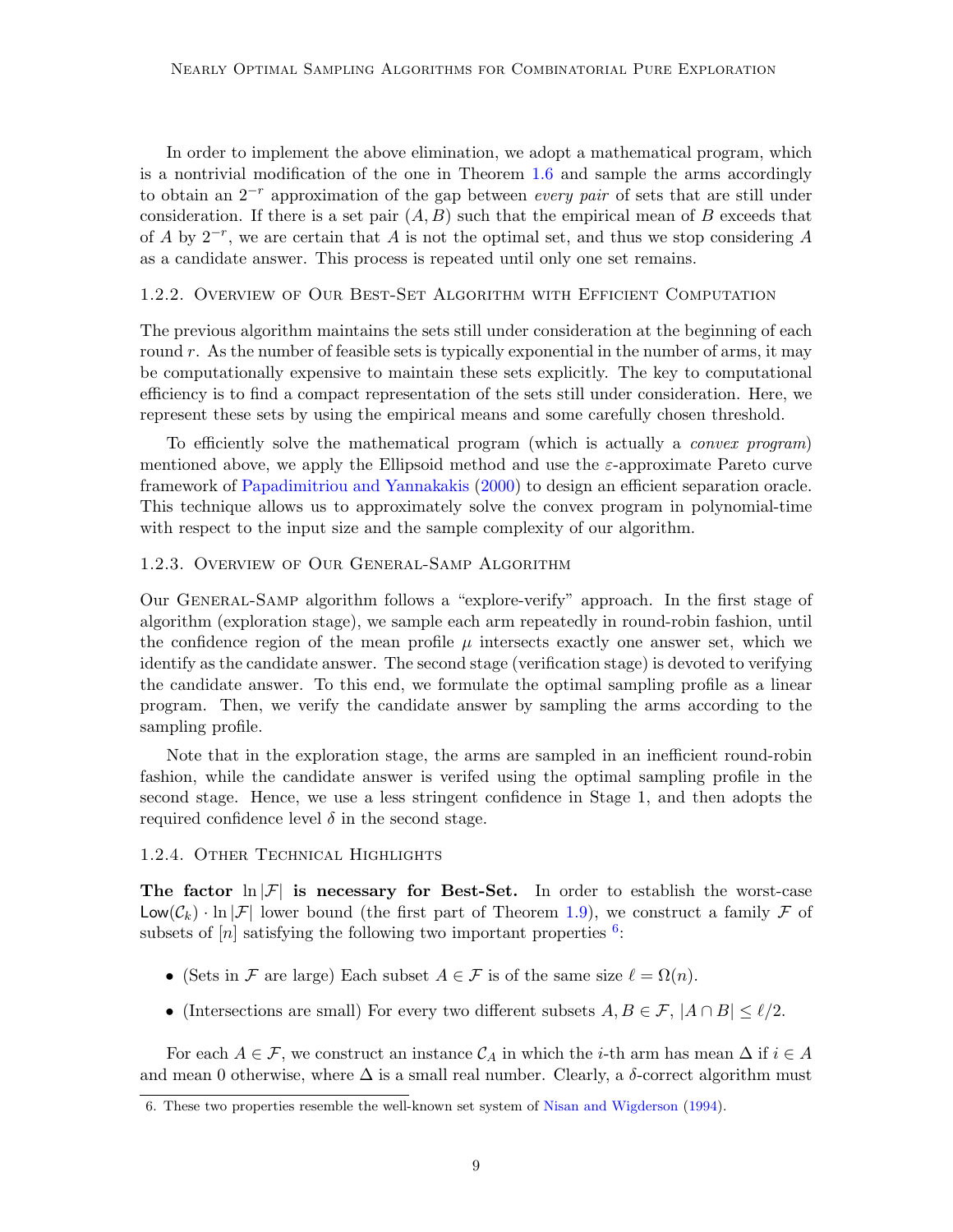In order to implement the above elimination, we adopt a mathematical program, which is a nontrivial modification of the one in Theorem 1.6 and sample the arms accordingly to obtain an $2^{-r}$ approximation of the gap between *every pair* of sets that are still under consideration. If there is a set pair $(A, B)$ such that the empirical mean of $B$ exceeds that of $A$ by $2^{-r}$, we are certain that $A$ is not the optimal set, and thus we stop considering $A$ as a candidate answer. This process is repeated until only one set remains.

### 1.2.2. Overview of Our Best-Set Algorithm with Efficient Computation

The previous algorithm maintains the sets still under consideration at the beginning of each round $r$. As the number of feasible sets is typically exponential in the number of arms, it may be computationally expensive to maintain these sets explicitly. The key to computational efficiency is to find a compact representation of the sets still under consideration. Here, we represent these sets by using the empirical means and some carefully chosen threshold.

To efficiently solve the mathematical program (which is actually a *convex program*) mentioned above, we apply the Ellipsoid method and use the $\varepsilon$-approximate Pareto curve framework of Papadimitriou and Yannakakis (2000) to design an efficient separation oracle. This technique allows us to approximately solve the convex program in polynomial-time with respect to the input size and the sample complexity of our algorithm.

### 1.2.3. Overview of Our General-Samp Algorithm

Our General-Samp algorithm follows a "explore-verify" approach. In the first stage of algorithm (exploration stage), we sample each arm repeatedly in round-robin fashion, until the confidence region of the mean profile $\mu$ intersects exactly one answer set, which we identify as the candidate answer. The second stage (verification stage) is devoted to verifying the candidate answer. To this end, we formulate the optimal sampling profile as a linear program. Then, we verify the candidate answer by sampling the arms according to the sampling profile.

Note that in the exploration stage, the arms are sampled in an inefficient round-robin fashion, while the candidate answer is verifed using the optimal sampling profile in the second stage. Hence, we use a less stringent confidence in Stage 1, and then adopts the required confidence level $\delta$ in the second stage.

### 1.2.4. Other Technical Highlights

**The factor $\ln |\mathcal{F}|$ is necessary for Best-Set.** In order to establish the worst-case $\mathsf{Low}(\mathcal{C}_k) \cdot \ln |\mathcal{F}|$ lower bound (the first part of Theorem 1.9), we construct a family $\mathcal{F}$ of subsets of $[n]$ satisfying the following two important properties [6]:

- (Sets in $\mathcal{F}$ are large) Each subset $A \in \mathcal{F}$ is of the same size $\ell = \Omega(n)$.
- (Intersections are small) For every two different subsets $A, B \in \mathcal{F}$, $|A \cap B| \le \ell/2$.

For each $A \in \mathcal{F}$, we construct an instance $\mathcal{C}_A$ in which the $i$-th arm has mean $\Delta$ if $i \in A$ and mean 0 otherwise, where $\Delta$ is a small real number. Clearly, a $\delta$-correct algorithm must

6. These two properties resemble the well-known set system of Nisan and Wigderson (1994).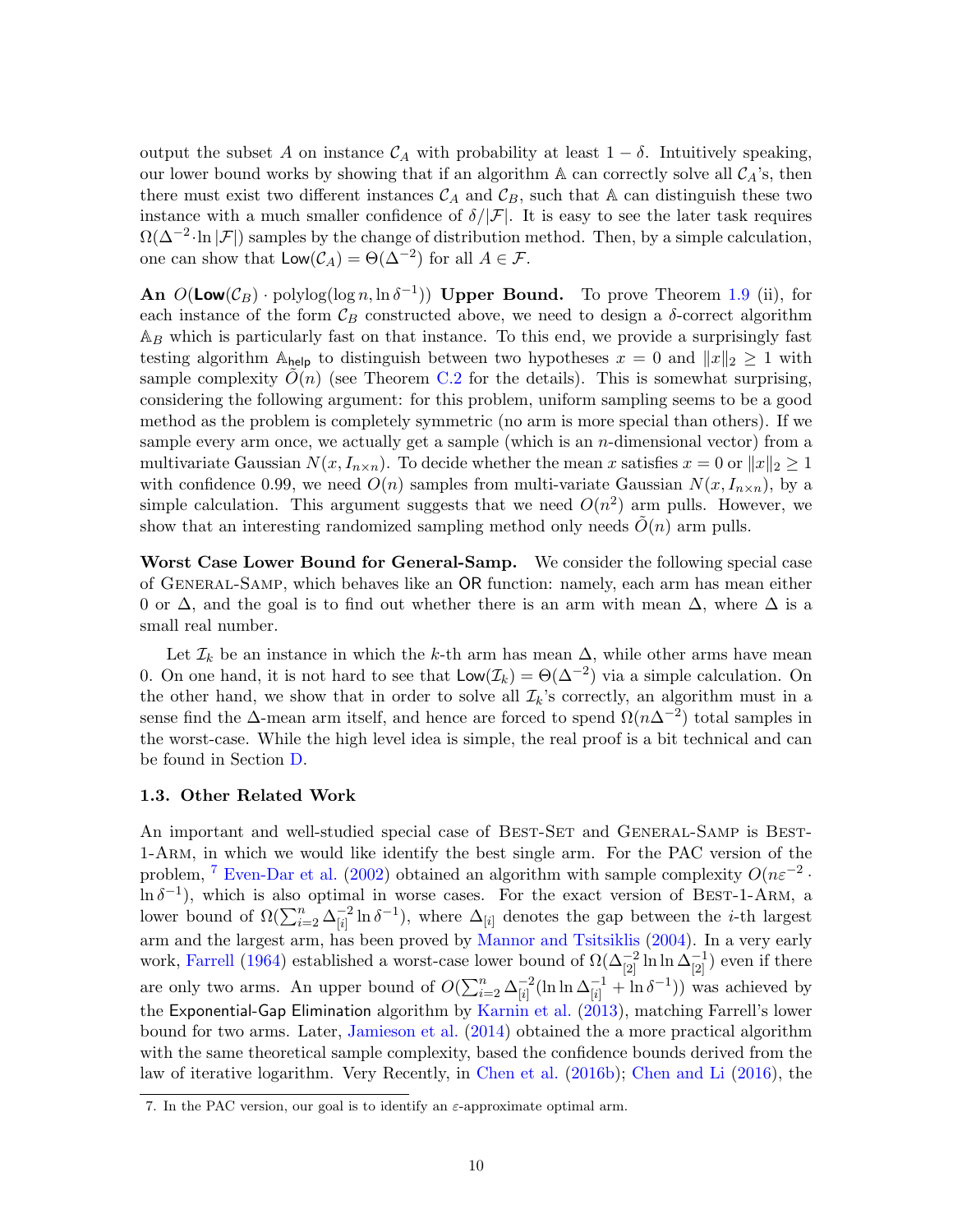output the subset $A$ on instance $\mathcal{C}_A$ with probability at least $1-\delta$. Intuitively speaking, our lower bound works by showing that if an algorithm $\mathbb{A}$ can correctly solve all $\mathcal{C}_A$'s, then there must exist two different instances $\mathcal{C}_A$ and $\mathcal{C}_B$, such that $\mathbb{A}$ can distinguish these two instance with a much smaller confidence of $\delta/|\mathcal{F}|$. It is easy to see the later task requires $\Omega(\Delta^{-2}\cdot\ln|\mathcal{F}|)$ samples by the change of distribution method. Then, by a simple calculation, one can show that $\mathsf{Low}(\mathcal{C}_A)=\Theta(\Delta^{-2})$ for all $A\in\mathcal{F}$.

**An $O(\mathsf{Low}(\mathcal{C}_B)\cdot\mathrm{polylog}(\log n,\ln\delta^{-1}))$ Upper Bound.** To prove Theorem 1.9 (ii), for each instance of the form $\mathcal{C}_B$ constructed above, we need to design a $\delta$-correct algorithm $\mathbb{A}_B$ which is particularly fast on that instance. To this end, we provide a surprisingly fast testing algorithm $\mathbb{A}_{\mathsf{help}}$ to distinguish between two hypotheses $x=0$ and $\|x\|_2\ge 1$ with sample complexity $\widetilde{O}(n)$ (see Theorem C.2 for the details). This is somewhat surprising, considering the following argument: for this problem, uniform sampling seems to be a good method as the problem is completely symmetric (no arm is more special than others). If we sample every arm once, we actually get a sample (which is an $n$-dimensional vector) from a multivariate Gaussian $N(x,I_{n\times n})$. To decide whether the mean $x$ satisfies $x=0$ or $\|x\|_2\ge 1$ with confidence 0.99, we need $O(n)$ samples from multi-variate Gaussian $N(x,I_{n\times n})$, by a simple calculation. This argument suggests that we need $O(n^2)$ arm pulls. However, we show that an interesting randomized sampling method only needs $\widetilde{O}(n)$ arm pulls.

**Worst Case Lower Bound for General-Samp.** We consider the following special case of General-Samp, which behaves like an $\mathsf{OR}$ function: namely, each arm has mean either 0 or $\Delta$, and the goal is to find out whether there is an arm with mean $\Delta$, where $\Delta$ is a small real number.

Let $\mathcal{I}_k$ be an instance in which the $k$-th arm has mean $\Delta$, while other arms have mean 0. On one hand, it is not hard to see that $\mathsf{Low}(\mathcal{I}_k)=\Theta(\Delta^{-2})$ via a simple calculation. On the other hand, we show that in order to solve all $\mathcal{I}_k$'s correctly, an algorithm must in a sense find the $\Delta$-mean arm itself, and hence are forced to spend $\Omega(n\Delta^{-2})$ total samples in the worst-case. While the high level idea is simple, the real proof is a bit technical and can be found in Section D.

### 1.3. Other Related Work

An important and well-studied special case of Best-Set and General-Samp is Best-1-Arm, in which we would like identify the best single arm. For the PAC version of the problem, [7] Even-Dar et al. (2002) obtained an algorithm with sample complexity $O(n\varepsilon^{-2}\cdot\ln\delta^{-1})$, which is also optimal in worse cases. For the exact version of Best-1-Arm, a lower bound of $\Omega(\sum_{i=2}^{n}\Delta_{[i]}^{-2}\ln\delta^{-1})$, where $\Delta_{[i]}$ denotes the gap between the $i$-th largest arm and the largest arm, has been proved by Mannor and Tsitsiklis (2004). In a very early work, Farrell (1964) established a worst-case lower bound of $\Omega(\Delta_{[2]}^{-2}\ln\ln\Delta_{[2]}^{-1})$ even if there are only two arms. An upper bound of $O(\sum_{i=2}^{n}\Delta_{[i]}^{-2}(\ln\ln\Delta_{[i]}^{-1}+\ln\delta^{-1}))$ was achieved by the $\mathsf{Exponential\text{-}Gap\ Elimination}$ algorithm by Karnin et al. (2013), matching Farrell's lower bound for two arms. Later, Jamieson et al. (2014) obtained the a more practical algorithm with the same theoretical sample complexity, based the confidence bounds derived from the law of iterative logarithm. Very Recently, in Chen et al. (2016b); Chen and Li (2016), the

7. In the PAC version, our goal is to identify an $\varepsilon$-approximate optimal arm.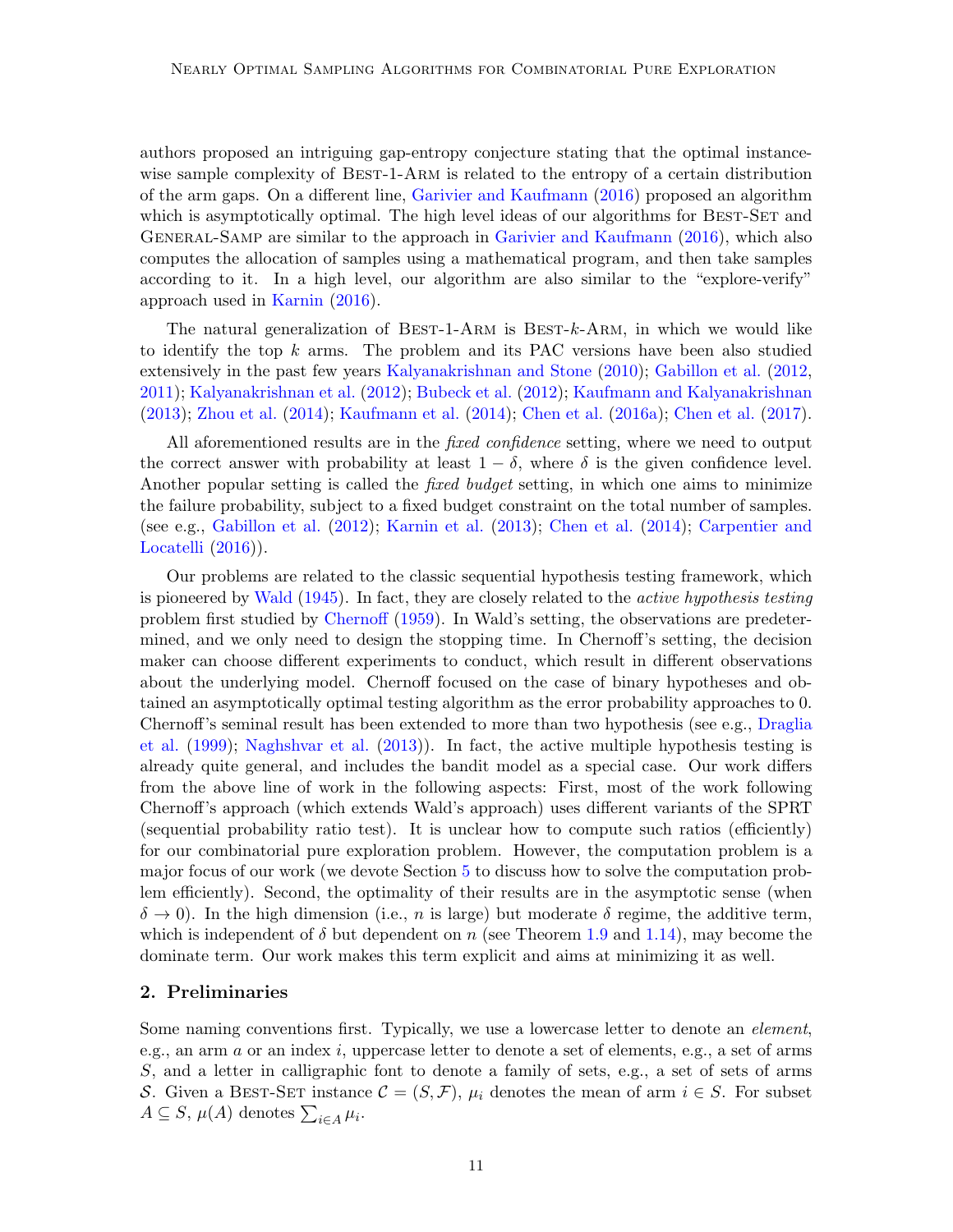authors proposed an intriguing gap-entropy conjecture stating that the optimal instance-wise sample complexity of Best-1-Arm is related to the entropy of a certain distribution of the arm gaps. On a different line, Garivier and Kaufmann (2016) proposed an algorithm which is asymptotically optimal. The high level ideas of our algorithms for Best-Set and General-Samp are similar to the approach in Garivier and Kaufmann (2016), which also computes the allocation of samples using a mathematical program, and then take samples according to it. In a high level, our algorithm are also similar to the "explore-verify" approach used in Karnin (2016).

The natural generalization of Best-1-Arm is Best-$k$-Arm, in which we would like to identify the top $k$ arms. The problem and its PAC versions have been also studied extensively in the past few years Kalyanakrishnan and Stone (2010); Gabillon et al. (2012, 2011); Kalyanakrishnan et al. (2012); Bubeck et al. (2012); Kaufmann and Kalyanakrishnan (2013); Zhou et al. (2014); Kaufmann et al. (2014); Chen et al. (2016a); Chen et al. (2017).

All aforementioned results are in the *fixed confidence* setting, where we need to output the correct answer with probability at least $1 - \delta$, where $\delta$ is the given confidence level. Another popular setting is called the *fixed budget* setting, in which one aims to minimize the failure probability, subject to a fixed budget constraint on the total number of samples. (see e.g., Gabillon et al. (2012); Karnin et al. (2013); Chen et al. (2014); Carpentier and Locatelli (2016)).

Our problems are related to the classic sequential hypothesis testing framework, which is pioneered by Wald (1945). In fact, they are closely related to the *active hypothesis testing* problem first studied by Chernoff (1959). In Wald's setting, the observations are predetermined, and we only need to design the stopping time. In Chernoff's setting, the decision maker can choose different experiments to conduct, which result in different observations about the underlying model. Chernoff focused on the case of binary hypotheses and obtained an asymptotically optimal testing algorithm as the error probability approaches to 0. Chernoff's seminal result has been extended to more than two hypothesis (see e.g., Draglia et al. (1999); Naghshvar et al. (2013)). In fact, the active multiple hypothesis testing is already quite general, and includes the bandit model as a special case. Our work differs from the above line of work in the following aspects: First, most of the work following Chernoff's approach (which extends Wald's approach) uses different variants of the SPRT (sequential probability ratio test). It is unclear how to compute such ratios (efficiently) for our combinatorial pure exploration problem. However, the computation problem is a major focus of our work (we devote Section 5 to discuss how to solve the computation problem efficiently). Second, the optimality of their results are in the asymptotic sense (when $\delta \to 0$). In the high dimension (i.e., $n$ is large) but moderate $\delta$ regime, the additive term, which is independent of $\delta$ but dependent on $n$ (see Theorem 1.9 and 1.14), may become the dominate term. Our work makes this term explicit and aims at minimizing it as well.

## 2. Preliminaries

Some naming conventions first. Typically, we use a lowercase letter to denote an *element*, e.g., an arm $a$ or an index $i$, uppercase letter to denote a set of elements, e.g., a set of arms $S$, and a letter in calligraphic font to denote a family of sets, e.g., a set of sets of arms $\mathcal{S}$. Given a Best-Set instance $\mathcal{C} = (S, \mathcal{F})$, $\mu_i$ denotes the mean of arm $i \in S$. For subset $A \subseteq S$, $\mu(A)$ denotes $\sum_{i \in A} \mu_i$.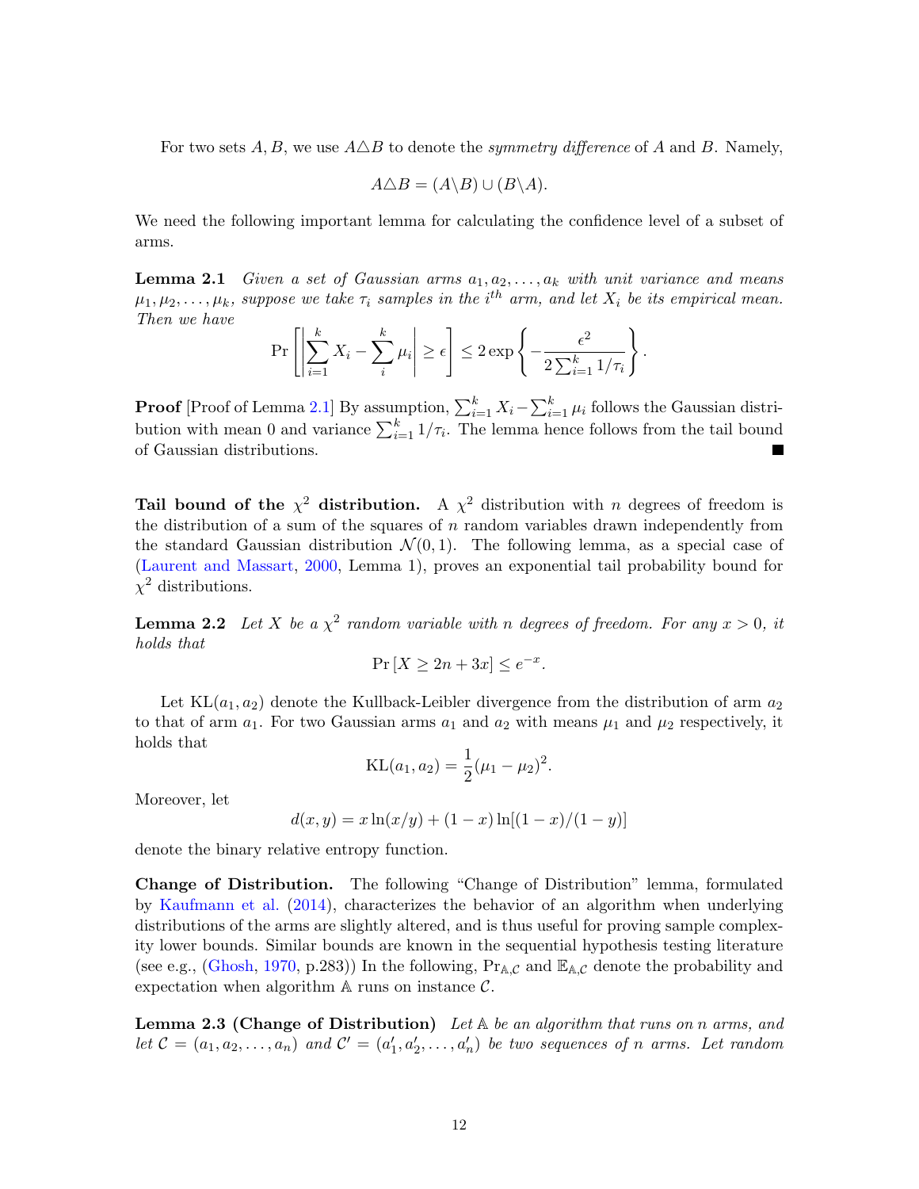For two sets $A, B$, we use $A \triangle B$ to denote the *symmetry difference* of $A$ and $B$. Namely,

$$A \triangle B = (A \backslash B) \cup (B \backslash A).$$

We need the following important lemma for calculating the confidence level of a subset of arms.

**Lemma 2.1** *Given a set of Gaussian arms $a_1, a_2, \ldots, a_k$ with unit variance and means $\mu_1, \mu_2, \ldots, \mu_k$, suppose we take $\tau_i$ samples in the $i^{th}$ arm, and let $X_i$ be its empirical mean. Then we have*

$$\Pr\left[\left|\sum_{i=1}^{k} X_i - \sum_{i}^{k} \mu_i\right| \geq \epsilon\right] \leq 2 \exp\left\{-\frac{\epsilon^2}{2\sum_{i=1}^{k} 1/\tau_i}\right\}.$$

**Proof** [Proof of Lemma 2.1] By assumption, $\sum_{i=1}^{k} X_i - \sum_{i=1}^{k} \mu_i$ follows the Gaussian distribution with mean 0 and variance $\sum_{i=1}^{k} 1/\tau_i$. The lemma hence follows from the tail bound of Gaussian distributions. ■

**Tail bound of the $\chi^2$ distribution.** A $\chi^2$ distribution with $n$ degrees of freedom is the distribution of a sum of the squares of $n$ random variables drawn independently from the standard Gaussian distribution $\mathcal{N}(0, 1)$. The following lemma, as a special case of (Laurent and Massart, 2000, Lemma 1), proves an exponential tail probability bound for $\chi^2$ distributions.

**Lemma 2.2** *Let $X$ be a $\chi^2$ random variable with $n$ degrees of freedom. For any $x > 0$, it holds that*

$$\Pr\left[X \geq 2n + 3x\right] \leq e^{-x}.$$

Let $\mathrm{KL}(a_1, a_2)$ denote the Kullback-Leibler divergence from the distribution of arm $a_2$ to that of arm $a_1$. For two Gaussian arms $a_1$ and $a_2$ with means $\mu_1$ and $\mu_2$ respectively, it holds that

$$\mathrm{KL}(a_1, a_2) = \frac{1}{2}(\mu_1 - \mu_2)^2.$$

Moreover, let

$$d(x, y) = x \ln(x/y) + (1 - x) \ln[(1 - x)/(1 - y)]$$

denote the binary relative entropy function.

**Change of Distribution.** The following "Change of Distribution" lemma, formulated by Kaufmann et al. (2014), characterizes the behavior of an algorithm when underlying distributions of the arms are slightly altered, and is thus useful for proving sample complexity lower bounds. Similar bounds are known in the sequential hypothesis testing literature (see e.g., (Ghosh, 1970, p.283)) In the following, $\Pr_{\mathbb{A},\mathcal{C}}$ and $\mathbb{E}_{\mathbb{A},\mathcal{C}}$ denote the probability and expectation when algorithm $\mathbb{A}$ runs on instance $\mathcal{C}$.

**Lemma 2.3 (Change of Distribution)** *Let $\mathbb{A}$ be an algorithm that runs on $n$ arms, and let $\mathcal{C} = (a_1, a_2, \ldots, a_n)$ and $\mathcal{C}' = (a'_1, a'_2, \ldots, a'_n)$ be two sequences of $n$ arms. Let random*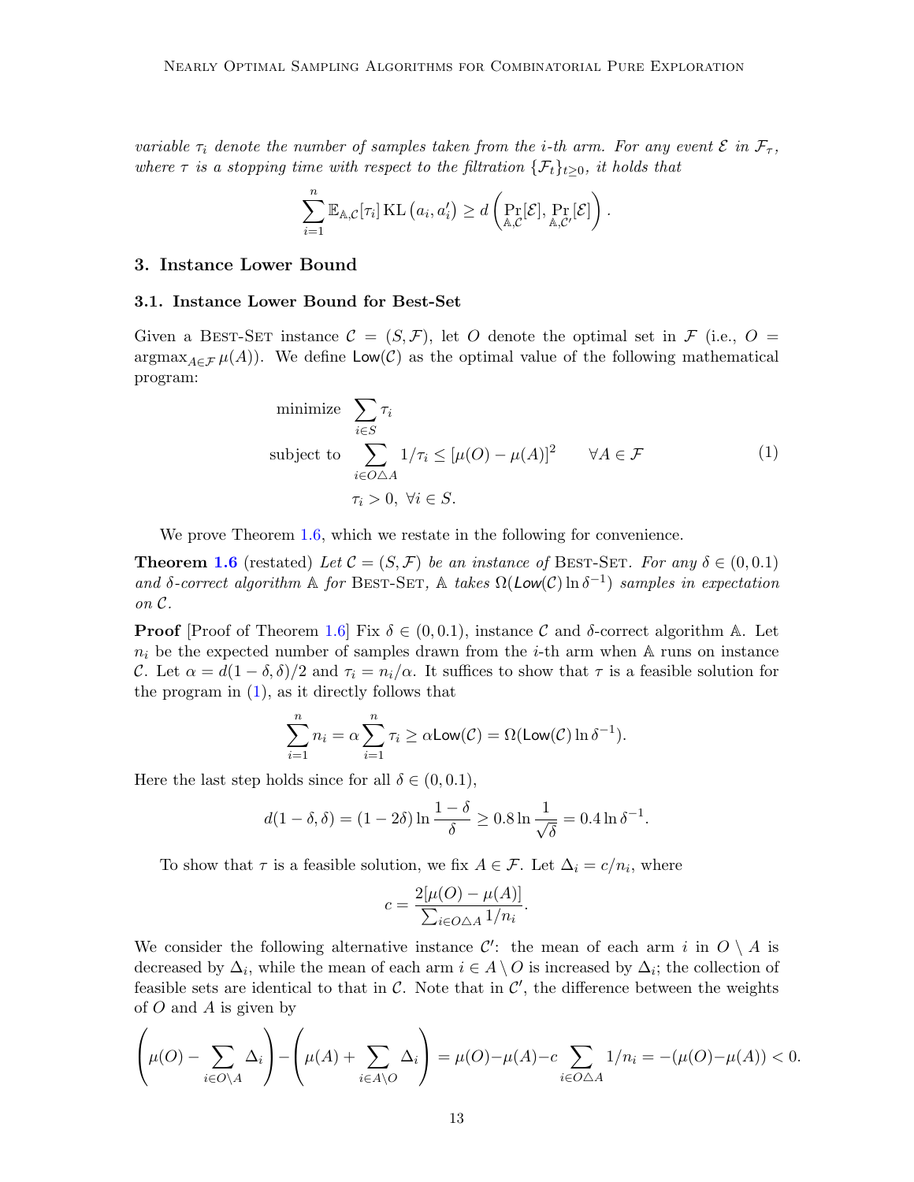*variable $\tau_i$ denote the number of samples taken from the $i$-th arm. For any event $\mathcal{E}$ in $\mathcal{F}_\tau$, where $\tau$ is a stopping time with respect to the filtration $\{\mathcal{F}_t\}_{t\ge 0}$, it holds that*

$$\sum_{i=1}^{n} \mathbb{E}_{\mathbb{A},\mathcal{C}}[\tau_i]\,\mathrm{KL}\left(a_i, a_i'\right) \ge d\left(\Pr_{\mathbb{A},\mathcal{C}}[\mathcal{E}], \Pr_{\mathbb{A},\mathcal{C}'}[\mathcal{E}]\right).$$

## 3. Instance Lower Bound

### 3.1. Instance Lower Bound for Best-Set

Given a Best-Set instance $\mathcal{C} = (S, \mathcal{F})$, let $O$ denote the optimal set in $\mathcal{F}$ (i.e., $O = \operatorname{argmax}_{A\in\mathcal{F}} \mu(A)$). We define $\mathsf{Low}(\mathcal{C})$ as the optimal value of the following mathematical program:

$$\begin{aligned} \text{minimize} \quad & \sum_{i\in S} \tau_i \\ \text{subject to} \quad & \sum_{i\in O\triangle A} 1/\tau_i \le [\mu(O)-\mu(A)]^2 \qquad \forall A\in\mathcal{F} \\ & \tau_i > 0,\ \forall i\in S. \end{aligned} \tag{1}$$

We prove Theorem 1.6, which we restate in the following for convenience.

**Theorem 1.6** (restated) *Let $\mathcal{C} = (S, \mathcal{F})$ be an instance of Best-Set. For any $\delta \in (0, 0.1)$ and $\delta$-correct algorithm $\mathbb{A}$ for Best-Set, $\mathbb{A}$ takes $\Omega(\mathsf{Low}(\mathcal{C})\ln\delta^{-1})$ samples in expectation on $\mathcal{C}$.*

**Proof** [Proof of Theorem 1.6] Fix $\delta \in (0, 0.1)$, instance $\mathcal{C}$ and $\delta$-correct algorithm $\mathbb{A}$. Let $n_i$ be the expected number of samples drawn from the $i$-th arm when $\mathbb{A}$ runs on instance $\mathcal{C}$. Let $\alpha = d(1-\delta,\delta)/2$ and $\tau_i = n_i/\alpha$. It suffices to show that $\tau$ is a feasible solution for the program in (1), as it directly follows that

$$\sum_{i=1}^{n} n_i = \alpha\sum_{i=1}^{n}\tau_i \ge \alpha\mathsf{Low}(\mathcal{C}) = \Omega(\mathsf{Low}(\mathcal{C})\ln\delta^{-1}).$$

Here the last step holds since for all $\delta\in(0,0.1)$,

$$d(1-\delta,\delta) = (1-2\delta)\ln\frac{1-\delta}{\delta} \ge 0.8\ln\frac{1}{\sqrt{\delta}} = 0.4\ln\delta^{-1}.$$

To show that $\tau$ is a feasible solution, we fix $A\in\mathcal{F}$. Let $\Delta_i = c/n_i$, where

$$c = \frac{2[\mu(O)-\mu(A)]}{\sum_{i\in O\triangle A} 1/n_i}.$$

We consider the following alternative instance $\mathcal{C}'$: the mean of each arm $i$ in $O\setminus A$ is decreased by $\Delta_i$, while the mean of each arm $i\in A\setminus O$ is increased by $\Delta_i$; the collection of feasible sets are identical to that in $\mathcal{C}$. Note that in $\mathcal{C}'$, the difference between the weights of $O$ and $A$ is given by

$$\left(\mu(O) - \sum_{i\in O\setminus A}\Delta_i\right) - \left(\mu(A) + \sum_{i\in A\setminus O}\Delta_i\right) = \mu(O)-\mu(A)-c\sum_{i\in O\triangle A} 1/n_i = -(\mu(O)-\mu(A)) < 0.$$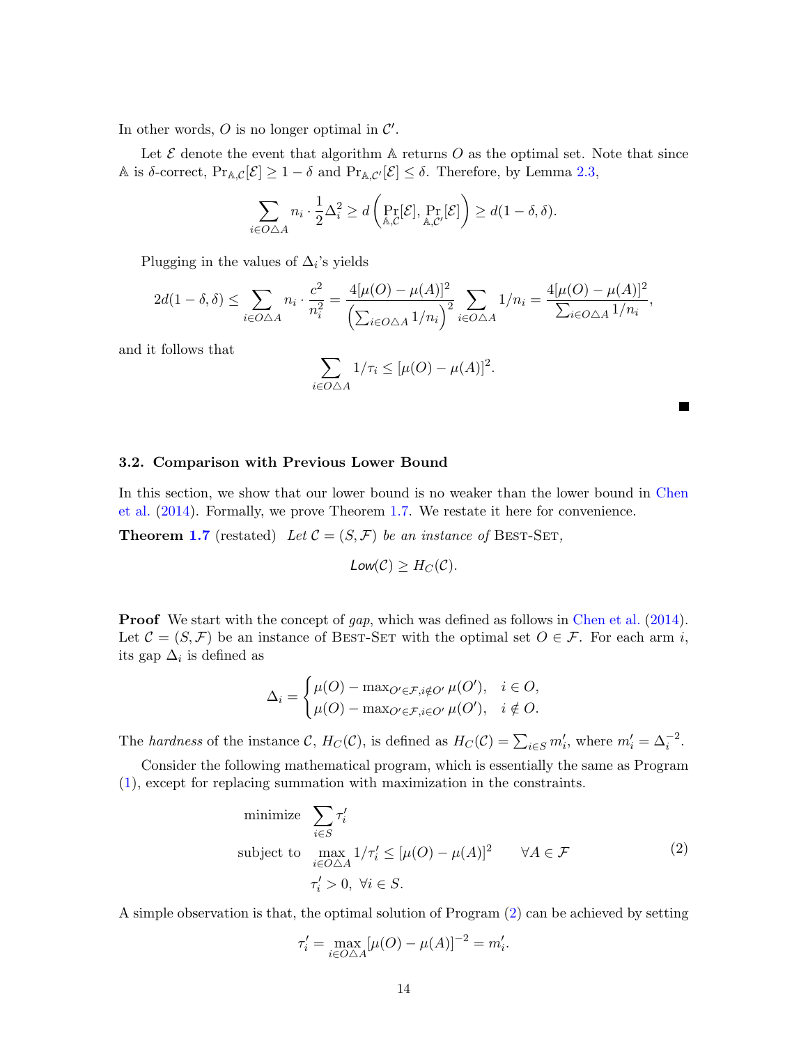In other words, $O$ is no longer optimal in $\mathcal{C}'$.

Let $\mathcal{E}$ denote the event that algorithm $\mathbb{A}$ returns $O$ as the optimal set. Note that since $\mathbb{A}$ is $\delta$-correct, $\Pr_{\mathbb{A},\mathcal{C}}[\mathcal{E}] \ge 1-\delta$ and $\Pr_{\mathbb{A},\mathcal{C}'}[\mathcal{E}] \le \delta$. Therefore, by Lemma 2.3,

$$\sum_{i \in O \triangle A} n_i \cdot \frac{1}{2}\Delta_i^2 \ge d\left(\Pr_{\mathbb{A},\mathcal{C}}[\mathcal{E}], \Pr_{\mathbb{A},\mathcal{C}'}[\mathcal{E}]\right) \ge d(1-\delta, \delta).$$

Plugging in the values of $\Delta_i$'s yields

$$2d(1-\delta,\delta) \le \sum_{i \in O \triangle A} n_i \cdot \frac{c^2}{n_i^2} = \frac{4[\mu(O)-\mu(A)]^2}{\left(\sum_{i\in O\triangle A} 1/n_i\right)^2} \sum_{i \in O \triangle A} 1/n_i = \frac{4[\mu(O)-\mu(A)]^2}{\sum_{i \in O\triangle A} 1/n_i},$$

and it follows that

$$\sum_{i \in O \triangle A} 1/\tau_i \le [\mu(O)-\mu(A)]^2.$$

■

### 3.2. Comparison with Previous Lower Bound

In this section, we show that our lower bound is no weaker than the lower bound in Chen et al. (2014). Formally, we prove Theorem 1.7. We restate it here for convenience.

**Theorem 1.7** (restated) *Let $\mathcal{C} = (S, \mathcal{F})$ be an instance of* Best-Set*,*

$$\textit{Low}(\mathcal{C}) \ge H_C(\mathcal{C}).$$

**Proof** We start with the concept of *gap*, which was defined as follows in Chen et al. (2014). Let $\mathcal{C} = (S, \mathcal{F})$ be an instance of Best-Set with the optimal set $O \in \mathcal{F}$. For each arm $i$, its gap $\Delta_i$ is defined as

$$\Delta_i = \begin{cases} \mu(O) - \max_{O' \in \mathcal{F}, i \notin O'} \mu(O'), & i \in O, \\ \mu(O) - \max_{O' \in \mathcal{F}, i \in O'} \mu(O'), & i \notin O. \end{cases}$$

The *hardness* of the instance $\mathcal{C}$, $H_C(\mathcal{C})$, is defined as $H_C(\mathcal{C}) = \sum_{i \in S} m_i'$, where $m_i' = \Delta_i^{-2}$.

Consider the following mathematical program, which is essentially the same as Program (1), except for replacing summation with maximization in the constraints.

$$\begin{aligned} \text{minimize} \quad & \sum_{i \in S} \tau_i' \\ \text{subject to} \quad & \max_{i \in O \triangle A} 1/\tau_i' \le [\mu(O)-\mu(A)]^2 \qquad \forall A \in \mathcal{F} \\ & \tau_i' > 0, \ \forall i \in S. \end{aligned} \tag{2}$$

A simple observation is that, the optimal solution of Program (2) can be achieved by setting

$$\tau_i' = \max_{i \in O \triangle A} [\mu(O)-\mu(A)]^{-2} = m_i'.$$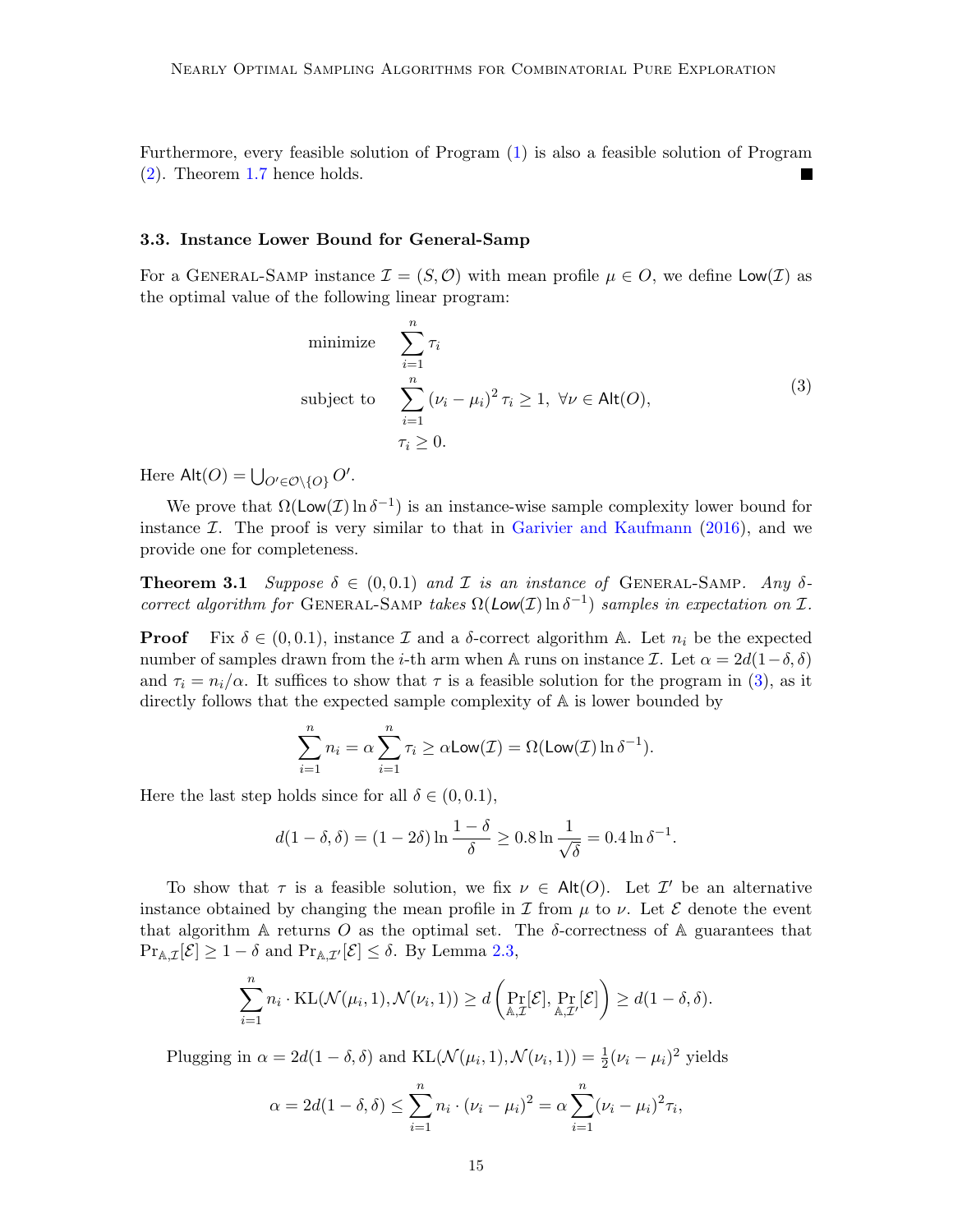Furthermore, every feasible solution of Program (1) is also a feasible solution of Program (2). Theorem 1.7 hence holds. ■

### 3.3. Instance Lower Bound for General-Samp

For a General-Samp instance $\mathcal{I} = (S, \mathcal{O})$ with mean profile $\mu \in O$, we define $\mathsf{Low}(\mathcal{I})$ as the optimal value of the following linear program:

$$
\begin{aligned}
\text{minimize} \quad & \sum_{i=1}^{n} \tau_i \\
\text{subject to} \quad & \sum_{i=1}^{n} (\nu_i - \mu_i)^2 \tau_i \ge 1, \ \forall \nu \in \mathsf{Alt}(O), \\
& \tau_i \ge 0.
\end{aligned}
\tag{3}
$$

Here $\mathsf{Alt}(O) = \bigcup_{O' \in \mathcal{O} \setminus \{O\}} O'$.

We prove that $\Omega(\mathsf{Low}(\mathcal{I}) \ln \delta^{-1})$ is an instance-wise sample complexity lower bound for instance $\mathcal{I}$. The proof is very similar to that in Garivier and Kaufmann (2016), and we provide one for completeness.

**Theorem 3.1** *Suppose $\delta \in (0, 0.1)$ and $\mathcal{I}$ is an instance of* General-Samp*. Any $\delta$-correct algorithm for* General-Samp *takes $\Omega(\mathsf{Low}(\mathcal{I}) \ln \delta^{-1})$ samples in expectation on $\mathcal{I}$.*

**Proof** Fix $\delta \in (0, 0.1)$, instance $\mathcal{I}$ and a $\delta$-correct algorithm $\mathbb{A}$. Let $n_i$ be the expected number of samples drawn from the $i$-th arm when $\mathbb{A}$ runs on instance $\mathcal{I}$. Let $\alpha = 2d(1-\delta, \delta)$ and $\tau_i = n_i/\alpha$. It suffices to show that $\tau$ is a feasible solution for the program in (3), as it directly follows that the expected sample complexity of $\mathbb{A}$ is lower bounded by

$$
\sum_{i=1}^{n} n_i = \alpha \sum_{i=1}^{n} \tau_i \ge \alpha \mathsf{Low}(\mathcal{I}) = \Omega(\mathsf{Low}(\mathcal{I}) \ln \delta^{-1}).
$$

Here the last step holds since for all $\delta \in (0, 0.1)$,

$$
d(1-\delta, \delta) = (1 - 2\delta) \ln \frac{1-\delta}{\delta} \ge 0.8 \ln \frac{1}{\sqrt{\delta}} = 0.4 \ln \delta^{-1}.
$$

To show that $\tau$ is a feasible solution, we fix $\nu \in \mathsf{Alt}(O)$. Let $\mathcal{I}'$ be an alternative instance obtained by changing the mean profile in $\mathcal{I}$ from $\mu$ to $\nu$. Let $\mathcal{E}$ denote the event that algorithm $\mathbb{A}$ returns $O$ as the optimal set. The $\delta$-correctness of $\mathbb{A}$ guarantees that $\Pr_{\mathbb{A},\mathcal{I}}[\mathcal{E}] \ge 1 - \delta$ and $\Pr_{\mathbb{A},\mathcal{I}'}[\mathcal{E}] \le \delta$. By Lemma 2.3,

$$
\sum_{i=1}^{n} n_i \cdot \mathrm{KL}(\mathcal{N}(\mu_i, 1), \mathcal{N}(\nu_i, 1)) \ge d\left(\Pr_{\mathbb{A},\mathcal{I}}[\mathcal{E}], \Pr_{\mathbb{A},\mathcal{I}'}[\mathcal{E}]\right) \ge d(1-\delta, \delta).
$$

Plugging in $\alpha = 2d(1-\delta, \delta)$ and $\mathrm{KL}(\mathcal{N}(\mu_i, 1), \mathcal{N}(\nu_i, 1)) = \frac{1}{2}(\nu_i - \mu_i)^2$ yields

$$
\alpha = 2d(1-\delta, \delta) \le \sum_{i=1}^{n} n_i \cdot (\nu_i - \mu_i)^2 = \alpha \sum_{i=1}^{n} (\nu_i - \mu_i)^2 \tau_i,
$$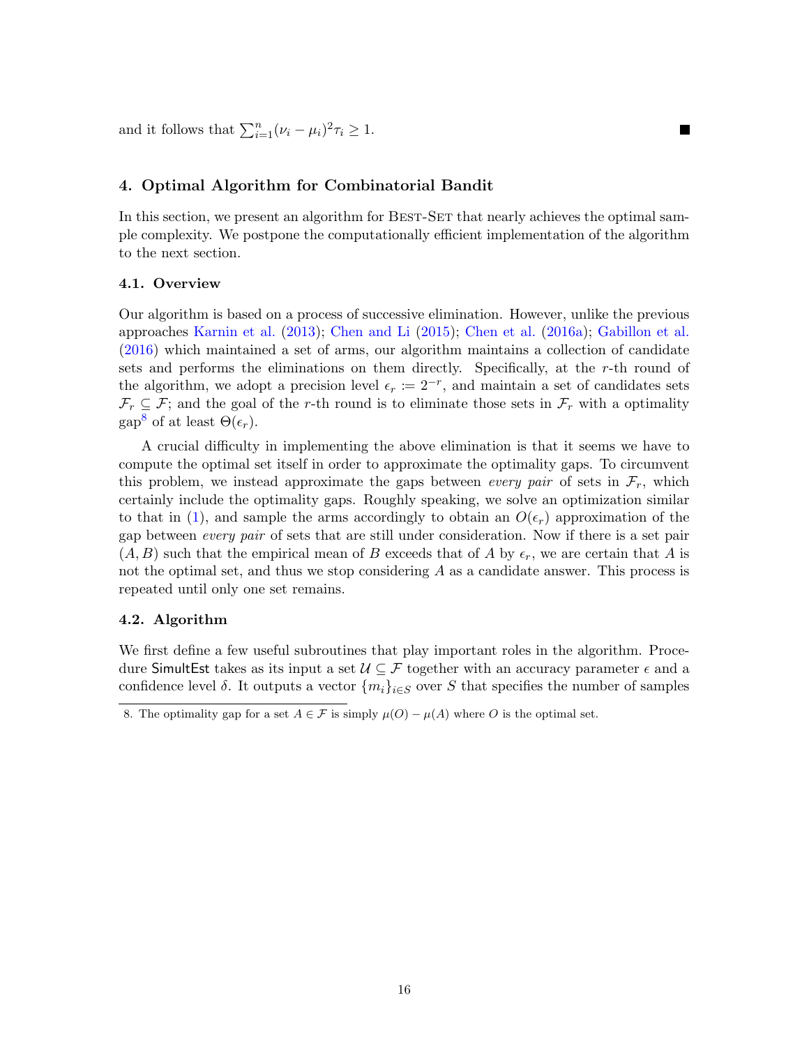and it follows that $\sum_{i=1}^{n}(\nu_i - \mu_i)^2 \tau_i \geq 1$. ∎

## 4. Optimal Algorithm for Combinatorial Bandit

In this section, we present an algorithm for Best-Set that nearly achieves the optimal sample complexity. We postpone the computationally efficient implementation of the algorithm to the next section.

### 4.1. Overview

Our algorithm is based on a process of successive elimination. However, unlike the previous approaches Karnin et al. (2013); Chen and Li (2015); Chen et al. (2016a); Gabillon et al. (2016) which maintained a set of arms, our algorithm maintains a collection of candidate sets and performs the eliminations on them directly. Specifically, at the $r$-th round of the algorithm, we adopt a precision level $\epsilon_r := 2^{-r}$, and maintain a set of candidates sets $\mathcal{F}_r \subseteq \mathcal{F}$; and the goal of the $r$-th round is to eliminate those sets in $\mathcal{F}_r$ with a optimality gap[8] of at least $\Theta(\epsilon_r)$.

A crucial difficulty in implementing the above elimination is that it seems we have to compute the optimal set itself in order to approximate the optimality gaps. To circumvent this problem, we instead approximate the gaps between *every pair* of sets in $\mathcal{F}_r$, which certainly include the optimality gaps. Roughly speaking, we solve an optimization similar to that in (1), and sample the arms accordingly to obtain an $O(\epsilon_r)$ approximation of the gap between *every pair* of sets that are still under consideration. Now if there is a set pair $(A, B)$ such that the empirical mean of $B$ exceeds that of $A$ by $\epsilon_r$, we are certain that $A$ is not the optimal set, and thus we stop considering $A$ as a candidate answer. This process is repeated until only one set remains.

### 4.2. Algorithm

We first define a few useful subroutines that play important roles in the algorithm. Procedure SimultEst takes as its input a set $\mathcal{U} \subseteq \mathcal{F}$ together with an accuracy parameter $\epsilon$ and a confidence level $\delta$. It outputs a vector $\{m_i\}_{i \in S}$ over $S$ that specifies the number of samples

8. The optimality gap for a set $A \in \mathcal{F}$ is simply $\mu(O) - \mu(A)$ where $O$ is the optimal set.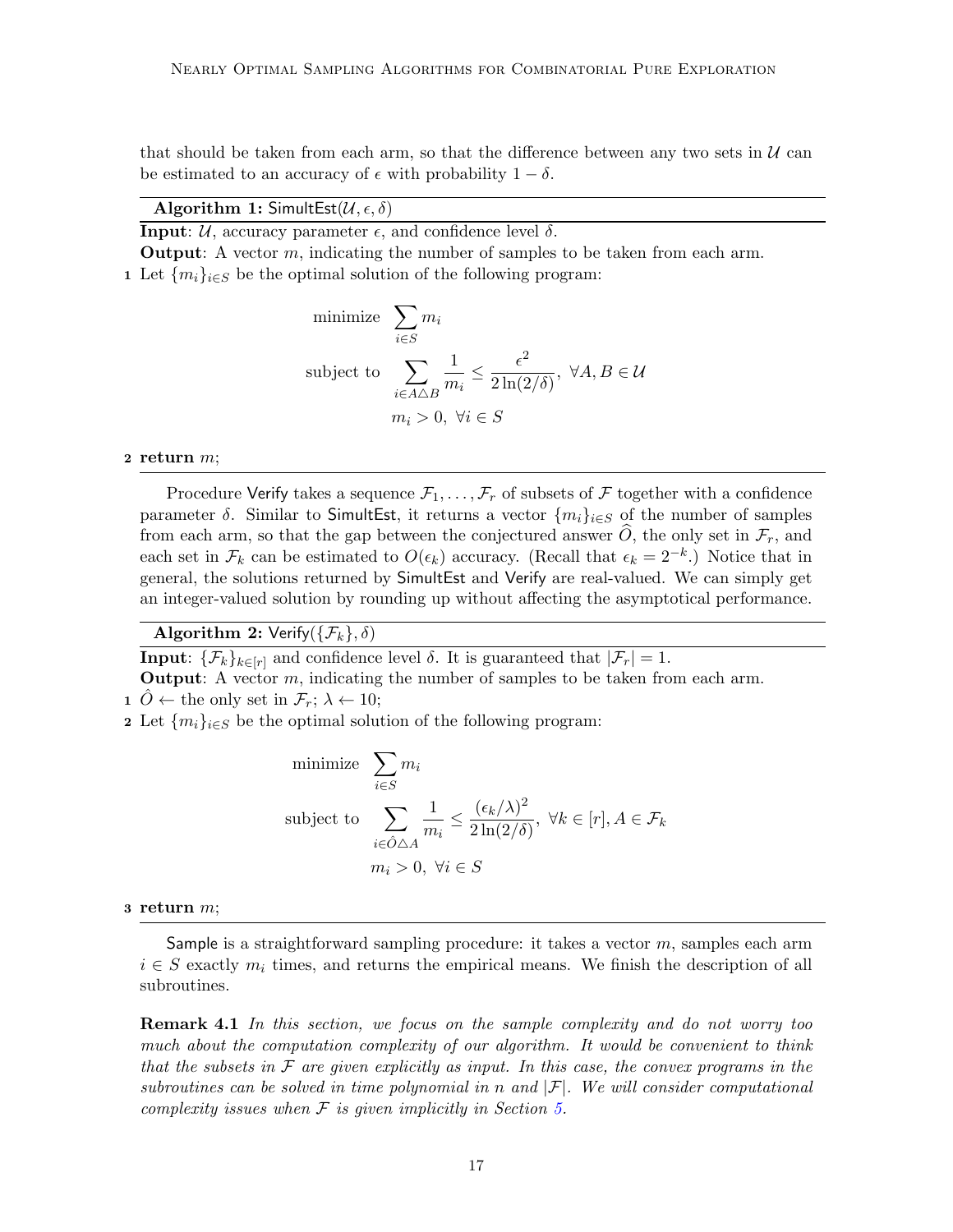that should be taken from each arm, so that the difference between any two sets in $\mathcal{U}$ can be estimated to an accuracy of $\epsilon$ with probability $1 - \delta$.

---

**Algorithm 1:** $\mathsf{SimultEst}(\mathcal{U}, \epsilon, \delta)$

---

**Input**: $\mathcal{U}$, accuracy parameter $\epsilon$, and confidence level $\delta$.

**Output**: A vector $m$, indicating the number of samples to be taken from each arm.

1 Let $\{m_i\}_{i \in S}$ be the optimal solution of the following program:

$$
\begin{aligned}
\text{minimize} \quad & \sum_{i \in S} m_i \\
\text{subject to} \quad & \sum_{i \in A \triangle B} \frac{1}{m_i} \leq \frac{\epsilon^2}{2\ln(2/\delta)}, \ \forall A, B \in \mathcal{U} \\
& m_i > 0, \ \forall i \in S
\end{aligned}
$$

2 **return** $m$;

---

Procedure $\mathsf{Verify}$ takes a sequence $\mathcal{F}_1, \ldots, \mathcal{F}_r$ of subsets of $\mathcal{F}$ together with a confidence parameter $\delta$. Similar to $\mathsf{SimultEst}$, it returns a vector $\{m_i\}_{i \in S}$ of the number of samples from each arm, so that the gap between the conjectured answer $\widehat{O}$, the only set in $\mathcal{F}_r$, and each set in $\mathcal{F}_k$ can be estimated to $O(\epsilon_k)$ accuracy. (Recall that $\epsilon_k = 2^{-k}$.) Notice that in general, the solutions returned by $\mathsf{SimultEst}$ and $\mathsf{Verify}$ are real-valued. We can simply get an integer-valued solution by rounding up without affecting the asymptotical performance.

---

**Algorithm 2:** $\mathsf{Verify}(\{\mathcal{F}_k\}, \delta)$

---

**Input**: $\{\mathcal{F}_k\}_{k \in [r]}$ and confidence level $\delta$. It is guaranteed that $|\mathcal{F}_r| = 1$.

**Output**: A vector $m$, indicating the number of samples to be taken from each arm.

1 $\hat{O} \leftarrow$ the only set in $\mathcal{F}_r$; $\lambda \leftarrow 10$;

2 Let $\{m_i\}_{i \in S}$ be the optimal solution of the following program:

$$
\begin{aligned}
\text{minimize} \quad & \sum_{i \in S} m_i \\
\text{subject to} \quad & \sum_{i \in \hat{O} \triangle A} \frac{1}{m_i} \leq \frac{(\epsilon_k/\lambda)^2}{2\ln(2/\delta)}, \ \forall k \in [r], A \in \mathcal{F}_k \\
& m_i > 0, \ \forall i \in S
\end{aligned}
$$

3 **return** $m$;

---

$\mathsf{Sample}$ is a straightforward sampling procedure: it takes a vector $m$, samples each arm $i \in S$ exactly $m_i$ times, and returns the empirical means. We finish the description of all subroutines.

**Remark 4.1** *In this section, we focus on the sample complexity and do not worry too much about the computation complexity of our algorithm. It would be convenient to think that the subsets in $\mathcal{F}$ are given explicitly as input. In this case, the convex programs in the subroutines can be solved in time polynomial in $n$ and $|\mathcal{F}|$. We will consider computational complexity issues when $\mathcal{F}$ is given implicitly in Section 5.*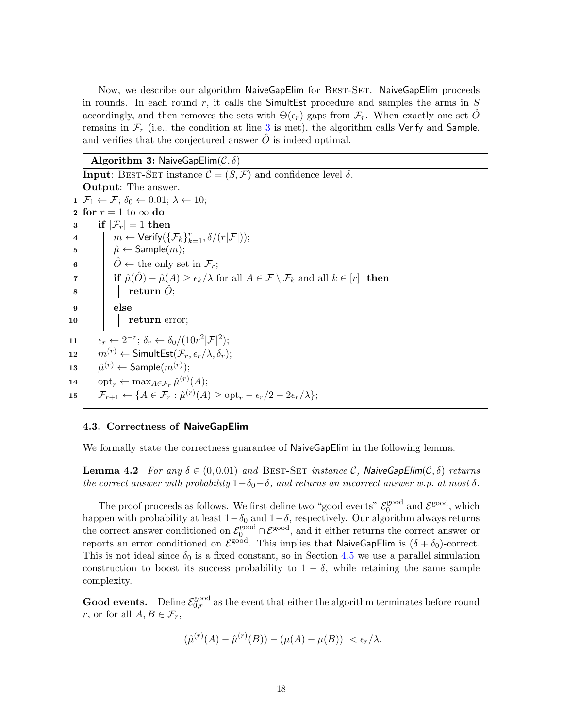Now, we describe our algorithm NaiveGapElim for Best-Set. NaiveGapElim proceeds in rounds. In each round $r$, it calls the SimultEst procedure and samples the arms in $S$ accordingly, and then removes the sets with $\Theta(\epsilon_r)$ gaps from $\mathcal{F}_r$. When exactly one set $\hat{O}$ remains in $\mathcal{F}_r$ (i.e., the condition at line 3 is met), the algorithm calls Verify and Sample, and verifies that the conjectured answer $\hat{O}$ is indeed optimal.

**Algorithm 3:** NaiveGapElim$(\mathcal{C}, \delta)$

**Input**: Best-Set instance $\mathcal{C} = (S, \mathcal{F})$ and confidence level $\delta$.

**Output**: The answer.

```
1  F_1 ← F; δ_0 ← 0.01; λ ← 10;
2  for r = 1 to ∞ do
3      if |F_r| = 1 then
4          m ← Verify({F_k}_{k=1}^r, δ/(r|F|));
5          μ̂ ← Sample(m);
6          Ô ← the only set in F_r;
7          if μ̂(Ô) − μ̂(A) ≥ ε_k/λ for all A ∈ F \ F_k and all k ∈ [r] then
8              return Ô;
9          else
10             return error;
11     ε_r ← 2^{−r}; δ_r ← δ_0/(10 r^2 |F|^2);
12     m^{(r)} ← SimultEst(F_r, ε_r/λ, δ_r);
13     μ̂^{(r)} ← Sample(m^{(r)});
14     opt_r ← max_{A ∈ F_r} μ̂^{(r)}(A);
15     F_{r+1} ← {A ∈ F_r : μ̂^{(r)}(A) ≥ opt_r − ε_r/2 − 2ε_r/λ};
```

### 4.3. Correctness of NaiveGapElim

We formally state the correctness guarantee of NaiveGapElim in the following lemma.

**Lemma 4.2** *For any $\delta \in (0, 0.01)$ and* Best-Set *instance $\mathcal{C}$, NaiveGapElim$(\mathcal{C}, \delta)$ returns the correct answer with probability $1 - \delta_0 - \delta$, and returns an incorrect answer w.p. at most $\delta$.*

The proof proceeds as follows. We first define two "good events" $\mathcal{E}_0^{\text{good}}$ and $\mathcal{E}^{\text{good}}$, which happen with probability at least $1 - \delta_0$ and $1 - \delta$, respectively. Our algorithm always returns the correct answer conditioned on $\mathcal{E}_0^{\text{good}} \cap \mathcal{E}^{\text{good}}$, and it either returns the correct answer or reports an error conditioned on $\mathcal{E}^{\text{good}}$. This implies that NaiveGapElim is $(\delta + \delta_0)$-correct. This is not ideal since $\delta_0$ is a fixed constant, so in Section 4.5 we use a parallel simulation construction to boost its success probability to $1 - \delta$, while retaining the same sample complexity.

**Good events.** Define $\mathcal{E}_{0,r}^{\text{good}}$ as the event that either the algorithm terminates before round $r$, or for all $A, B \in \mathcal{F}_r$,

$$\left|(\hat{\mu}^{(r)}(A) - \hat{\mu}^{(r)}(B)) - (\mu(A) - \mu(B))\right| < \epsilon_r/\lambda.$$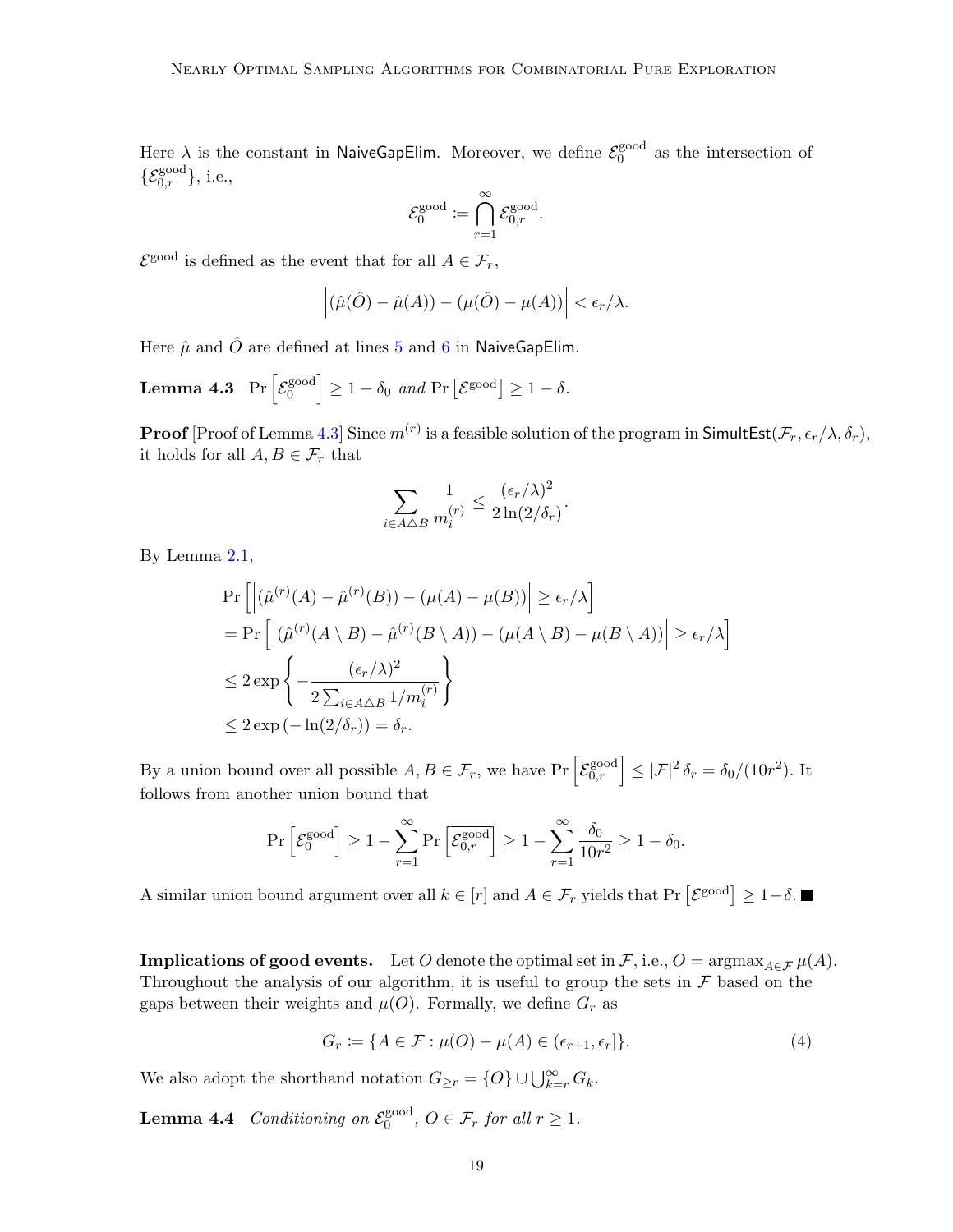Here $\lambda$ is the constant in NaiveGapElim. Moreover, we define $\mathcal{E}_0^{\text{good}}$ as the intersection of $\{\mathcal{E}_{0,r}^{\text{good}}\}$, i.e.,

$$\mathcal{E}_0^{\text{good}} \coloneqq \bigcap_{r=1}^{\infty} \mathcal{E}_{0,r}^{\text{good}}.$$

$\mathcal{E}^{\text{good}}$ is defined as the event that for all $A \in \mathcal{F}_r$,

$$\left|(\hat{\mu}(\hat{O}) - \hat{\mu}(A)) - (\mu(\hat{O}) - \mu(A))\right| < \epsilon_r/\lambda.$$

Here $\hat{\mu}$ and $\hat{O}$ are defined at lines 5 and 6 in NaiveGapElim.

**Lemma 4.3** $\Pr\left[\mathcal{E}_0^{\text{good}}\right] \geq 1 - \delta_0$ *and* $\Pr\left[\mathcal{E}^{\text{good}}\right] \geq 1 - \delta$.

**Proof** [Proof of Lemma 4.3] Since $m^{(r)}$ is a feasible solution of the program in $\mathsf{SimultEst}(\mathcal{F}_r, \epsilon_r/\lambda, \delta_r)$, it holds for all $A, B \in \mathcal{F}_r$ that

$$\sum_{i \in A \triangle B} \frac{1}{m_i^{(r)}} \leq \frac{(\epsilon_r/\lambda)^2}{2\ln(2/\delta_r)}.$$

By Lemma 2.1,

$$\begin{aligned}
&\Pr\left[\left|(\hat{\mu}^{(r)}(A) - \hat{\mu}^{(r)}(B)) - (\mu(A) - \mu(B))\right| \geq \epsilon_r/\lambda\right] \\
&= \Pr\left[\left|(\hat{\mu}^{(r)}(A \setminus B) - \hat{\mu}^{(r)}(B \setminus A)) - (\mu(A \setminus B) - \mu(B \setminus A))\right| \geq \epsilon_r/\lambda\right] \\
&\leq 2\exp\left\{-\frac{(\epsilon_r/\lambda)^2}{2\sum_{i \in A \triangle B} 1/m_i^{(r)}}\right\} \\
&\leq 2\exp\left(-\ln(2/\delta_r)\right) = \delta_r.
\end{aligned}$$

By a union bound over all possible $A, B \in \mathcal{F}_r$, we have $\Pr\left[\overline{\mathcal{E}_{0,r}^{\text{good}}}\right] \leq |\mathcal{F}|^2 \delta_r = \delta_0/(10r^2)$. It follows from another union bound that

$$\Pr\left[\mathcal{E}_0^{\text{good}}\right] \geq 1 - \sum_{r=1}^{\infty} \Pr\left[\overline{\mathcal{E}_{0,r}^{\text{good}}}\right] \geq 1 - \sum_{r=1}^{\infty} \frac{\delta_0}{10r^2} \geq 1 - \delta_0.$$

A similar union bound argument over all $k \in [r]$ and $A \in \mathcal{F}_r$ yields that $\Pr\left[\mathcal{E}^{\text{good}}\right] \geq 1 - \delta$. ■

**Implications of good events.** Let $O$ denote the optimal set in $\mathcal{F}$, i.e., $O = \operatorname{argmax}_{A \in \mathcal{F}} \mu(A)$. Throughout the analysis of our algorithm, it is useful to group the sets in $\mathcal{F}$ based on the gaps between their weights and $\mu(O)$. Formally, we define $G_r$ as

$$G_r \coloneqq \{A \in \mathcal{F} : \mu(O) - \mu(A) \in (\epsilon_{r+1}, \epsilon_r]\}. \tag{4}$$

We also adopt the shorthand notation $G_{\geq r} = \{O\} \cup \bigcup_{k=r}^{\infty} G_k$.

**Lemma 4.4** *Conditioning on* $\mathcal{E}_0^{\text{good}}$, $O \in \mathcal{F}_r$ *for all* $r \geq 1$.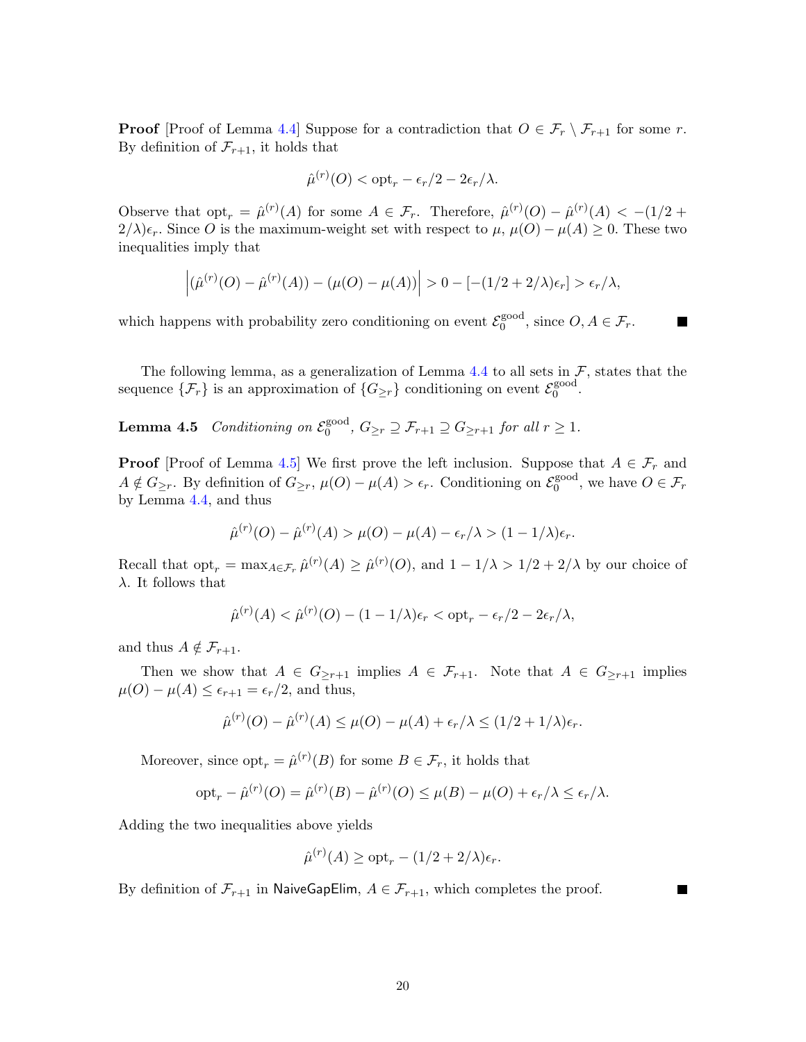**Proof** [Proof of Lemma 4.4] Suppose for a contradiction that $O \in \mathcal{F}_r \setminus \mathcal{F}_{r+1}$ for some $r$. By definition of $\mathcal{F}_{r+1}$, it holds that

$$\hat{\mu}^{(r)}(O) < \mathrm{opt}_r - \epsilon_r/2 - 2\epsilon_r/\lambda.$$

Observe that $\mathrm{opt}_r = \hat{\mu}^{(r)}(A)$ for some $A \in \mathcal{F}_r$. Therefore, $\hat{\mu}^{(r)}(O) - \hat{\mu}^{(r)}(A) < -(1/2 + 2/\lambda)\epsilon_r$. Since $O$ is the maximum-weight set with respect to $\mu$, $\mu(O) - \mu(A) \geq 0$. These two inequalities imply that

$$\left|(\hat{\mu}^{(r)}(O) - \hat{\mu}^{(r)}(A)) - (\mu(O) - \mu(A))\right| > 0 - [-(1/2 + 2/\lambda)\epsilon_r] > \epsilon_r/\lambda,$$

which happens with probability zero conditioning on event $\mathcal{E}_0^{\mathrm{good}}$, since $O, A \in \mathcal{F}_r$. ∎

The following lemma, as a generalization of Lemma 4.4 to all sets in $\mathcal{F}$, states that the sequence $\{\mathcal{F}_r\}$ is an approximation of $\{G_{\geq r}\}$ conditioning on event $\mathcal{E}_0^{\mathrm{good}}$.

**Lemma 4.5** *Conditioning on $\mathcal{E}_0^{\mathrm{good}}$, $G_{\geq r} \supseteq \mathcal{F}_{r+1} \supseteq G_{\geq r+1}$ for all $r \geq 1$.*

**Proof** [Proof of Lemma 4.5] We first prove the left inclusion. Suppose that $A \in \mathcal{F}_r$ and $A \notin G_{\geq r}$. By definition of $G_{\geq r}$, $\mu(O) - \mu(A) > \epsilon_r$. Conditioning on $\mathcal{E}_0^{\mathrm{good}}$, we have $O \in \mathcal{F}_r$ by Lemma 4.4, and thus

$$\hat{\mu}^{(r)}(O) - \hat{\mu}^{(r)}(A) > \mu(O) - \mu(A) - \epsilon_r/\lambda > (1 - 1/\lambda)\epsilon_r.$$

Recall that $\mathrm{opt}_r = \max_{A \in \mathcal{F}_r} \hat{\mu}^{(r)}(A) \geq \hat{\mu}^{(r)}(O)$, and $1 - 1/\lambda > 1/2 + 2/\lambda$ by our choice of $\lambda$. It follows that

$$\hat{\mu}^{(r)}(A) < \hat{\mu}^{(r)}(O) - (1 - 1/\lambda)\epsilon_r < \mathrm{opt}_r - \epsilon_r/2 - 2\epsilon_r/\lambda,$$

and thus $A \notin \mathcal{F}_{r+1}$.

Then we show that $A \in G_{\geq r+1}$ implies $A \in \mathcal{F}_{r+1}$. Note that $A \in G_{\geq r+1}$ implies $\mu(O) - \mu(A) \leq \epsilon_{r+1} = \epsilon_r/2$, and thus,

$$\hat{\mu}^{(r)}(O) - \hat{\mu}^{(r)}(A) \leq \mu(O) - \mu(A) + \epsilon_r/\lambda \leq (1/2 + 1/\lambda)\epsilon_r.$$

Moreover, since $\mathrm{opt}_r = \hat{\mu}^{(r)}(B)$ for some $B \in \mathcal{F}_r$, it holds that

$$\mathrm{opt}_r - \hat{\mu}^{(r)}(O) = \hat{\mu}^{(r)}(B) - \hat{\mu}^{(r)}(O) \leq \mu(B) - \mu(O) + \epsilon_r/\lambda \leq \epsilon_r/\lambda.$$

Adding the two inequalities above yields

$$\hat{\mu}^{(r)}(A) \geq \mathrm{opt}_r - (1/2 + 2/\lambda)\epsilon_r.$$

By definition of $\mathcal{F}_{r+1}$ in NaiveGapElim, $A \in \mathcal{F}_{r+1}$, which completes the proof. ∎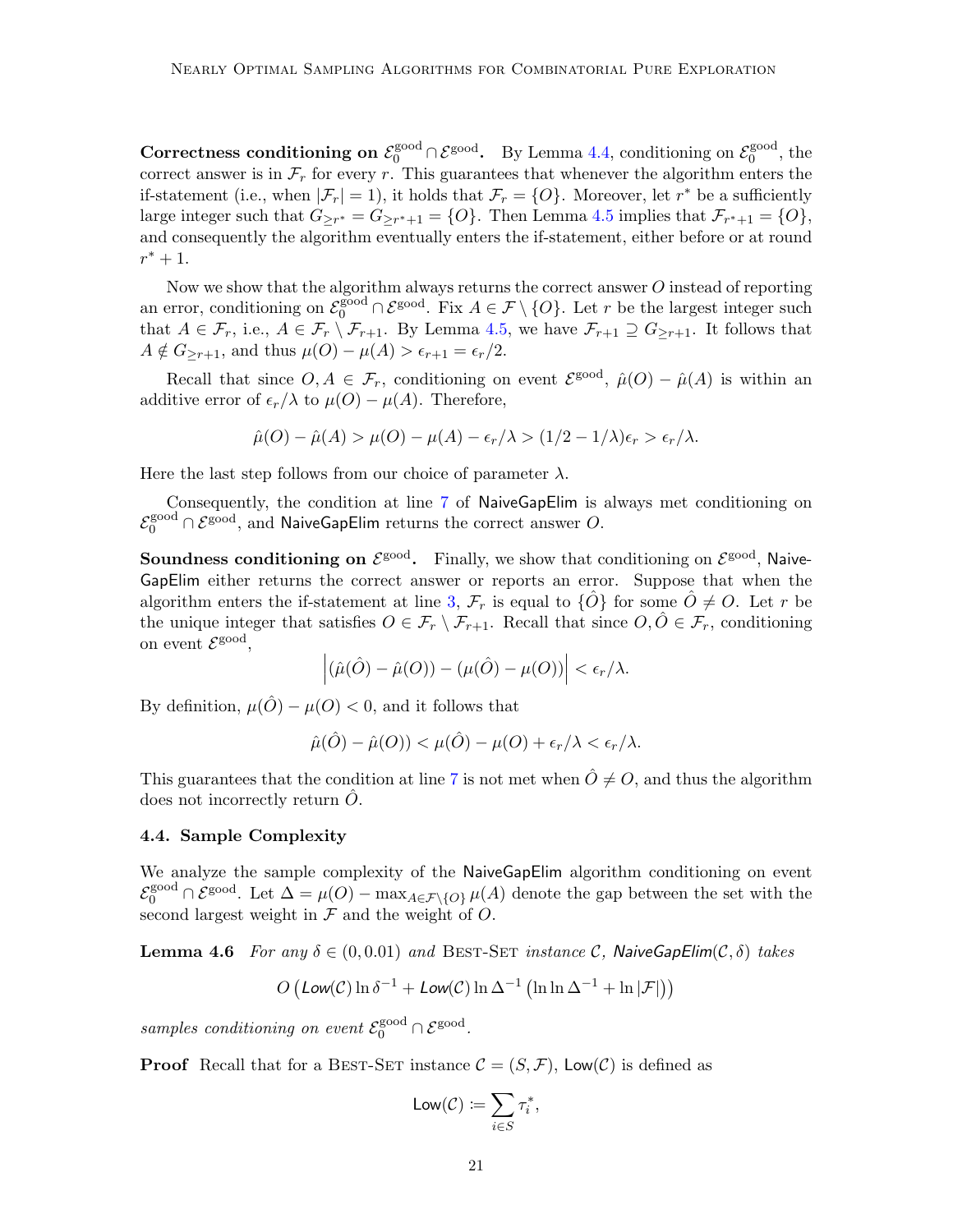**Correctness conditioning on $\mathcal{E}_0^{\text{good}} \cap \mathcal{E}^{\text{good}}$.** By Lemma 4.4, conditioning on $\mathcal{E}_0^{\text{good}}$, the correct answer is in $\mathcal{F}_r$ for every $r$. This guarantees that whenever the algorithm enters the if-statement (i.e., when $|\mathcal{F}_r| = 1$), it holds that $\mathcal{F}_r = \{O\}$. Moreover, let $r^*$ be a sufficiently large integer such that $G_{\geq r^*} = G_{\geq r^*+1} = \{O\}$. Then Lemma 4.5 implies that $\mathcal{F}_{r^*+1} = \{O\}$, and consequently the algorithm eventually enters the if-statement, either before or at round $r^* + 1$.

Now we show that the algorithm always returns the correct answer $O$ instead of reporting an error, conditioning on $\mathcal{E}_0^{\text{good}} \cap \mathcal{E}^{\text{good}}$. Fix $A \in \mathcal{F} \setminus \{O\}$. Let $r$ be the largest integer such that $A \in \mathcal{F}_r$, i.e., $A \in \mathcal{F}_r \setminus \mathcal{F}_{r+1}$. By Lemma 4.5, we have $\mathcal{F}_{r+1} \supseteq G_{\geq r+1}$. It follows that $A \notin G_{\geq r+1}$, and thus $\mu(O) - \mu(A) > \epsilon_{r+1} = \epsilon_r/2$.

Recall that since $O, A \in \mathcal{F}_r$, conditioning on event $\mathcal{E}^{\text{good}}$, $\hat{\mu}(O) - \hat{\mu}(A)$ is within an additive error of $\epsilon_r/\lambda$ to $\mu(O) - \mu(A)$. Therefore,

$$\hat{\mu}(O) - \hat{\mu}(A) > \mu(O) - \mu(A) - \epsilon_r/\lambda > (1/2 - 1/\lambda)\epsilon_r > \epsilon_r/\lambda.$$

Here the last step follows from our choice of parameter $\lambda$.

Consequently, the condition at line 7 of NaiveGapElim is always met conditioning on $\mathcal{E}_0^{\text{good}} \cap \mathcal{E}^{\text{good}}$, and NaiveGapElim returns the correct answer $O$.

**Soundness conditioning on $\mathcal{E}^{\text{good}}$.** Finally, we show that conditioning on $\mathcal{E}^{\text{good}}$, NaiveGapElim either returns the correct answer or reports an error. Suppose that when the algorithm enters the if-statement at line 3, $\mathcal{F}_r$ is equal to $\{\hat{O}\}$ for some $\hat{O} \neq O$. Let $r$ be the unique integer that satisfies $O \in \mathcal{F}_r \setminus \mathcal{F}_{r+1}$. Recall that since $O, \hat{O} \in \mathcal{F}_r$, conditioning on event $\mathcal{E}^{\text{good}}$,

$$\left|(\hat{\mu}(\hat{O}) - \hat{\mu}(O)) - (\mu(\hat{O}) - \mu(O))\right| < \epsilon_r/\lambda.$$

By definition, $\mu(\hat{O}) - \mu(O) < 0$, and it follows that

$$\hat{\mu}(\hat{O}) - \hat{\mu}(O)) < \mu(\hat{O}) - \mu(O) + \epsilon_r/\lambda < \epsilon_r/\lambda.$$

This guarantees that the condition at line 7 is not met when $\hat{O} \neq O$, and thus the algorithm does not incorrectly return $\hat{O}$.

### 4.4. Sample Complexity

We analyze the sample complexity of the NaiveGapElim algorithm conditioning on event $\mathcal{E}_0^{\text{good}} \cap \mathcal{E}^{\text{good}}$. Let $\Delta = \mu(O) - \max_{A \in \mathcal{F} \setminus \{O\}} \mu(A)$ denote the gap between the set with the second largest weight in $\mathcal{F}$ and the weight of $O$.

**Lemma 4.6** *For any $\delta \in (0, 0.01)$ and* Best-Set *instance $\mathcal{C}$, NaiveGapElim$(\mathcal{C}, \delta)$ takes*

$$O\left(\textit{Low}(\mathcal{C}) \ln \delta^{-1} + \textit{Low}(\mathcal{C}) \ln \Delta^{-1} \left(\ln \ln \Delta^{-1} + \ln |\mathcal{F}|\right)\right)$$

*samples conditioning on event $\mathcal{E}_0^{\text{good}} \cap \mathcal{E}^{\text{good}}$.*

**Proof** Recall that for a Best-Set instance $\mathcal{C} = (S, \mathcal{F})$, $\mathsf{Low}(\mathcal{C})$ is defined as

$$\mathsf{Low}(\mathcal{C}) := \sum_{i \in S} \tau_i^*,$$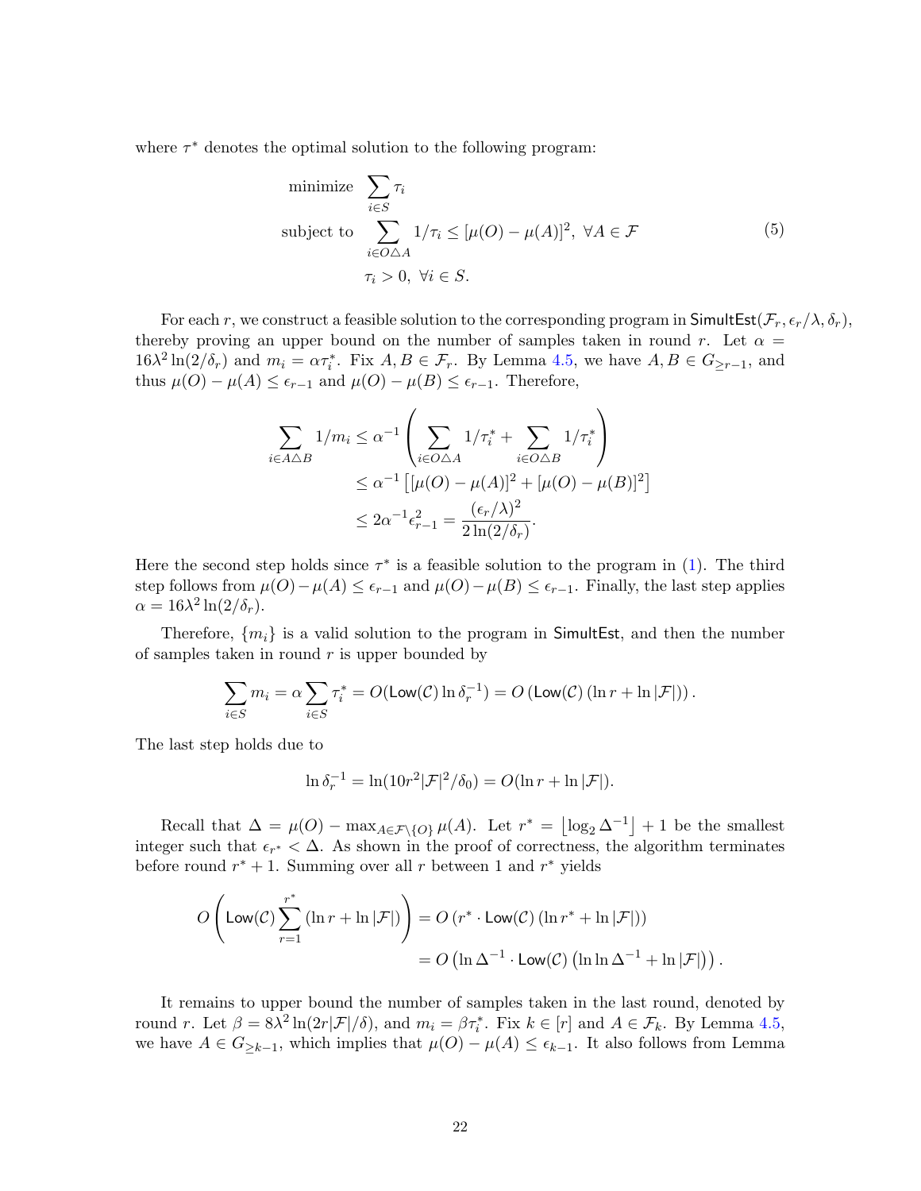where $\tau^*$ denotes the optimal solution to the following program:

$$
\begin{aligned}
\text{minimize} \quad & \sum_{i \in S} \tau_i \\
\text{subject to} \quad & \sum_{i \in O \triangle A} 1/\tau_i \le [\mu(O) - \mu(A)]^2, \ \forall A \in \mathcal{F} \\
& \tau_i > 0, \ \forall i \in S.
\end{aligned}
\tag{5}
$$

For each $r$, we construct a feasible solution to the corresponding program in $\mathsf{SimultEst}(\mathcal{F}_r, \epsilon_r/\lambda, \delta_r)$, thereby proving an upper bound on the number of samples taken in round $r$. Let $\alpha = 16\lambda^2 \ln(2/\delta_r)$ and $m_i = \alpha \tau_i^*$. Fix $A, B \in \mathcal{F}_r$. By Lemma 4.5, we have $A, B \in G_{\ge r-1}$, and thus $\mu(O) - \mu(A) \le \epsilon_{r-1}$ and $\mu(O) - \mu(B) \le \epsilon_{r-1}$. Therefore,

$$
\begin{aligned}
\sum_{i \in A \triangle B} 1/m_i &\le \alpha^{-1} \left( \sum_{i \in O \triangle A} 1/\tau_i^* + \sum_{i \in O \triangle B} 1/\tau_i^* \right) \\
&\le \alpha^{-1} \left[ [\mu(O) - \mu(A)]^2 + [\mu(O) - \mu(B)]^2 \right] \\
&\le 2\alpha^{-1} \epsilon_{r-1}^2 = \frac{(\epsilon_r/\lambda)^2}{2\ln(2/\delta_r)}.
\end{aligned}
$$

Here the second step holds since $\tau^*$ is a feasible solution to the program in (1). The third step follows from $\mu(O) - \mu(A) \le \epsilon_{r-1}$ and $\mu(O) - \mu(B) \le \epsilon_{r-1}$. Finally, the last step applies $\alpha = 16\lambda^2 \ln(2/\delta_r)$.

Therefore, $\{m_i\}$ is a valid solution to the program in $\mathsf{SimultEst}$, and then the number of samples taken in round $r$ is upper bounded by

$$
\sum_{i \in S} m_i = \alpha \sum_{i \in S} \tau_i^* = O(\mathsf{Low}(\mathcal{C}) \ln \delta_r^{-1}) = O\left(\mathsf{Low}(\mathcal{C}) \left(\ln r + \ln |\mathcal{F}|\right)\right).
$$

The last step holds due to

$$
\ln \delta_r^{-1} = \ln(10r^2 |\mathcal{F}|^2 / \delta_0) = O(\ln r + \ln |\mathcal{F}|).
$$

Recall that $\Delta = \mu(O) - \max_{A \in \mathcal{F} \setminus \{O\}} \mu(A)$. Let $r^* = \lfloor \log_2 \Delta^{-1} \rfloor + 1$ be the smallest integer such that $\epsilon_{r^*} < \Delta$. As shown in the proof of correctness, the algorithm terminates before round $r^* + 1$. Summing over all $r$ between 1 and $r^*$ yields

$$
\begin{aligned}
O\left( \mathsf{Low}(\mathcal{C}) \sum_{r=1}^{r^*} \left(\ln r + \ln |\mathcal{F}|\right) \right) &= O\left(r^* \cdot \mathsf{Low}(\mathcal{C}) \left(\ln r^* + \ln |\mathcal{F}|\right)\right) \\
&= O\left(\ln \Delta^{-1} \cdot \mathsf{Low}(\mathcal{C}) \left(\ln \ln \Delta^{-1} + \ln |\mathcal{F}|\right)\right).
\end{aligned}
$$

It remains to upper bound the number of samples taken in the last round, denoted by round $r$. Let $\beta = 8\lambda^2 \ln(2r|\mathcal{F}|/\delta)$, and $m_i = \beta \tau_i^*$. Fix $k \in [r]$ and $A \in \mathcal{F}_k$. By Lemma 4.5, we have $A \in G_{\ge k-1}$, which implies that $\mu(O) - \mu(A) \le \epsilon_{k-1}$. It also follows from Lemma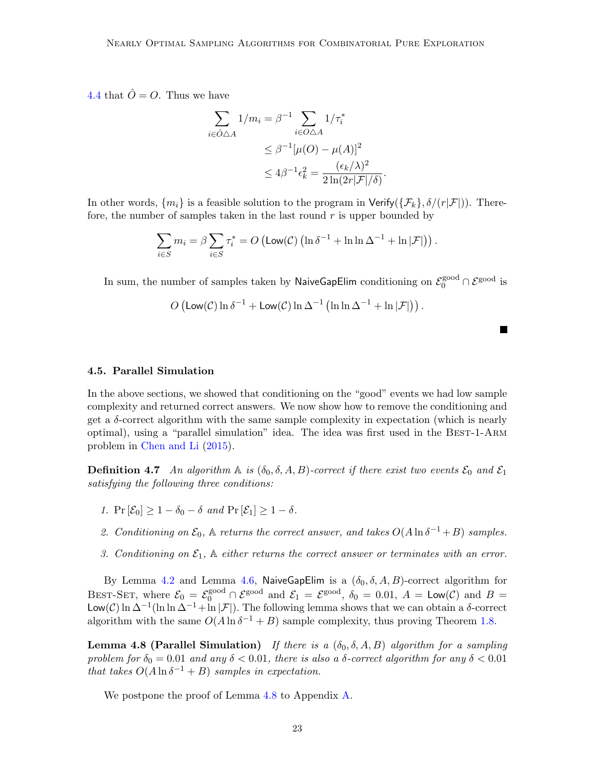4.4 that $\hat{O} = O$. Thus we have

$$
\begin{aligned}
\sum_{i \in \hat{O} \triangle A} 1/m_i &= \beta^{-1} \sum_{i \in O \triangle A} 1/\tau_i^* \\
&\leq \beta^{-1} [\mu(O) - \mu(A)]^2 \\
&\leq 4\beta^{-1}\epsilon_k^2 = \frac{(\epsilon_k/\lambda)^2}{2\ln(2r|\mathcal{F}|/\delta)}.
\end{aligned}
$$

In other words, $\{m_i\}$ is a feasible solution to the program in $\mathsf{Verify}(\{\mathcal{F}_k\}, \delta/(r|\mathcal{F}|))$. Therefore, the number of samples taken in the last round $r$ is upper bounded by

$$
\sum_{i \in S} m_i = \beta \sum_{i \in S} \tau_i^* = O\left(\mathsf{Low}(\mathcal{C})\left(\ln \delta^{-1} + \ln\ln \Delta^{-1} + \ln|\mathcal{F}|\right)\right).
$$

In sum, the number of samples taken by $\mathsf{NaiveGapElim}$ conditioning on $\mathcal{E}_0^{\text{good}} \cap \mathcal{E}^{\text{good}}$ is

$$
O\left(\mathsf{Low}(\mathcal{C}) \ln \delta^{-1} + \mathsf{Low}(\mathcal{C}) \ln \Delta^{-1}\left(\ln\ln \Delta^{-1} + \ln|\mathcal{F}|\right)\right).
$$

■

### 4.5. Parallel Simulation

In the above sections, we showed that conditioning on the "good" events we had low sample complexity and returned correct answers. We now show how to remove the conditioning and get a $\delta$-correct algorithm with the same sample complexity in expectation (which is nearly optimal), using a "parallel simulation" idea. The idea was first used in the Best-1-Arm problem in Chen and Li (2015).

**Definition 4.7** *An algorithm $\mathbb{A}$ is $(\delta_0, \delta, A, B)$-correct if there exist two events $\mathcal{E}_0$ and $\mathcal{E}_1$ satisfying the following three conditions:*

1. *$\Pr[\mathcal{E}_0] \geq 1 - \delta_0 - \delta$ and $\Pr[\mathcal{E}_1] \geq 1 - \delta$.*
2. *Conditioning on $\mathcal{E}_0$, $\mathbb{A}$ returns the correct answer, and takes $O(A \ln \delta^{-1} + B)$ samples.*
3. *Conditioning on $\mathcal{E}_1$, $\mathbb{A}$ either returns the correct answer or terminates with an error.*

By Lemma 4.2 and Lemma 4.6, $\mathsf{NaiveGapElim}$ is a $(\delta_0, \delta, A, B)$-correct algorithm for Best-Set, where $\mathcal{E}_0 = \mathcal{E}_0^{\text{good}} \cap \mathcal{E}^{\text{good}}$ and $\mathcal{E}_1 = \mathcal{E}^{\text{good}}$, $\delta_0 = 0.01$, $A = \mathsf{Low}(\mathcal{C})$ and $B = \mathsf{Low}(\mathcal{C}) \ln \Delta^{-1}(\ln\ln \Delta^{-1} + \ln|\mathcal{F}|)$. The following lemma shows that we can obtain a $\delta$-correct algorithm with the same $O(A \ln \delta^{-1} + B)$ sample complexity, thus proving Theorem 1.8.

**Lemma 4.8 (Parallel Simulation)** *If there is a $(\delta_0, \delta, A, B)$ algorithm for a sampling problem for $\delta_0 = 0.01$ and any $\delta < 0.01$, there is also a $\delta$-correct algorithm for any $\delta < 0.01$ that takes $O(A \ln \delta^{-1} + B)$ samples in expectation.*

We postpone the proof of Lemma 4.8 to Appendix A.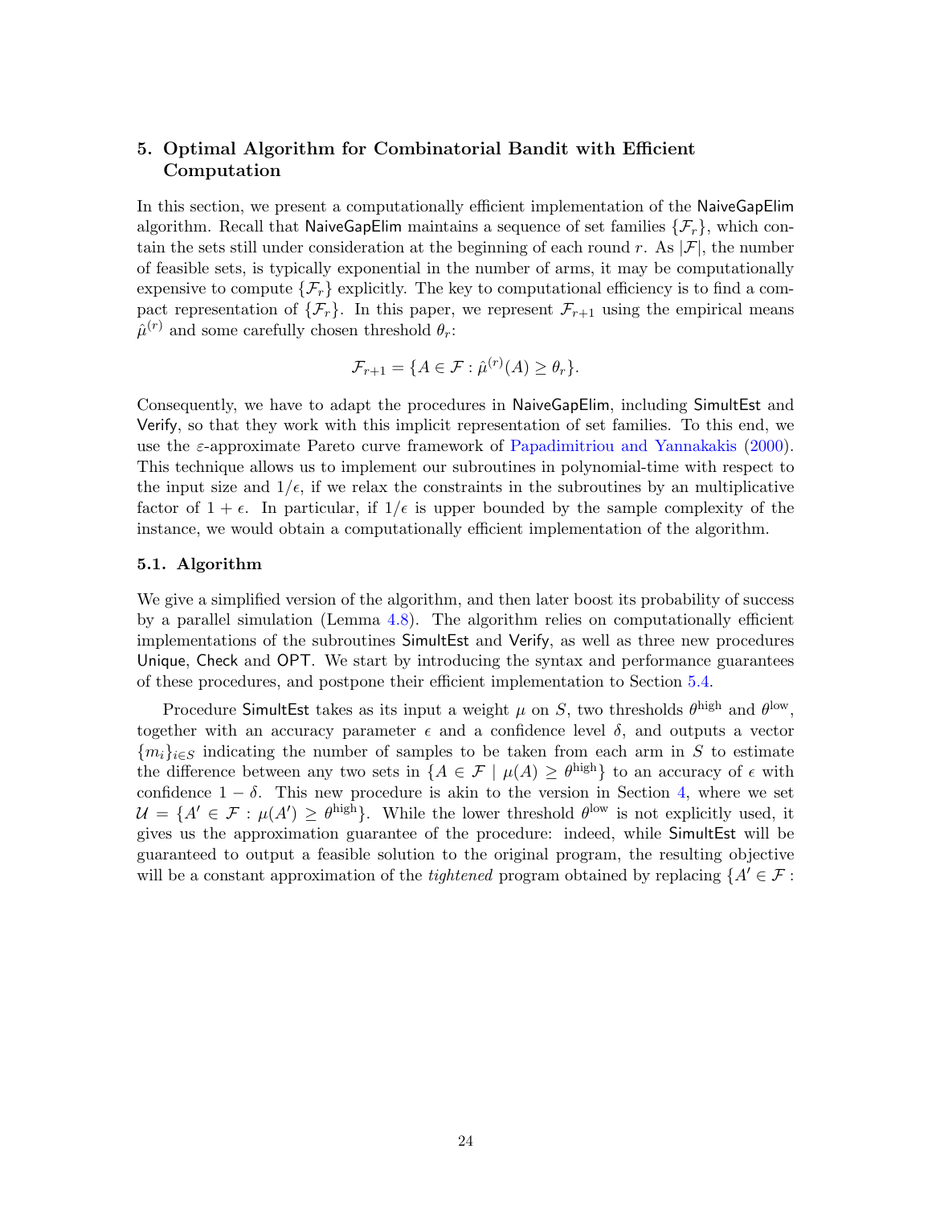## 5. Optimal Algorithm for Combinatorial Bandit with Efficient Computation

In this section, we present a computationally efficient implementation of the NaiveGapElim algorithm. Recall that NaiveGapElim maintains a sequence of set families $\{\mathcal{F}_r\}$, which contain the sets still under consideration at the beginning of each round $r$. As $|\mathcal{F}|$, the number of feasible sets, is typically exponential in the number of arms, it may be computationally expensive to compute $\{\mathcal{F}_r\}$ explicitly. The key to computational efficiency is to find a compact representation of $\{\mathcal{F}_r\}$. In this paper, we represent $\mathcal{F}_{r+1}$ using the empirical means $\hat{\mu}^{(r)}$ and some carefully chosen threshold $\theta_r$:

$$\mathcal{F}_{r+1} = \{A \in \mathcal{F} : \hat{\mu}^{(r)}(A) \geq \theta_r\}.$$

Consequently, we have to adapt the procedures in NaiveGapElim, including SimultEst and Verify, so that they work with this implicit representation of set families. To this end, we use the $\varepsilon$-approximate Pareto curve framework of Papadimitriou and Yannakakis (2000). This technique allows us to implement our subroutines in polynomial-time with respect to the input size and $1/\epsilon$, if we relax the constraints in the subroutines by an multiplicative factor of $1+\epsilon$. In particular, if $1/\epsilon$ is upper bounded by the sample complexity of the instance, we would obtain a computationally efficient implementation of the algorithm.

### 5.1. Algorithm

We give a simplified version of the algorithm, and then later boost its probability of success by a parallel simulation (Lemma 4.8). The algorithm relies on computationally efficient implementations of the subroutines SimultEst and Verify, as well as three new procedures Unique, Check and OPT. We start by introducing the syntax and performance guarantees of these procedures, and postpone their efficient implementation to Section 5.4.

Procedure SimultEst takes as its input a weight $\mu$ on $S$, two thresholds $\theta^{\text{high}}$ and $\theta^{\text{low}}$, together with an accuracy parameter $\epsilon$ and a confidence level $\delta$, and outputs a vector $\{m_i\}_{i\in S}$ indicating the number of samples to be taken from each arm in $S$ to estimate the difference between any two sets in $\{A \in \mathcal{F} \mid \mu(A) \geq \theta^{\text{high}}\}$ to an accuracy of $\epsilon$ with confidence $1-\delta$. This new procedure is akin to the version in Section 4, where we set $\mathcal{U} = \{A' \in \mathcal{F} : \mu(A') \geq \theta^{\text{high}}\}$. While the lower threshold $\theta^{\text{low}}$ is not explicitly used, it gives us the approximation guarantee of the procedure: indeed, while SimultEst will be guaranteed to output a feasible solution to the original program, the resulting objective will be a constant approximation of the *tightened* program obtained by replacing $\{A' \in \mathcal{F}:$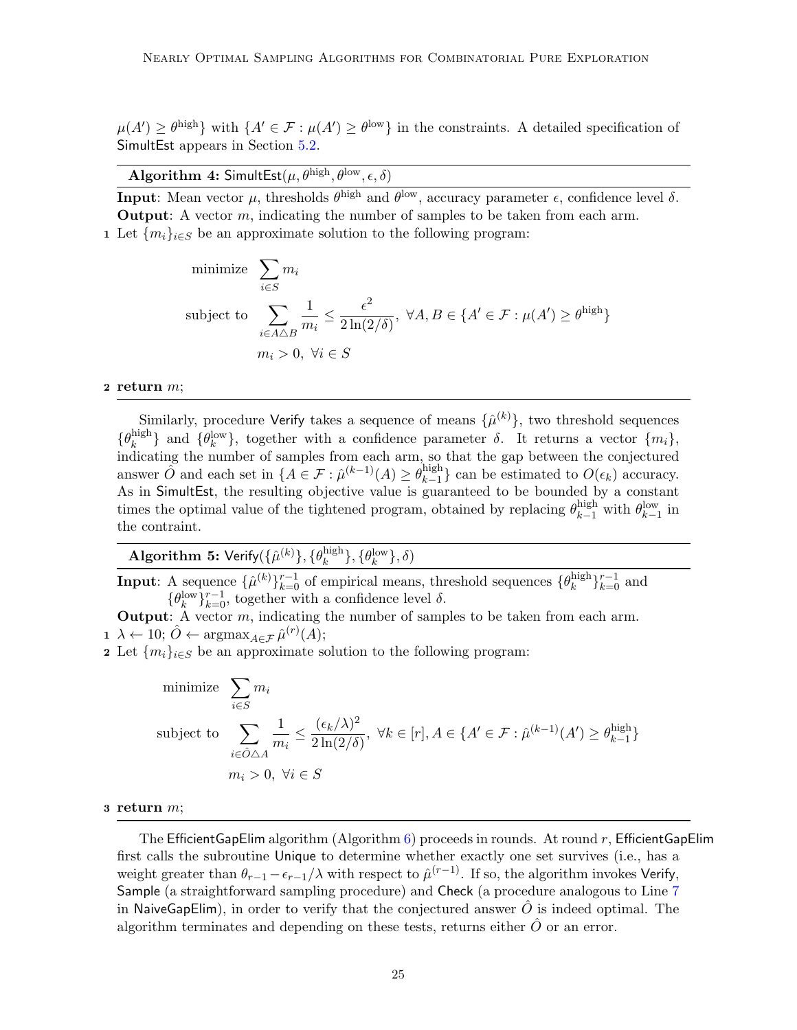$\mu(A') \geq \theta^{\text{high}}\}$ with $\{A' \in \mathcal{F} : \mu(A') \geq \theta^{\text{low}}\}$ in the constraints. A detailed specification of SimultEst appears in Section 5.2.

---

**Algorithm 4:** $\mathsf{SimultEst}(\mu, \theta^{\text{high}}, \theta^{\text{low}}, \epsilon, \delta)$

---

**Input**: Mean vector $\mu$, thresholds $\theta^{\text{high}}$ and $\theta^{\text{low}}$, accuracy parameter $\epsilon$, confidence level $\delta$.

**Output**: A vector $m$, indicating the number of samples to be taken from each arm.

1 Let $\{m_i\}_{i \in S}$ be an approximate solution to the following program:

$$
\begin{aligned}
\text{minimize} \quad & \sum_{i \in S} m_i \\
\text{subject to} \quad & \sum_{i \in A \triangle B} \frac{1}{m_i} \leq \frac{\epsilon^2}{2 \ln(2/\delta)}, \ \forall A, B \in \{A' \in \mathcal{F} : \mu(A') \geq \theta^{\text{high}}\} \\
& m_i > 0, \ \forall i \in S
\end{aligned}
$$

2 **return** $m$;

---

Similarly, procedure Verify takes a sequence of means $\{\hat{\mu}^{(k)}\}$, two threshold sequences $\{\theta_k^{\text{high}}\}$ and $\{\theta_k^{\text{low}}\}$, together with a confidence parameter $\delta$. It returns a vector $\{m_i\}$, indicating the number of samples from each arm, so that the gap between the conjectured answer $\hat{O}$ and each set in $\{A \in \mathcal{F} : \hat{\mu}^{(k-1)}(A) \geq \theta_{k-1}^{\text{high}}\}$ can be estimated to $O(\epsilon_k)$ accuracy. As in SimultEst, the resulting objective value is guaranteed to be bounded by a constant times the optimal value of the tightened program, obtained by replacing $\theta_{k-1}^{\text{high}}$ with $\theta_{k-1}^{\text{low}}$ in the contraint.

---

**Algorithm 5:** $\mathsf{Verify}(\{\hat{\mu}^{(k)}\}, \{\theta_k^{\text{high}}\}, \{\theta_k^{\text{low}}\}, \delta)$

---

**Input**: A sequence $\{\hat{\mu}^{(k)}\}_{k=0}^{r-1}$ of empirical means, threshold sequences $\{\theta_k^{\text{high}}\}_{k=0}^{r-1}$ and $\{\theta_k^{\text{low}}\}_{k=0}^{r-1}$, together with a confidence level $\delta$.

**Output**: A vector $m$, indicating the number of samples to be taken from each arm.

1 $\lambda \leftarrow 10$; $\hat{O} \leftarrow \operatorname{argmax}_{A \in \mathcal{F}} \hat{\mu}^{(r)}(A)$;

2 Let $\{m_i\}_{i \in S}$ be an approximate solution to the following program:

$$
\begin{aligned}
\text{minimize} \quad & \sum_{i \in S} m_i \\
\text{subject to} \quad & \sum_{i \in \hat{O} \triangle A} \frac{1}{m_i} \leq \frac{(\epsilon_k/\lambda)^2}{2 \ln(2/\delta)}, \ \forall k \in [r], A \in \{A' \in \mathcal{F} : \hat{\mu}^{(k-1)}(A') \geq \theta_{k-1}^{\text{high}}\} \\
& m_i > 0, \ \forall i \in S
\end{aligned}
$$

3 **return** $m$;

---

The EfficientGapElim algorithm (Algorithm 6) proceeds in rounds. At round $r$, EfficientGapElim first calls the subroutine Unique to determine whether exactly one set survives (i.e., has a weight greater than $\theta_{r-1} - \epsilon_{r-1}/\lambda$ with respect to $\hat{\mu}^{(r-1)}$. If so, the algorithm invokes Verify, Sample (a straightforward sampling procedure) and Check (a procedure analogous to Line 7 in NaiveGapElim), in order to verify that the conjectured answer $\hat{O}$ is indeed optimal. The algorithm terminates and depending on these tests, returns either $\hat{O}$ or an error.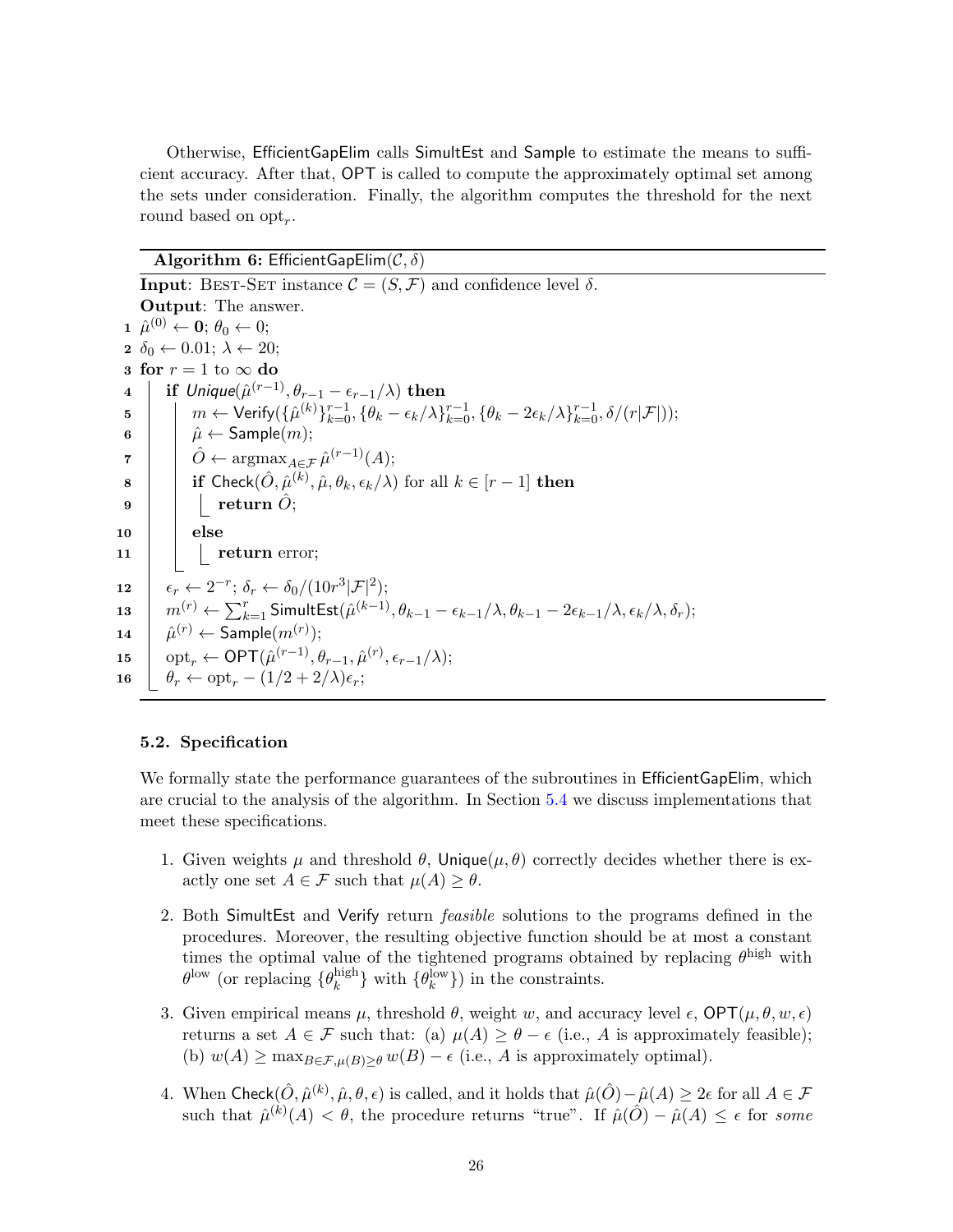Otherwise, EfficientGapElim calls SimultEst and Sample to estimate the means to sufficient accuracy. After that, OPT is called to compute the approximately optimal set among the sets under consideration. Finally, the algorithm computes the threshold for the next round based on $\mathrm{opt}_r$.

---

**Algorithm 6:** EfficientGapElim($\mathcal{C}, \delta$)

---

**Input**: Best-Set instance $\mathcal{C} = (S, \mathcal{F})$ and confidence level $\delta$.
**Output**: The answer.

```
1  μ̂^(0) ← 0; θ_0 ← 0;
2  δ_0 ← 0.01; λ ← 20;
3  for r = 1 to ∞ do
4      if Unique(μ̂^(r−1), θ_{r−1} − ε_{r−1}/λ) then
5          m ← Verify({μ̂^(k)}_{k=0}^{r−1}, {θ_k − ε_k/λ}_{k=0}^{r−1}, {θ_k − 2ε_k/λ}_{k=0}^{r−1}, δ/(r|F|));
6          μ̂ ← Sample(m);
7          Ô ← argmax_{A∈F} μ̂^(r−1)(A);
8          if Check(Ô, μ̂^(k), μ̂, θ_k, ε_k/λ) for all k ∈ [r − 1] then
9              return Ô;
10         else
11             return error;
12     ε_r ← 2^{−r}; δ_r ← δ_0/(10r^3|F|^2);
13     m^(r) ← Σ_{k=1}^{r} SimultEst(μ̂^(k−1), θ_{k−1} − ε_{k−1}/λ, θ_{k−1} − 2ε_{k−1}/λ, ε_k/λ, δ_r);
14     μ̂^(r) ← Sample(m^(r));
15     opt_r ← OPT(μ̂^(r−1), θ_{r−1}, μ̂^(r), ε_{r−1}/λ);
16     θ_r ← opt_r − (1/2 + 2/λ)ε_r;
```

---

### 5.2. Specification

We formally state the performance guarantees of the subroutines in EfficientGapElim, which are crucial to the analysis of the algorithm. In Section 5.4 we discuss implementations that meet these specifications.

1. Given weights $\mu$ and threshold $\theta$, Unique($\mu, \theta$) correctly decides whether there is exactly one set $A \in \mathcal{F}$ such that $\mu(A) \geq \theta$.

2. Both SimultEst and Verify return *feasible* solutions to the programs defined in the procedures. Moreover, the resulting objective function should be at most a constant times the optimal value of the tightened programs obtained by replacing $\theta^{\mathrm{high}}$ with $\theta^{\mathrm{low}}$ (or replacing $\{\theta_k^{\mathrm{high}}\}$ with $\{\theta_k^{\mathrm{low}}\}$) in the constraints.

3. Given empirical means $\mu$, threshold $\theta$, weight $w$, and accuracy level $\epsilon$, OPT($\mu, \theta, w, \epsilon$) returns a set $A \in \mathcal{F}$ such that: (a) $\mu(A) \geq \theta - \epsilon$ (i.e., $A$ is approximately feasible); (b) $w(A) \geq \max_{B \in \mathcal{F}, \mu(B) \geq \theta} w(B) - \epsilon$ (i.e., $A$ is approximately optimal).

4. When Check($\hat{O}, \hat{\mu}^{(k)}, \hat{\mu}, \theta, \epsilon$) is called, and it holds that $\hat{\mu}(\hat{O}) - \hat{\mu}(A) \geq 2\epsilon$ for all $A \in \mathcal{F}$ such that $\hat{\mu}^{(k)}(A) < \theta$, the procedure returns "true". If $\hat{\mu}(\hat{O}) - \hat{\mu}(A) \leq \epsilon$ for *some*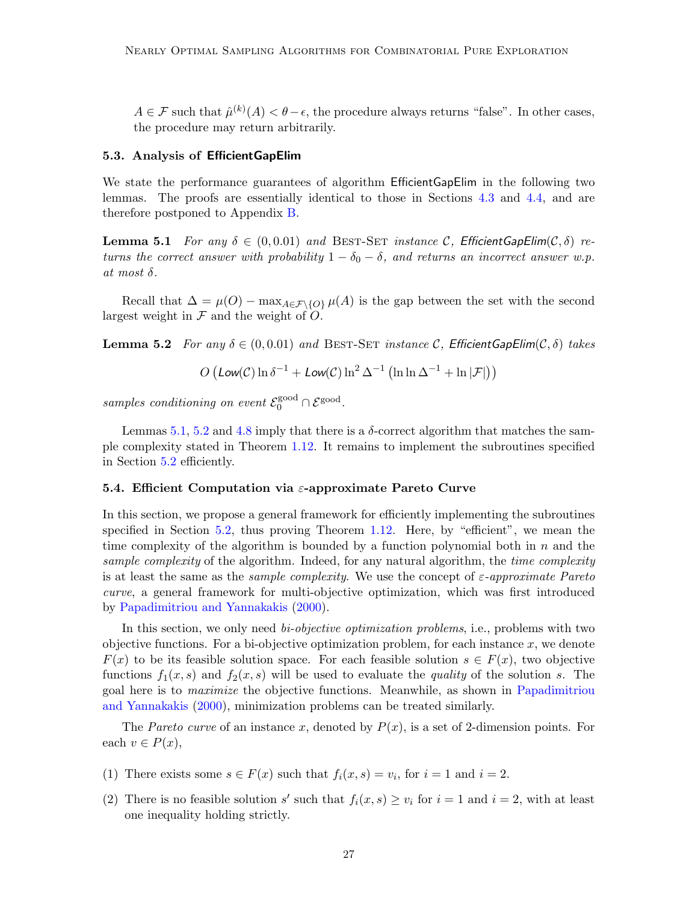$A \in \mathcal{F}$ such that $\hat{\mu}^{(k)}(A) < \theta - \epsilon$, the procedure always returns "false". In other cases, the procedure may return arbitrarily.

### 5.3. Analysis of EfficientGapElim

We state the performance guarantees of algorithm EfficientGapElim in the following two lemmas. The proofs are essentially identical to those in Sections 4.3 and 4.4, and are therefore postponed to Appendix B.

**Lemma 5.1** *For any $\delta \in (0, 0.01)$ and* Best-Set *instance $\mathcal{C}$, EfficientGapElim$(\mathcal{C}, \delta)$ returns the correct answer with probability $1 - \delta_0 - \delta$, and returns an incorrect answer w.p. at most $\delta$.*

Recall that $\Delta = \mu(O) - \max_{A \in \mathcal{F} \setminus \{O\}} \mu(A)$ is the gap between the set with the second largest weight in $\mathcal{F}$ and the weight of $O$.

**Lemma 5.2** *For any $\delta \in (0, 0.01)$ and* Best-Set *instance $\mathcal{C}$, EfficientGapElim$(\mathcal{C}, \delta)$ takes*

$$O\left(\mathit{Low}(\mathcal{C}) \ln \delta^{-1} + \mathit{Low}(\mathcal{C}) \ln^2 \Delta^{-1} \left(\ln \ln \Delta^{-1} + \ln |\mathcal{F}|\right)\right)$$

*samples conditioning on event $\mathcal{E}_0^{\text{good}} \cap \mathcal{E}^{\text{good}}$.*

Lemmas 5.1, 5.2 and 4.8 imply that there is a $\delta$-correct algorithm that matches the sample complexity stated in Theorem 1.12. It remains to implement the subroutines specified in Section 5.2 efficiently.

### 5.4. Efficient Computation via $\varepsilon$-approximate Pareto Curve

In this section, we propose a general framework for efficiently implementing the subroutines specified in Section 5.2, thus proving Theorem 1.12. Here, by "efficient", we mean the time complexity of the algorithm is bounded by a function polynomial both in $n$ and the *sample complexity* of the algorithm. Indeed, for any natural algorithm, the *time complexity* is at least the same as the *sample complexity*. We use the concept of $\varepsilon$*-approximate Pareto curve*, a general framework for multi-objective optimization, which was first introduced by Papadimitriou and Yannakakis (2000).

In this section, we only need *bi-objective optimization problems*, i.e., problems with two objective functions. For a bi-objective optimization problem, for each instance $x$, we denote $F(x)$ to be its feasible solution space. For each feasible solution $s \in F(x)$, two objective functions $f_1(x, s)$ and $f_2(x, s)$ will be used to evaluate the *quality* of the solution $s$. The goal here is to *maximize* the objective functions. Meanwhile, as shown in Papadimitriou and Yannakakis (2000), minimization problems can be treated similarly.

The *Pareto curve* of an instance $x$, denoted by $P(x)$, is a set of 2-dimension points. For each $v \in P(x)$,

(1) There exists some $s \in F(x)$ such that $f_i(x, s) = v_i$, for $i = 1$ and $i = 2$.

(2) There is no feasible solution $s'$ such that $f_i(x, s) \ge v_i$ for $i = 1$ and $i = 2$, with at least one inequality holding strictly.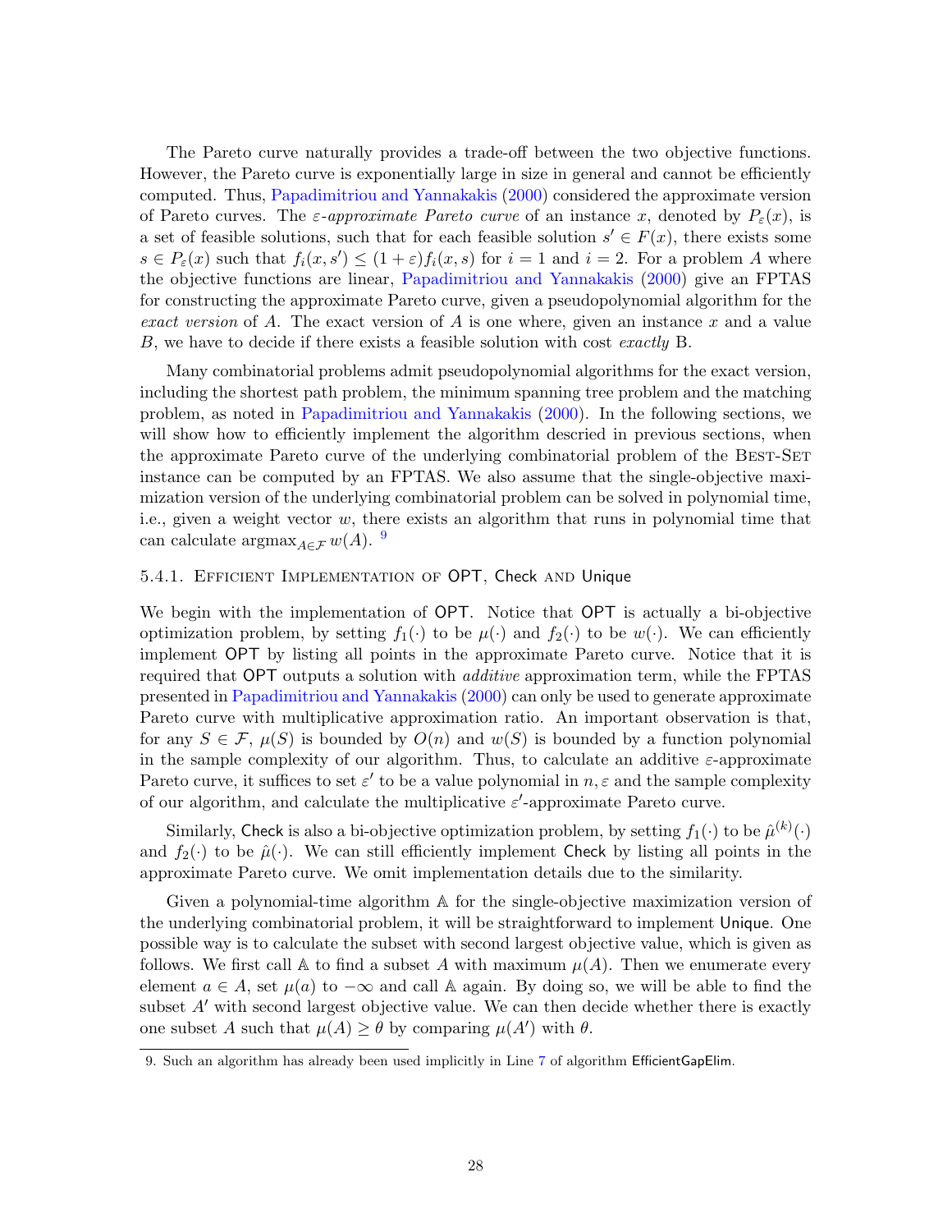The Pareto curve naturally provides a trade-off between the two objective functions. However, the Pareto curve is exponentially large in size in general and cannot be efficiently computed. Thus, Papadimitriou and Yannakakis (2000) considered the approximate version of Pareto curves. The $\varepsilon$-*approximate Pareto curve* of an instance $x$, denoted by $P_\varepsilon(x)$, is a set of feasible solutions, such that for each feasible solution $s' \in F(x)$, there exists some $s \in P_\varepsilon(x)$ such that $f_i(x, s') \le (1+\varepsilon) f_i(x, s)$ for $i = 1$ and $i = 2$. For a problem $A$ where the objective functions are linear, Papadimitriou and Yannakakis (2000) give an FPTAS for constructing the approximate Pareto curve, given a pseudopolynomial algorithm for the *exact version* of $A$. The exact version of $A$ is one where, given an instance $x$ and a value $B$, we have to decide if there exists a feasible solution with cost *exactly* B.

Many combinatorial problems admit pseudopolynomial algorithms for the exact version, including the shortest path problem, the minimum spanning tree problem and the matching problem, as noted in Papadimitriou and Yannakakis (2000). In the following sections, we will show how to efficiently implement the algorithm descried in previous sections, when the approximate Pareto curve of the underlying combinatorial problem of the Best-Set instance can be computed by an FPTAS. We also assume that the single-objective maximization version of the underlying combinatorial problem can be solved in polynomial time, i.e., given a weight vector $w$, there exists an algorithm that runs in polynomial time that can calculate $\mathrm{argmax}_{A \in \mathcal{F}} w(A)$. [9]

### 5.4.1. Efficient Implementation of OPT, Check and Unique

We begin with the implementation of OPT. Notice that OPT is actually a bi-objective optimization problem, by setting $f_1(\cdot)$ to be $\mu(\cdot)$ and $f_2(\cdot)$ to be $w(\cdot)$. We can efficiently implement OPT by listing all points in the approximate Pareto curve. Notice that it is required that OPT outputs a solution with *additive* approximation term, while the FPTAS presented in Papadimitriou and Yannakakis (2000) can only be used to generate approximate Pareto curve with multiplicative approximation ratio. An important observation is that, for any $S \in \mathcal{F}$, $\mu(S)$ is bounded by $O(n)$ and $w(S)$ is bounded by a function polynomial in the sample complexity of our algorithm. Thus, to calculate an additive $\varepsilon$-approximate Pareto curve, it suffices to set $\varepsilon'$ to be a value polynomial in $n, \varepsilon$ and the sample complexity of our algorithm, and calculate the multiplicative $\varepsilon'$-approximate Pareto curve.

Similarly, Check is also a bi-objective optimization problem, by setting $f_1(\cdot)$ to be $\hat{\mu}^{(k)}(\cdot)$ and $f_2(\cdot)$ to be $\hat{\mu}(\cdot)$. We can still efficiently implement Check by listing all points in the approximate Pareto curve. We omit implementation details due to the similarity.

Given a polynomial-time algorithm $\mathbb{A}$ for the single-objective maximization version of the underlying combinatorial problem, it will be straightforward to implement Unique. One possible way is to calculate the subset with second largest objective value, which is given as follows. We first call $\mathbb{A}$ to find a subset $A$ with maximum $\mu(A)$. Then we enumerate every element $a \in A$, set $\mu(a)$ to $-\infty$ and call $\mathbb{A}$ again. By doing so, we will be able to find the subset $A'$ with second largest objective value. We can then decide whether there is exactly one subset $A$ such that $\mu(A) \ge \theta$ by comparing $\mu(A')$ with $\theta$.

9. Such an algorithm has already been used implicitly in Line 7 of algorithm EfficientGapElim.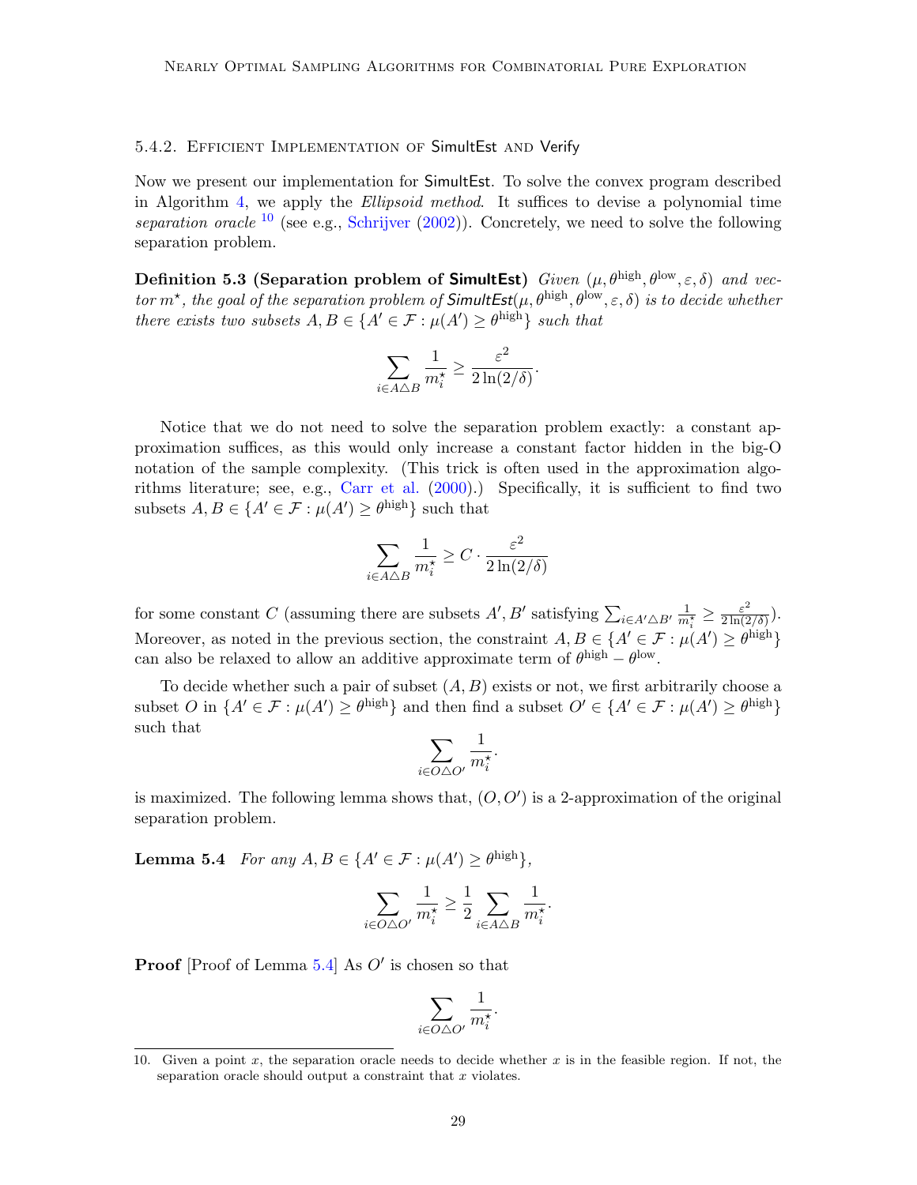### 5.4.2. Efficient Implementation of SimultEst and Verify

Now we present our implementation for SimultEst. To solve the convex program described in Algorithm 4, we apply the *Ellipsoid method*. It suffices to devise a polynomial time *separation oracle* [10] (see e.g., Schrijver (2002)). Concretely, we need to solve the following separation problem.

**Definition 5.3 (Separation problem of SimultEst)** *Given $(\mu, \theta^{\text{high}}, \theta^{\text{low}}, \varepsilon, \delta)$ and vector $m^\star$, the goal of the separation problem of SimultEst$(\mu, \theta^{\text{high}}, \theta^{\text{low}}, \varepsilon, \delta)$ is to decide whether there exists two subsets $A, B \in \{A' \in \mathcal{F} : \mu(A') \geq \theta^{\text{high}}\}$ such that*

$$\sum_{i \in A \triangle B} \frac{1}{m_i^\star} \geq \frac{\varepsilon^2}{2\ln(2/\delta)}.$$

Notice that we do not need to solve the separation problem exactly: a constant approximation suffices, as this would only increase a constant factor hidden in the big-O notation of the sample complexity. (This trick is often used in the approximation algorithms literature; see, e.g., Carr et al. (2000).) Specifically, it is sufficient to find two subsets $A, B \in \{A' \in \mathcal{F} : \mu(A') \geq \theta^{\text{high}}\}$ such that

$$\sum_{i \in A \triangle B} \frac{1}{m_i^\star} \geq C \cdot \frac{\varepsilon^2}{2\ln(2/\delta)}$$

for some constant $C$ (assuming there are subsets $A', B'$ satisfying $\sum_{i \in A' \triangle B'} \frac{1}{m_i^\star} \geq \frac{\varepsilon^2}{2\ln(2/\delta)}$). Moreover, as noted in the previous section, the constraint $A, B \in \{A' \in \mathcal{F} : \mu(A') \geq \theta^{\text{high}}\}$ can also be relaxed to allow an additive approximate term of $\theta^{\text{high}} - \theta^{\text{low}}$.

To decide whether such a pair of subset $(A, B)$ exists or not, we first arbitrarily choose a subset $O$ in $\{A' \in \mathcal{F} : \mu(A') \geq \theta^{\text{high}}\}$ and then find a subset $O' \in \{A' \in \mathcal{F} : \mu(A') \geq \theta^{\text{high}}\}$ such that

$$\sum_{i \in O \triangle O'} \frac{1}{m_i^\star}.$$

is maximized. The following lemma shows that, $(O, O')$ is a 2-approximation of the original separation problem.

**Lemma 5.4** *For any $A, B \in \{A' \in \mathcal{F} : \mu(A') \geq \theta^{\text{high}}\}$,*

$$\sum_{i \in O \triangle O'} \frac{1}{m_i^\star} \geq \frac{1}{2} \sum_{i \in A \triangle B} \frac{1}{m_i^\star}.$$

**Proof** [Proof of Lemma 5.4] As $O'$ is chosen so that

$$\sum_{i \in O \triangle O'} \frac{1}{m_i^\star}.$$

10. Given a point $x$, the separation oracle needs to decide whether $x$ is in the feasible region. If not, the separation oracle should output a constraint that $x$ violates.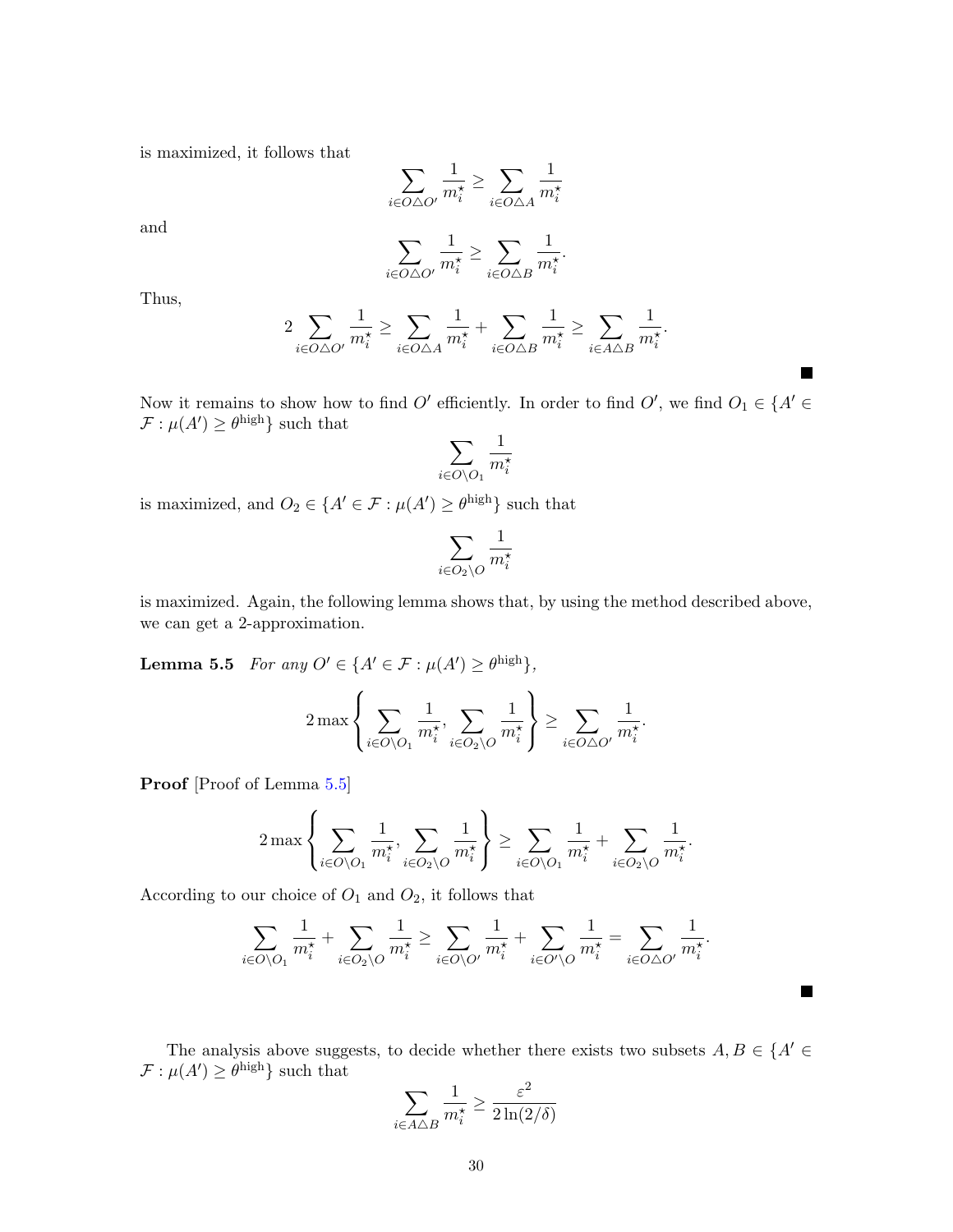is maximized, it follows that

$$\sum_{i \in O \triangle O'} \frac{1}{m_i^\star} \geq \sum_{i \in O \triangle A} \frac{1}{m_i^\star}$$

and

$$\sum_{i \in O \triangle O'} \frac{1}{m_i^\star} \geq \sum_{i \in O \triangle B} \frac{1}{m_i^\star}.$$

Thus,

$$2 \sum_{i \in O \triangle O'} \frac{1}{m_i^\star} \geq \sum_{i \in O \triangle A} \frac{1}{m_i^\star} + \sum_{i \in O \triangle B} \frac{1}{m_i^\star} \geq \sum_{i \in A \triangle B} \frac{1}{m_i^\star}.$$

■

Now it remains to show how to find $O'$ efficiently. In order to find $O'$, we find $O_1 \in \{A' \in \mathcal{F} : \mu(A') \geq \theta^{\text{high}}\}$ such that

$$\sum_{i \in O \setminus O_1} \frac{1}{m_i^\star}$$

is maximized, and $O_2 \in \{A' \in \mathcal{F} : \mu(A') \geq \theta^{\text{high}}\}$ such that

$$\sum_{i \in O_2 \setminus O} \frac{1}{m_i^\star}$$

is maximized. Again, the following lemma shows that, by using the method described above, we can get a 2-approximation.

**Lemma 5.5** *For any $O' \in \{A' \in \mathcal{F} : \mu(A') \geq \theta^{\text{high}}\}$,*

$$2 \max \left\{ \sum_{i \in O \setminus O_1} \frac{1}{m_i^\star}, \sum_{i \in O_2 \setminus O} \frac{1}{m_i^\star} \right\} \geq \sum_{i \in O \triangle O'} \frac{1}{m_i^\star}.$$

**Proof** [Proof of Lemma 5.5]

$$2 \max \left\{ \sum_{i \in O \setminus O_1} \frac{1}{m_i^\star}, \sum_{i \in O_2 \setminus O} \frac{1}{m_i^\star} \right\} \geq \sum_{i \in O \setminus O_1} \frac{1}{m_i^\star} + \sum_{i \in O_2 \setminus O} \frac{1}{m_i^\star}.$$

According to our choice of $O_1$ and $O_2$, it follows that

$$\sum_{i \in O \setminus O_1} \frac{1}{m_i^\star} + \sum_{i \in O_2 \setminus O} \frac{1}{m_i^\star} \geq \sum_{i \in O \setminus O'} \frac{1}{m_i^\star} + \sum_{i \in O' \setminus O} \frac{1}{m_i^\star} = \sum_{i \in O \triangle O'} \frac{1}{m_i^\star}.$$

■

The analysis above suggests, to decide whether there exists two subsets $A, B \in \{A' \in \mathcal{F} : \mu(A') \geq \theta^{\text{high}}\}$ such that

$$\sum_{i \in A \triangle B} \frac{1}{m_i^\star} \geq \frac{\varepsilon^2}{2 \ln(2/\delta)}$$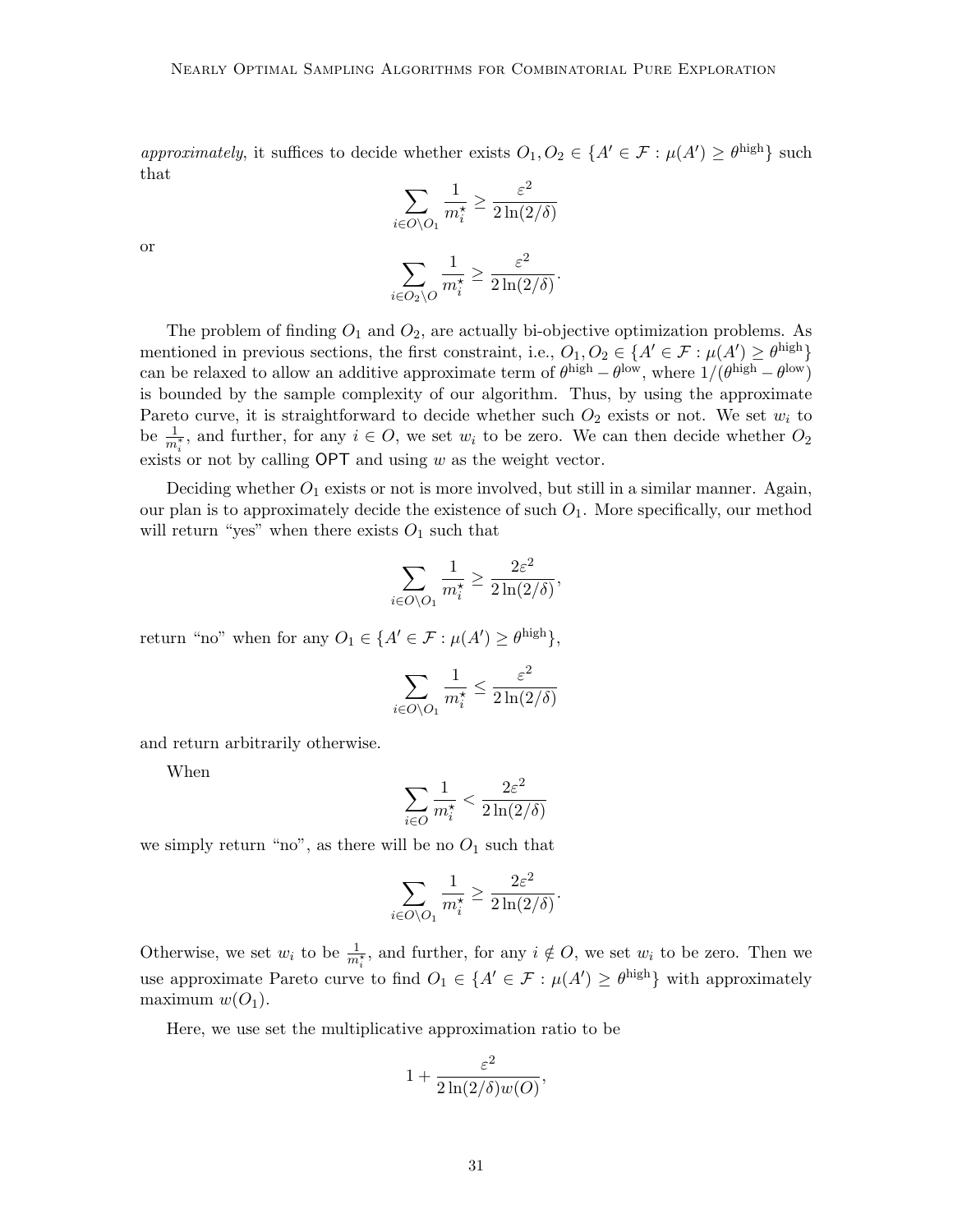*approximately*, it suffices to decide whether exists $O_1, O_2 \in \{A' \in \mathcal{F} : \mu(A') \geq \theta^{\text{high}}\}$ such that

$$\sum_{i \in O \setminus O_1} \frac{1}{m_i^\star} \geq \frac{\varepsilon^2}{2\ln(2/\delta)}$$

or

$$\sum_{i \in O_2 \setminus O} \frac{1}{m_i^\star} \geq \frac{\varepsilon^2}{2\ln(2/\delta)}.$$

The problem of finding $O_1$ and $O_2$, are actually bi-objective optimization problems. As mentioned in previous sections, the first constraint, i.e., $O_1, O_2 \in \{A' \in \mathcal{F} : \mu(A') \geq \theta^{\text{high}}\}$ can be relaxed to allow an additive approximate term of $\theta^{\text{high}} - \theta^{\text{low}}$, where $1/(\theta^{\text{high}} - \theta^{\text{low}})$ is bounded by the sample complexity of our algorithm. Thus, by using the approximate Pareto curve, it is straightforward to decide whether such $O_2$ exists or not. We set $w_i$ to be $\frac{1}{m_i^\star}$, and further, for any $i \in O$, we set $w_i$ to be zero. We can then decide whether $O_2$ exists or not by calling $\mathsf{OPT}$ and using $w$ as the weight vector.

Deciding whether $O_1$ exists or not is more involved, but still in a similar manner. Again, our plan is to approximately decide the existence of such $O_1$. More specifically, our method will return "yes" when there exists $O_1$ such that

$$\sum_{i \in O \setminus O_1} \frac{1}{m_i^\star} \geq \frac{2\varepsilon^2}{2\ln(2/\delta)},$$

return "no" when for any $O_1 \in \{A' \in \mathcal{F} : \mu(A') \geq \theta^{\text{high}}\}$,

$$\sum_{i \in O \setminus O_1} \frac{1}{m_i^\star} \leq \frac{\varepsilon^2}{2\ln(2/\delta)}$$

and return arbitrarily otherwise.

When

$$\sum_{i \in O} \frac{1}{m_i^\star} < \frac{2\varepsilon^2}{2\ln(2/\delta)}$$

we simply return "no", as there will be no $O_1$ such that

$$\sum_{i \in O \setminus O_1} \frac{1}{m_i^\star} \geq \frac{2\varepsilon^2}{2\ln(2/\delta)}.$$

Otherwise, we set $w_i$ to be $\frac{1}{m_i^\star}$, and further, for any $i \notin O$, we set $w_i$ to be zero. Then we use approximate Pareto curve to find $O_1 \in \{A' \in \mathcal{F} : \mu(A') \geq \theta^{\text{high}}\}$ with approximately maximum $w(O_1)$.

Here, we use set the multiplicative approximation ratio to be

$$1 + \frac{\varepsilon^2}{2\ln(2/\delta) w(O)},$$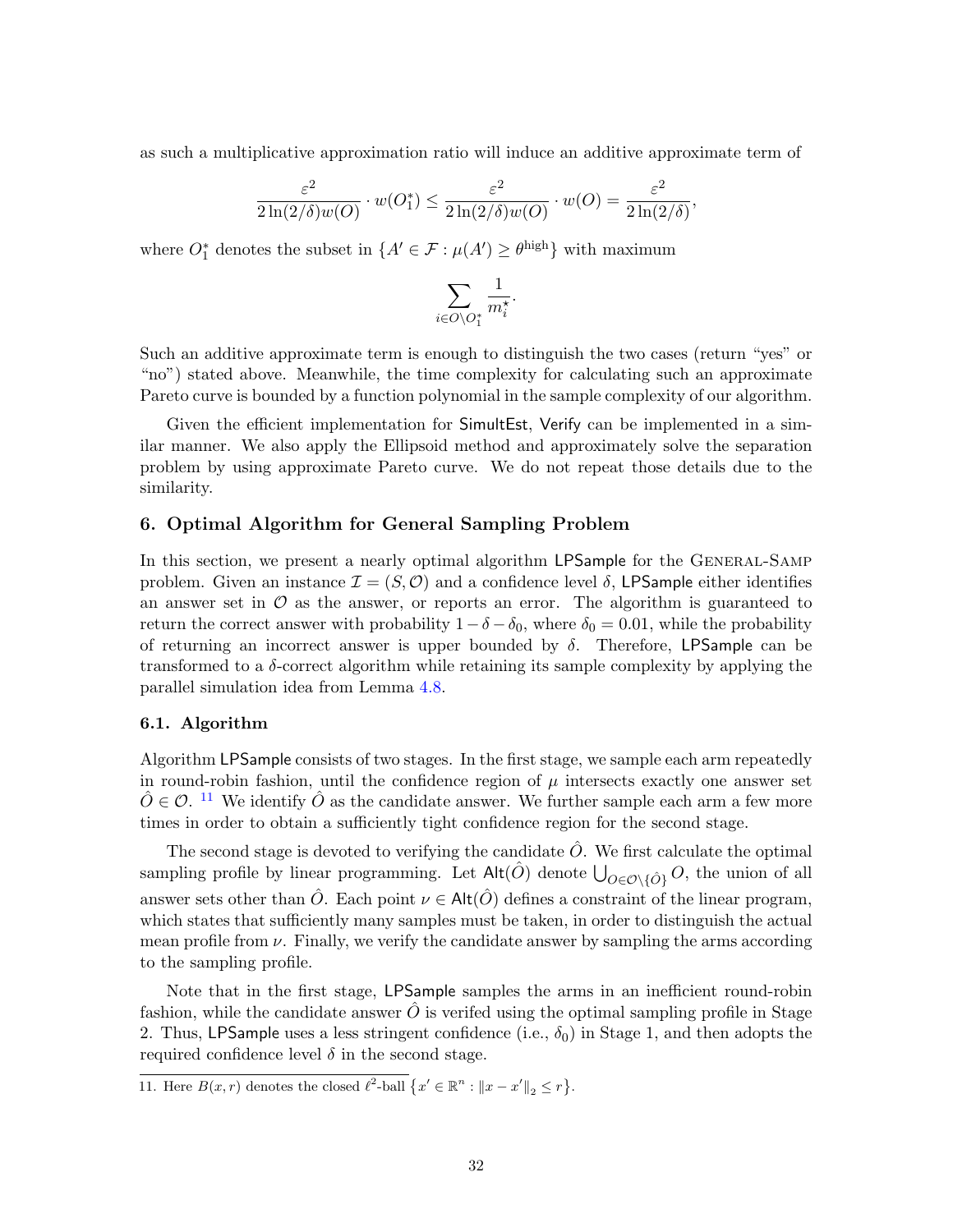as such a multiplicative approximation ratio will induce an additive approximate term of

$$\frac{\varepsilon^2}{2\ln(2/\delta)w(O)} \cdot w(O_1^*) \le \frac{\varepsilon^2}{2\ln(2/\delta)w(O)} \cdot w(O) = \frac{\varepsilon^2}{2\ln(2/\delta)},$$

where $O_1^*$ denotes the subset in $\{A' \in \mathcal{F} : \mu(A') \ge \theta^{\text{high}}\}$ with maximum

$$\sum_{i \in O \setminus O_1^*} \frac{1}{m_i^*}.$$

Such an additive approximate term is enough to distinguish the two cases (return "yes" or "no") stated above. Meanwhile, the time complexity for calculating such an approximate Pareto curve is bounded by a function polynomial in the sample complexity of our algorithm.

Given the efficient implementation for SimultEst, Verify can be implemented in a similar manner. We also apply the Ellipsoid method and approximately solve the separation problem by using approximate Pareto curve. We do not repeat those details due to the similarity.

## 6. Optimal Algorithm for General Sampling Problem

In this section, we present a nearly optimal algorithm LPSample for the General-Samp problem. Given an instance $\mathcal{I} = (S, \mathcal{O})$ and a confidence level $\delta$, LPSample either identifies an answer set in $\mathcal{O}$ as the answer, or reports an error. The algorithm is guaranteed to return the correct answer with probability $1 - \delta - \delta_0$, where $\delta_0 = 0.01$, while the probability of returning an incorrect answer is upper bounded by $\delta$. Therefore, LPSample can be transformed to a $\delta$-correct algorithm while retaining its sample complexity by applying the parallel simulation idea from Lemma 4.8.

### 6.1. Algorithm

Algorithm LPSample consists of two stages. In the first stage, we sample each arm repeatedly in round-robin fashion, until the confidence region of $\mu$ intersects exactly one answer set $\hat{O} \in \mathcal{O}$. [11] We identify $\hat{O}$ as the candidate answer. We further sample each arm a few more times in order to obtain a sufficiently tight confidence region for the second stage.

The second stage is devoted to verifying the candidate $\hat{O}$. We first calculate the optimal sampling profile by linear programming. Let $\mathsf{Alt}(\hat{O})$ denote $\bigcup_{O \in \mathcal{O} \setminus \{\hat{O}\}} O$, the union of all answer sets other than $\hat{O}$. Each point $\nu \in \mathsf{Alt}(\hat{O})$ defines a constraint of the linear program, which states that sufficiently many samples must be taken, in order to distinguish the actual mean profile from $\nu$. Finally, we verify the candidate answer by sampling the arms according to the sampling profile.

Note that in the first stage, LPSample samples the arms in an inefficient round-robin fashion, while the candidate answer $\hat{O}$ is verifed using the optimal sampling profile in Stage 2. Thus, LPSample uses a less stringent confidence (i.e., $\delta_0$) in Stage 1, and then adopts the required confidence level $\delta$ in the second stage.

11. Here $B(x, r)$ denotes the closed $\ell^2$-ball $\{x' \in \mathbb{R}^n : \|x - x'\|_2 \le r\}$.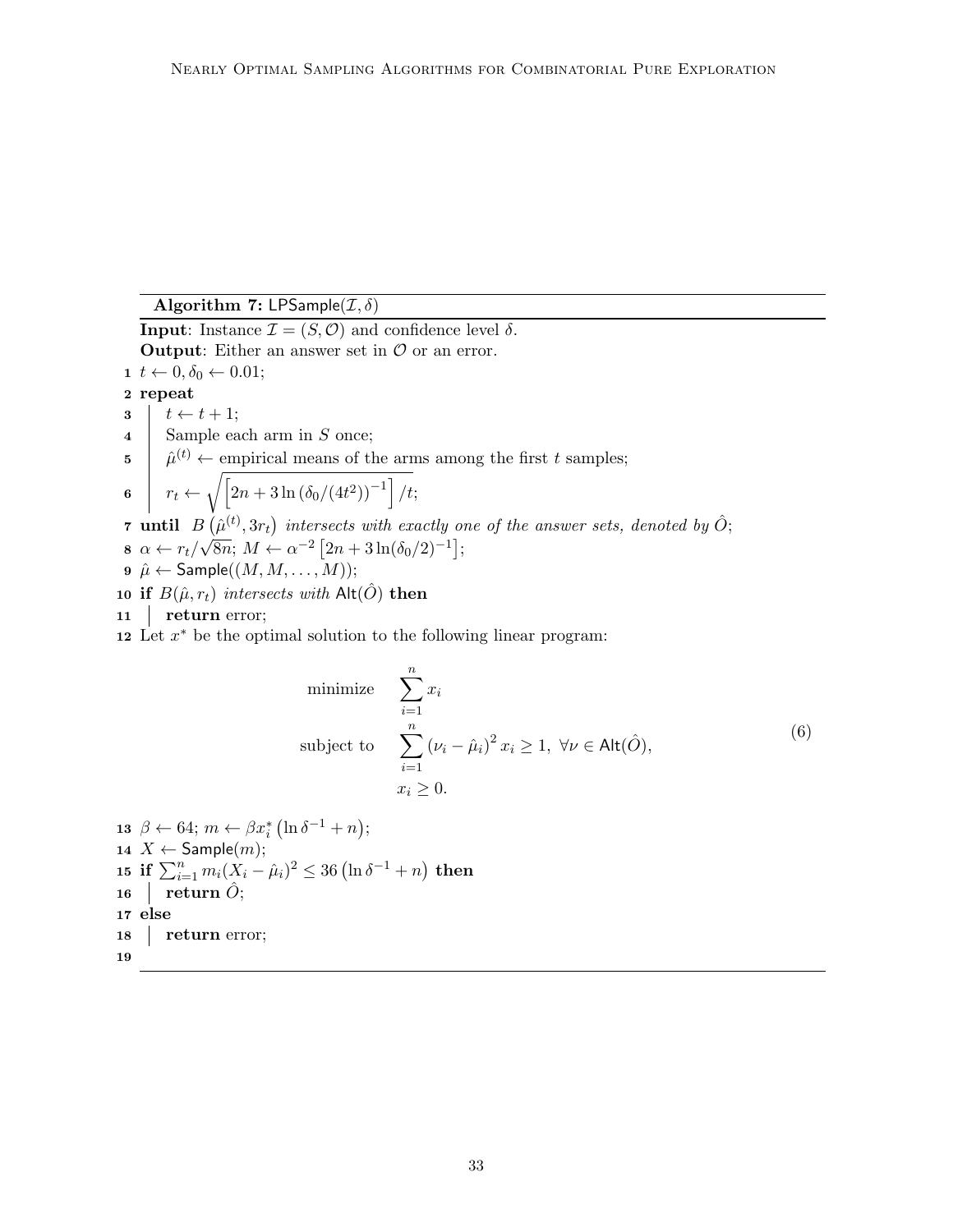**Algorithm 7:** $\mathsf{LPSample}(\mathcal{I}, \delta)$

**Input**: Instance $\mathcal{I} = (S, \mathcal{O})$ and confidence level $\delta$.

**Output**: Either an answer set in $\mathcal{O}$ or an error.

1. $t \leftarrow 0, \delta_0 \leftarrow 0.01$;
2. **repeat**
3. $\quad t \leftarrow t + 1$;
4. $\quad$ Sample each arm in $S$ once;
5. $\quad \hat{\mu}^{(t)} \leftarrow$ empirical means of the arms among the first $t$ samples;
6. $\quad r_t \leftarrow \sqrt{\left[2n + 3\ln\left(\delta_0/(4t^2)\right)^{-1}\right]/t}$;
7. **until** $B\left(\hat{\mu}^{(t)}, 3r_t\right)$ *intersects with exactly one of the answer sets, denoted by* $\hat{O}$;
8. $\alpha \leftarrow r_t/\sqrt{8n}$; $M \leftarrow \alpha^{-2}\left[2n + 3\ln(\delta_0/2)^{-1}\right]$;
9. $\hat{\mu} \leftarrow \mathsf{Sample}((M, M, \ldots, M))$;
10. **if** $B(\hat{\mu}, r_t)$ *intersects with* $\mathsf{Alt}(\hat{O})$ **then**
11. $\quad$ **return** error;
12. Let $x^*$ be the optimal solution to the following linear program:

$$
\begin{aligned}
\text{minimize} \quad & \sum_{i=1}^{n} x_i \\
\text{subject to} \quad & \sum_{i=1}^{n} \left(\nu_i - \hat{\mu}_i\right)^2 x_i \geq 1, \ \forall \nu \in \mathsf{Alt}(\hat{O}), \\
& x_i \geq 0.
\end{aligned}
\tag{6}
$$

13. $\beta \leftarrow 64$; $m \leftarrow \beta x_i^*\left(\ln \delta^{-1} + n\right)$;
14. $X \leftarrow \mathsf{Sample}(m)$;
15. **if** $\sum_{i=1}^{n} m_i (X_i - \hat{\mu}_i)^2 \leq 36\left(\ln \delta^{-1} + n\right)$ **then**
16. $\quad$ **return** $\hat{O}$;
17. **else**
18. $\quad$ **return** error;
19.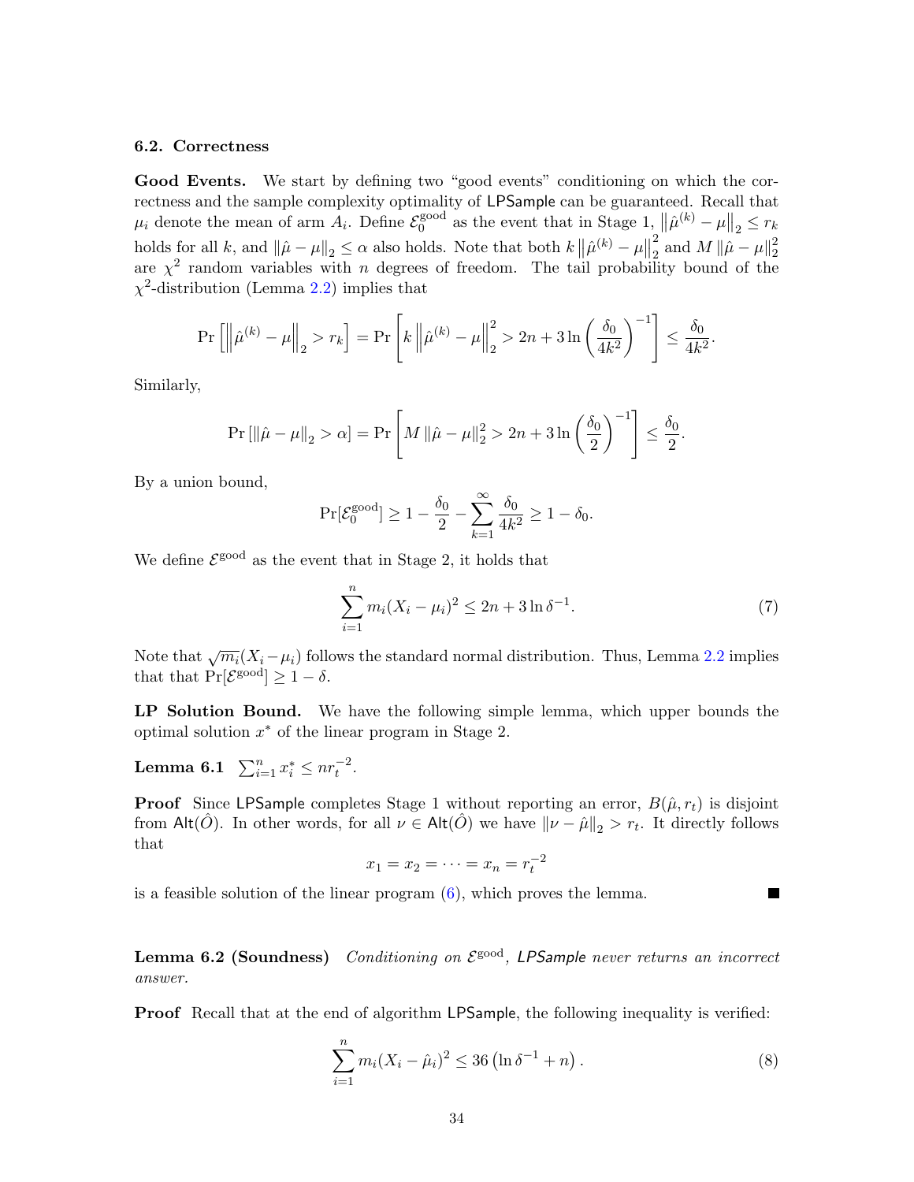### 6.2. Correctness

**Good Events.** We start by defining two "good events" conditioning on which the correctness and the sample complexity optimality of LPSample can be guaranteed. Recall that $\mu_i$ denote the mean of arm $A_i$. Define $\mathcal{E}_0^{\text{good}}$ as the event that in Stage 1, $\left\|\hat{\mu}^{(k)} - \mu\right\|_2 \le r_k$ holds for all $k$, and $\|\hat{\mu} - \mu\|_2 \le \alpha$ also holds. Note that both $k\left\|\hat{\mu}^{(k)} - \mu\right\|_2^2$ and $M\|\hat{\mu} - \mu\|_2^2$ are $\chi^2$ random variables with $n$ degrees of freedom. The tail probability bound of the $\chi^2$-distribution (Lemma 2.2) implies that

$$\Pr\left[\left\|\hat{\mu}^{(k)} - \mu\right\|_2 > r_k\right] = \Pr\left[k\left\|\hat{\mu}^{(k)} - \mu\right\|_2^2 > 2n + 3\ln\left(\frac{\delta_0}{4k^2}\right)^{-1}\right] \le \frac{\delta_0}{4k^2}.$$

Similarly,

$$\Pr\left[\|\hat{\mu} - \mu\|_2 > \alpha\right] = \Pr\left[M\|\hat{\mu} - \mu\|_2^2 > 2n + 3\ln\left(\frac{\delta_0}{2}\right)^{-1}\right] \le \frac{\delta_0}{2}.$$

By a union bound,

$$\Pr[\mathcal{E}_0^{\text{good}}] \ge 1 - \frac{\delta_0}{2} - \sum_{k=1}^{\infty}\frac{\delta_0}{4k^2} \ge 1 - \delta_0.$$

We define $\mathcal{E}^{\text{good}}$ as the event that in Stage 2, it holds that

$$\sum_{i=1}^{n} m_i(X_i - \mu_i)^2 \le 2n + 3\ln\delta^{-1}. \tag{7}$$

Note that $\sqrt{m_i}(X_i - \mu_i)$ follows the standard normal distribution. Thus, Lemma 2.2 implies that that $\Pr[\mathcal{E}^{\text{good}}] \ge 1 - \delta$.

**LP Solution Bound.** We have the following simple lemma, which upper bounds the optimal solution $x^*$ of the linear program in Stage 2.

**Lemma 6.1** $\sum_{i=1}^{n} x_i^* \le n r_t^{-2}$.

**Proof** Since LPSample completes Stage 1 without reporting an error, $B(\hat{\mu}, r_t)$ is disjoint from $\mathsf{Alt}(\hat{O})$. In other words, for all $\nu \in \mathsf{Alt}(\hat{O})$ we have $\|\nu - \hat{\mu}\|_2 > r_t$. It directly follows that

$$x_1 = x_2 = \cdots = x_n = r_t^{-2}$$

is a feasible solution of the linear program (6), which proves the lemma. ∎

**Lemma 6.2 (Soundness)** *Conditioning on $\mathcal{E}^{\text{good}}$, LPSample never returns an incorrect answer.*

**Proof** Recall that at the end of algorithm LPSample, the following inequality is verified:

$$\sum_{i=1}^{n} m_i(X_i - \hat{\mu}_i)^2 \le 36\left(\ln\delta^{-1} + n\right). \tag{8}$$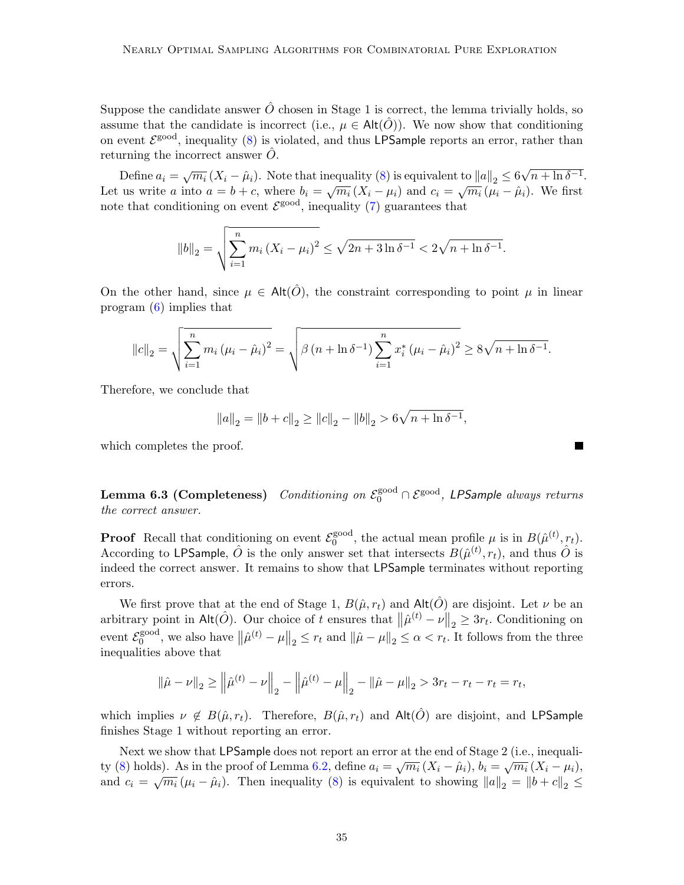Suppose the candidate answer $\hat{O}$ chosen in Stage 1 is correct, the lemma trivially holds, so assume that the candidate is incorrect (i.e., $\mu \in \mathsf{Alt}(\hat{O})$). We now show that conditioning on event $\mathcal{E}^{\text{good}}$, inequality (8) is violated, and thus LPSample reports an error, rather than returning the incorrect answer $\hat{O}$.

Define $a_i = \sqrt{m_i}\,(X_i - \hat{\mu}_i)$. Note that inequality (8) is equivalent to $\|a\|_2 \le 6\sqrt{n + \ln \delta^{-1}}$. Let us write $a$ into $a = b + c$, where $b_i = \sqrt{m_i}\,(X_i - \mu_i)$ and $c_i = \sqrt{m_i}\,(\mu_i - \hat{\mu}_i)$. We first note that conditioning on event $\mathcal{E}^{\text{good}}$, inequality (7) guarantees that

$$\|b\|_2 = \sqrt{\sum_{i=1}^{n} m_i\,(X_i - \mu_i)^2} \le \sqrt{2n + 3\ln \delta^{-1}} < 2\sqrt{n + \ln \delta^{-1}}.$$

On the other hand, since $\mu \in \mathsf{Alt}(\hat{O})$, the constraint corresponding to point $\mu$ in linear program (6) implies that

$$\|c\|_2 = \sqrt{\sum_{i=1}^{n} m_i\,(\mu_i - \hat{\mu}_i)^2} = \sqrt{\beta\,(n + \ln \delta^{-1}) \sum_{i=1}^{n} x_i^*\,(\mu_i - \hat{\mu}_i)^2} \ge 8\sqrt{n + \ln \delta^{-1}}.$$

Therefore, we conclude that

$$\|a\|_2 = \|b + c\|_2 \ge \|c\|_2 - \|b\|_2 > 6\sqrt{n + \ln \delta^{-1}},$$

which completes the proof. ∎

**Lemma 6.3 (Completeness)** *Conditioning on $\mathcal{E}_0^{\text{good}} \cap \mathcal{E}^{\text{good}}$, LPSample always returns the correct answer.*

**Proof** Recall that conditioning on event $\mathcal{E}_0^{\text{good}}$, the actual mean profile $\mu$ is in $B(\hat{\mu}^{(t)}, r_t)$. According to LPSample, $\hat{O}$ is the only answer set that intersects $B(\hat{\mu}^{(t)}, r_t)$, and thus $\hat{O}$ is indeed the correct answer. It remains to show that LPSample terminates without reporting errors.

We first prove that at the end of Stage 1, $B(\hat{\mu}, r_t)$ and $\mathsf{Alt}(\hat{O})$ are disjoint. Let $\nu$ be an arbitrary point in $\mathsf{Alt}(\hat{O})$. Our choice of $t$ ensures that $\left\|\hat{\mu}^{(t)} - \nu\right\|_2 \ge 3r_t$. Conditioning on event $\mathcal{E}_0^{\text{good}}$, we also have $\left\|\hat{\mu}^{(t)} - \mu\right\|_2 \le r_t$ and $\|\hat{\mu} - \mu\|_2 \le \alpha < r_t$. It follows from the three inequalities above that

$$\|\hat{\mu} - \nu\|_2 \ge \left\|\hat{\mu}^{(t)} - \nu\right\|_2 - \left\|\hat{\mu}^{(t)} - \mu\right\|_2 - \|\hat{\mu} - \mu\|_2 > 3r_t - r_t - r_t = r_t,$$

which implies $\nu \notin B(\hat{\mu}, r_t)$. Therefore, $B(\hat{\mu}, r_t)$ and $\mathsf{Alt}(\hat{O})$ are disjoint, and LPSample finishes Stage 1 without reporting an error.

Next we show that LPSample does not report an error at the end of Stage 2 (i.e., inequality (8) holds). As in the proof of Lemma 6.2, define $a_i = \sqrt{m_i}\,(X_i - \hat{\mu}_i)$, $b_i = \sqrt{m_i}\,(X_i - \mu_i)$, and $c_i = \sqrt{m_i}\,(\mu_i - \hat{\mu}_i)$. Then inequality (8) is equivalent to showing $\|a\|_2 = \|b + c\|_2 \le$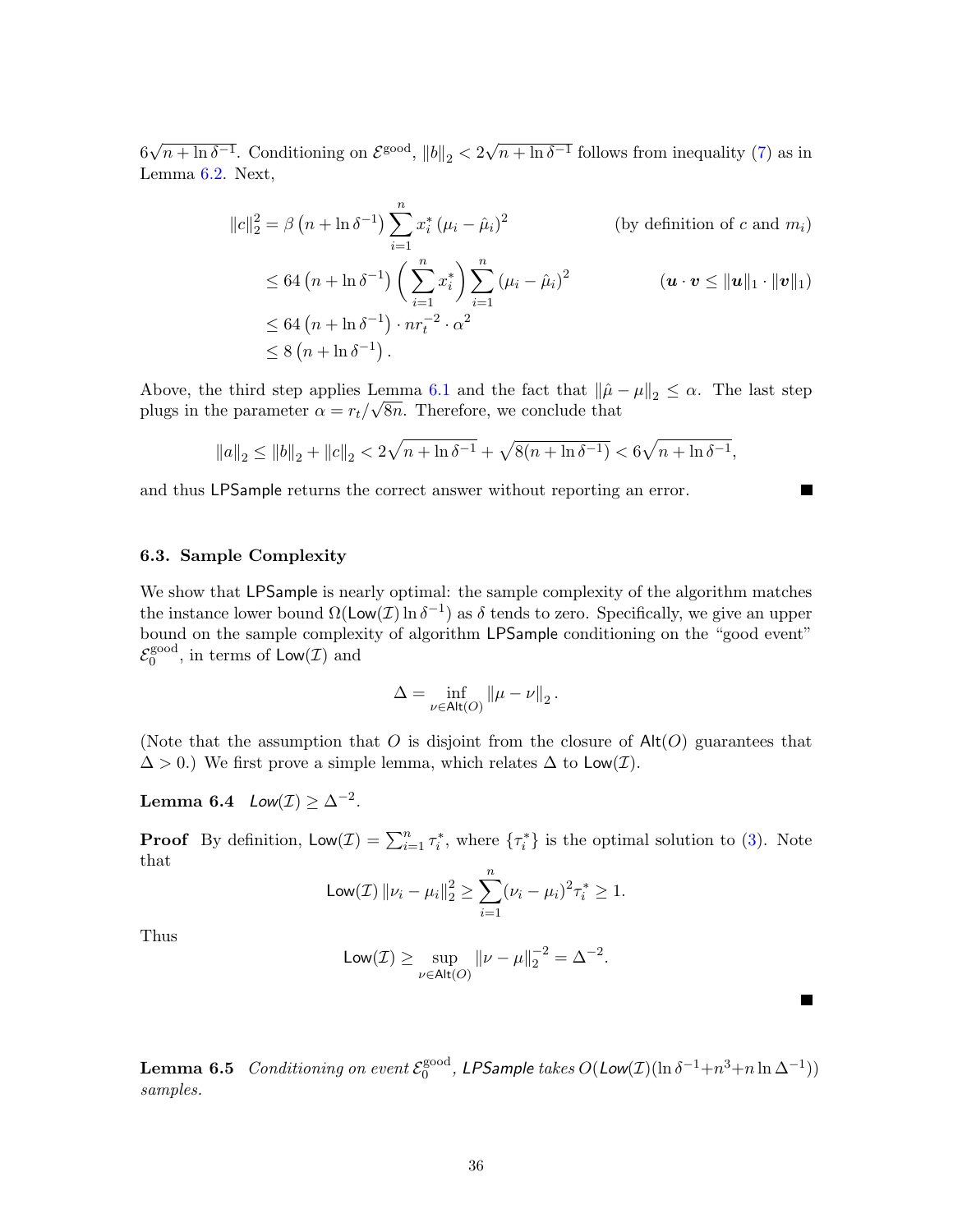$6\sqrt{n + \ln \delta^{-1}}$. Conditioning on $\mathcal{E}^{\text{good}}$, $\|b\|_2 < 2\sqrt{n + \ln \delta^{-1}}$ follows from inequality (7) as in Lemma 6.2. Next,

$$
\begin{aligned}
\|c\|_2^2 &= \beta \left(n + \ln \delta^{-1}\right) \sum_{i=1}^{n} x_i^* \left(\mu_i - \hat{\mu}_i\right)^2 & \text{(by definition of } c \text{ and } m_i\text{)} \\
&\le 64 \left(n + \ln \delta^{-1}\right) \left(\sum_{i=1}^{n} x_i^*\right) \sum_{i=1}^{n} \left(\mu_i - \hat{\mu}_i\right)^2 & (\boldsymbol{u} \cdot \boldsymbol{v} \le \|\boldsymbol{u}\|_1 \cdot \|\boldsymbol{v}\|_1) \\
&\le 64 \left(n + \ln \delta^{-1}\right) \cdot n r_t^{-2} \cdot \alpha^2 \\
&\le 8 \left(n + \ln \delta^{-1}\right).
\end{aligned}
$$

Above, the third step applies Lemma 6.1 and the fact that $\|\hat{\mu} - \mu\|_2 \le \alpha$. The last step plugs in the parameter $\alpha = r_t/\sqrt{8n}$. Therefore, we conclude that

$$
\|a\|_2 \le \|b\|_2 + \|c\|_2 < 2\sqrt{n + \ln \delta^{-1}} + \sqrt{8(n + \ln \delta^{-1})} < 6\sqrt{n + \ln \delta^{-1}},
$$

and thus LPSample returns the correct answer without reporting an error. ■

### 6.3. Sample Complexity

We show that LPSample is nearly optimal: the sample complexity of the algorithm matches the instance lower bound $\Omega(\mathsf{Low}(\mathcal{I}) \ln \delta^{-1})$ as $\delta$ tends to zero. Specifically, we give an upper bound on the sample complexity of algorithm LPSample conditioning on the "good event" $\mathcal{E}_0^{\text{good}}$, in terms of $\mathsf{Low}(\mathcal{I})$ and

$$
\Delta = \inf_{\nu \in \mathsf{Alt}(O)} \|\mu - \nu\|_2.
$$

(Note that the assumption that $O$ is disjoint from the closure of $\mathsf{Alt}(O)$ guarantees that $\Delta > 0$.) We first prove a simple lemma, which relates $\Delta$ to $\mathsf{Low}(\mathcal{I})$.

**Lemma 6.4** *$\mathsf{Low}(\mathcal{I}) \ge \Delta^{-2}$.*

**Proof** By definition, $\mathsf{Low}(\mathcal{I}) = \sum_{i=1}^{n} \tau_i^*$, where $\{\tau_i^*\}$ is the optimal solution to (3). Note that

$$
\mathsf{Low}(\mathcal{I}) \|\nu_i - \mu_i\|_2^2 \ge \sum_{i=1}^{n} (\nu_i - \mu_i)^2 \tau_i^* \ge 1.
$$

Thus

$$
\mathsf{Low}(\mathcal{I}) \ge \sup_{\nu \in \mathsf{Alt}(O)} \|\nu - \mu\|_2^{-2} = \Delta^{-2}.
$$

■

**Lemma 6.5** *Conditioning on event $\mathcal{E}_0^{\text{good}}$, LPSample takes $O(\mathsf{Low}(\mathcal{I})(\ln \delta^{-1} + n^3 + n \ln \Delta^{-1}))$ samples.*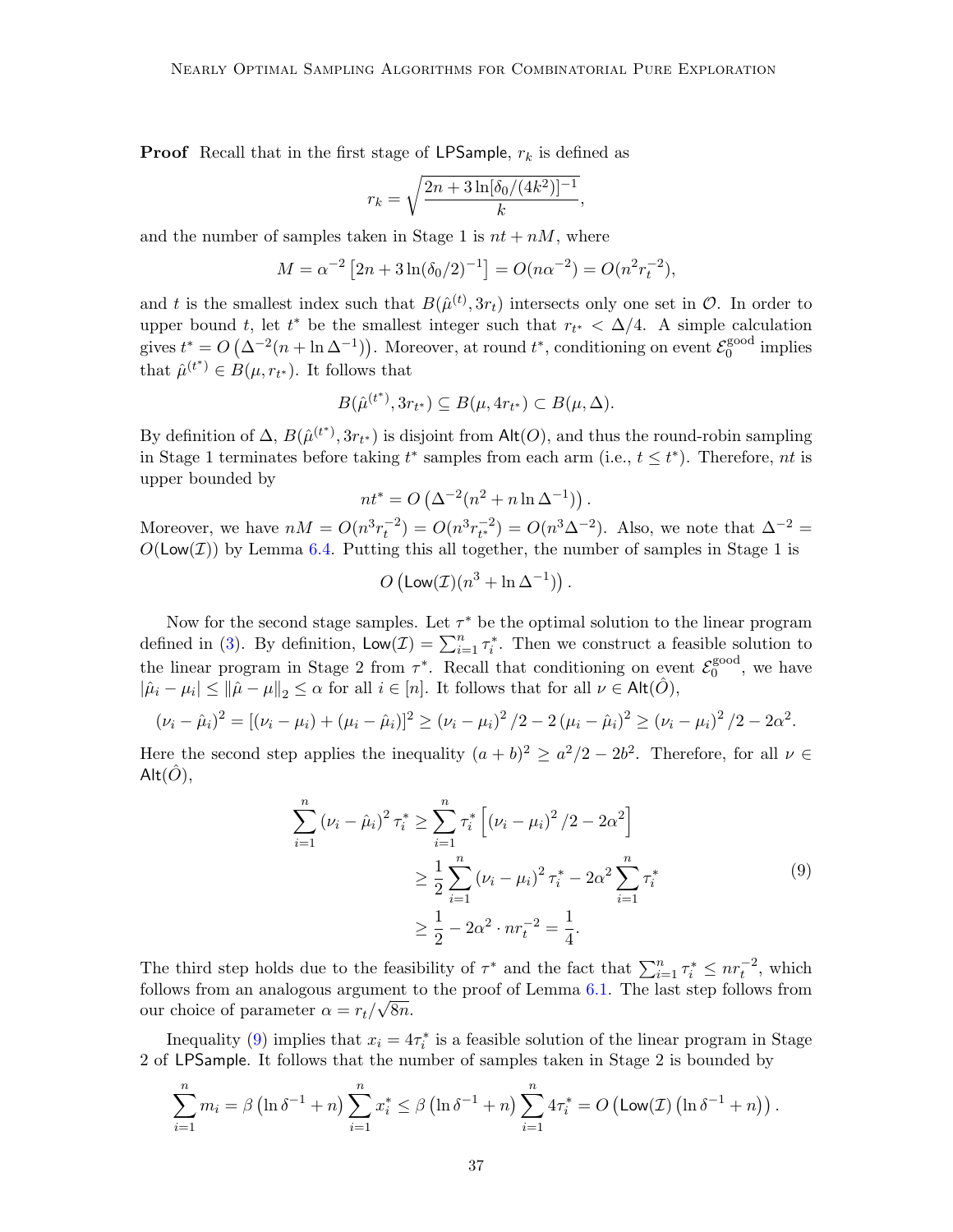**Proof** Recall that in the first stage of LPSample, $r_k$ is defined as

$$r_k = \sqrt{\frac{2n + 3\ln[\delta_0/(4k^2)]^{-1}}{k}},$$

and the number of samples taken in Stage 1 is $nt + nM$, where

$$M = \alpha^{-2}\left[2n + 3\ln(\delta_0/2)^{-1}\right] = O(n\alpha^{-2}) = O(n^2 r_t^{-2}),$$

and $t$ is the smallest index such that $B(\hat{\mu}^{(t)}, 3r_t)$ intersects only one set in $\mathcal{O}$. In order to upper bound $t$, let $t^*$ be the smallest integer such that $r_{t^*} < \Delta/4$. A simple calculation gives $t^* = O\left(\Delta^{-2}(n + \ln\Delta^{-1})\right)$. Moreover, at round $t^*$, conditioning on event $\mathcal{E}_0^{\text{good}}$ implies that $\hat{\mu}^{(t^*)} \in B(\mu, r_{t^*})$. It follows that

$$B(\hat{\mu}^{(t^*)}, 3r_{t^*}) \subseteq B(\mu, 4r_{t^*}) \subset B(\mu, \Delta).$$

By definition of $\Delta$, $B(\hat{\mu}^{(t^*)}, 3r_{t^*})$ is disjoint from $\mathsf{Alt}(O)$, and thus the round-robin sampling in Stage 1 terminates before taking $t^*$ samples from each arm (i.e., $t \le t^*$). Therefore, $nt$ is upper bounded by

$$nt^* = O\left(\Delta^{-2}(n^2 + n\ln\Delta^{-1})\right).$$

Moreover, we have $nM = O(n^3 r_t^{-2}) = O(n^3 r_{t^*}^{-2}) = O(n^3\Delta^{-2})$. Also, we note that $\Delta^{-2} = O(\mathsf{Low}(\mathcal{I}))$ by Lemma 6.4. Putting this all together, the number of samples in Stage 1 is

$$O\left(\mathsf{Low}(\mathcal{I})(n^3 + \ln\Delta^{-1})\right).$$

Now for the second stage samples. Let $\tau^*$ be the optimal solution to the linear program defined in (3). By definition, $\mathsf{Low}(\mathcal{I}) = \sum_{i=1}^n \tau_i^*$. Then we construct a feasible solution to the linear program in Stage 2 from $\tau^*$. Recall that conditioning on event $\mathcal{E}_0^{\text{good}}$, we have $|\hat{\mu}_i - \mu_i| \le \|\hat{\mu} - \mu\|_2 \le \alpha$ for all $i \in [n]$. It follows that for all $\nu \in \mathsf{Alt}(\hat{O})$,

$$(\nu_i - \hat{\mu}_i)^2 = [(\nu_i - \mu_i) + (\mu_i - \hat{\mu}_i)]^2 \ge (\nu_i - \mu_i)^2/2 - 2(\mu_i - \hat{\mu}_i)^2 \ge (\nu_i - \mu_i)^2/2 - 2\alpha^2.$$

Here the second step applies the inequality $(a+b)^2 \ge a^2/2 - 2b^2$. Therefore, for all $\nu \in \mathsf{Alt}(\hat{O})$,

$$\begin{aligned}
\sum_{i=1}^n (\nu_i - \hat{\mu}_i)^2 \tau_i^* &\ge \sum_{i=1}^n \tau_i^*\left[(\nu_i - \mu_i)^2/2 - 2\alpha^2\right] \\
&\ge \frac{1}{2}\sum_{i=1}^n (\nu_i - \mu_i)^2 \tau_i^* - 2\alpha^2 \sum_{i=1}^n \tau_i^* \\
&\ge \frac{1}{2} - 2\alpha^2 \cdot nr_t^{-2} = \frac{1}{4}.
\end{aligned} \tag{9}$$

The third step holds due to the feasibility of $\tau^*$ and the fact that $\sum_{i=1}^n \tau_i^* \le nr_t^{-2}$, which follows from an analogous argument to the proof of Lemma 6.1. The last step follows from our choice of parameter $\alpha = r_t/\sqrt{8n}$.

Inequality (9) implies that $x_i = 4\tau_i^*$ is a feasible solution of the linear program in Stage 2 of LPSample. It follows that the number of samples taken in Stage 2 is bounded by

$$\sum_{i=1}^n m_i = \beta\left(\ln\delta^{-1} + n\right)\sum_{i=1}^n x_i^* \le \beta\left(\ln\delta^{-1} + n\right)\sum_{i=1}^n 4\tau_i^* = O\left(\mathsf{Low}(\mathcal{I})\left(\ln\delta^{-1} + n\right)\right).$$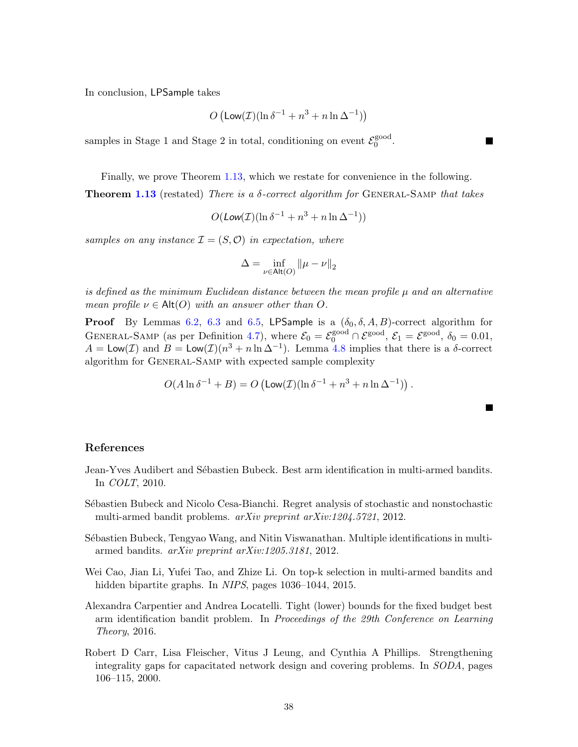In conclusion, LPSample takes

$$O\left(\mathsf{Low}(\mathcal{I})(\ln\delta^{-1} + n^3 + n\ln\Delta^{-1})\right)$$

samples in Stage 1 and Stage 2 in total, conditioning on event $\mathcal{E}_0^{\text{good}}$. ■

Finally, we prove Theorem 1.13, which we restate for convenience in the following.

**Theorem 1.13** (restated) *There is a $\delta$-correct algorithm for* General-Samp *that takes*

$$O(\mathsf{Low}(\mathcal{I})(\ln\delta^{-1} + n^3 + n\ln\Delta^{-1}))$$

*samples on any instance $\mathcal{I} = (S, \mathcal{O})$ in expectation, where*

$$\Delta = \inf_{\nu\in\mathsf{Alt}(O)} \|\mu - \nu\|_2$$

*is defined as the minimum Euclidean distance between the mean profile $\mu$ and an alternative mean profile $\nu \in \mathsf{Alt}(O)$ with an answer other than $O$.*

**Proof** By Lemmas 6.2, 6.3 and 6.5, LPSample is a $(\delta_0, \delta, A, B)$-correct algorithm for General-Samp (as per Definition 4.7), where $\mathcal{E}_0 = \mathcal{E}_0^{\text{good}} \cap \mathcal{E}^{\text{good}}$, $\mathcal{E}_1 = \mathcal{E}^{\text{good}}$, $\delta_0 = 0.01$, $A = \mathsf{Low}(\mathcal{I})$ and $B = \mathsf{Low}(\mathcal{I})(n^3 + n\ln\Delta^{-1})$. Lemma 4.8 implies that there is a $\delta$-correct algorithm for General-Samp with expected sample complexity

$$O(A\ln\delta^{-1} + B) = O\left(\mathsf{Low}(\mathcal{I})(\ln\delta^{-1} + n^3 + n\ln\Delta^{-1})\right).$$

■

## References

Jean-Yves Audibert and Sébastien Bubeck. Best arm identification in multi-armed bandits. In *COLT*, 2010.

Sébastien Bubeck and Nicolo Cesa-Bianchi. Regret analysis of stochastic and nonstochastic multi-armed bandit problems. *arXiv preprint arXiv:1204.5721*, 2012.

Sébastien Bubeck, Tengyao Wang, and Nitin Viswanathan. Multiple identifications in multi-armed bandits. *arXiv preprint arXiv:1205.3181*, 2012.

Wei Cao, Jian Li, Yufei Tao, and Zhize Li. On top-k selection in multi-armed bandits and hidden bipartite graphs. In *NIPS*, pages 1036–1044, 2015.

Alexandra Carpentier and Andrea Locatelli. Tight (lower) bounds for the fixed budget best arm identification bandit problem. In *Proceedings of the 29th Conference on Learning Theory*, 2016.

Robert D Carr, Lisa Fleischer, Vitus J Leung, and Cynthia A Phillips. Strengthening integrality gaps for capacitated network design and covering problems. In *SODA*, pages 106–115, 2000.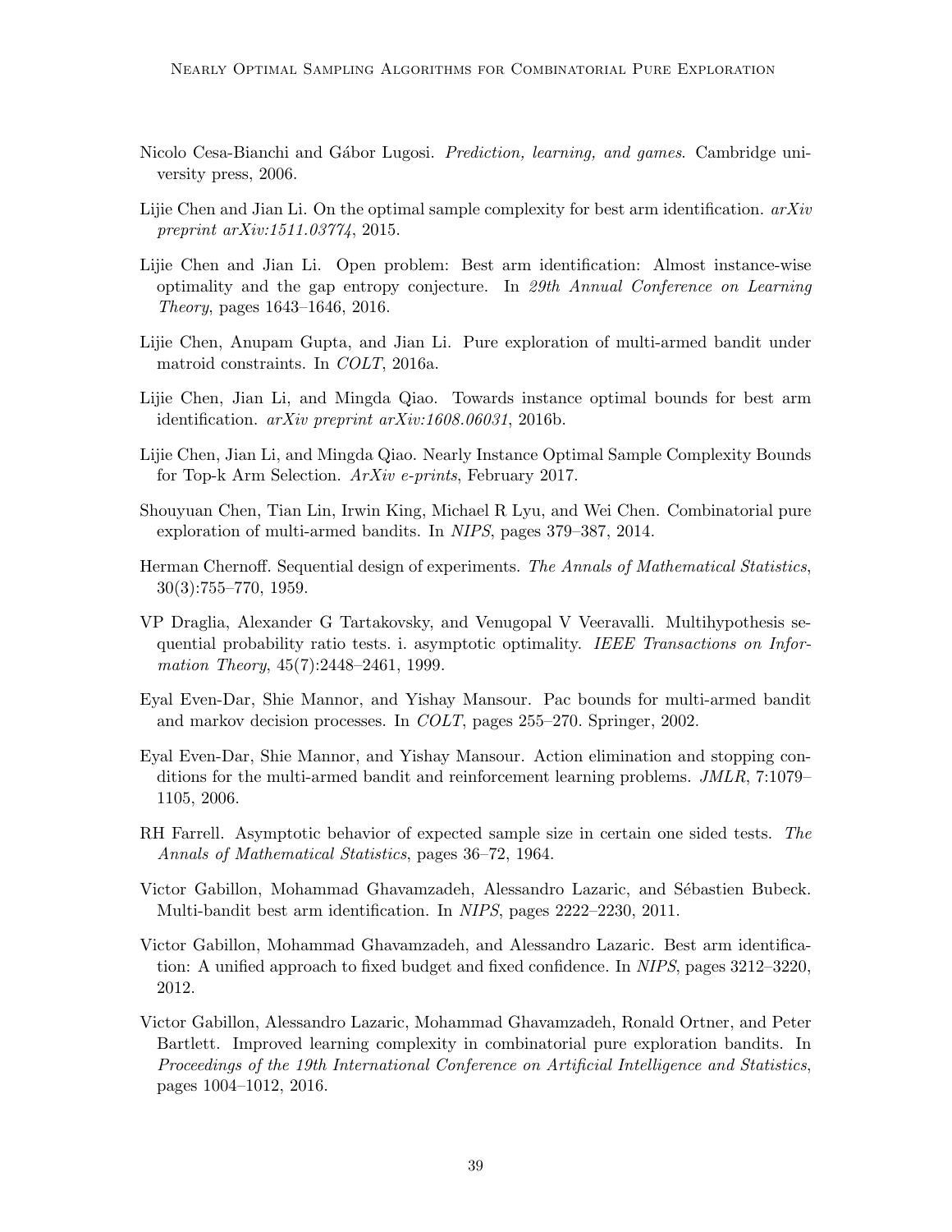Nicolo Cesa-Bianchi and Gábor Lugosi. *Prediction, learning, and games*. Cambridge university press, 2006.

Lijie Chen and Jian Li. On the optimal sample complexity for best arm identification. *arXiv preprint arXiv:1511.03774*, 2015.

Lijie Chen and Jian Li. Open problem: Best arm identification: Almost instance-wise optimality and the gap entropy conjecture. In *29th Annual Conference on Learning Theory*, pages 1643–1646, 2016.

Lijie Chen, Anupam Gupta, and Jian Li. Pure exploration of multi-armed bandit under matroid constraints. In *COLT*, 2016a.

Lijie Chen, Jian Li, and Mingda Qiao. Towards instance optimal bounds for best arm identification. *arXiv preprint arXiv:1608.06031*, 2016b.

Lijie Chen, Jian Li, and Mingda Qiao. Nearly Instance Optimal Sample Complexity Bounds for Top-k Arm Selection. *ArXiv e-prints*, February 2017.

Shouyuan Chen, Tian Lin, Irwin King, Michael R Lyu, and Wei Chen. Combinatorial pure exploration of multi-armed bandits. In *NIPS*, pages 379–387, 2014.

Herman Chernoff. Sequential design of experiments. *The Annals of Mathematical Statistics*, 30(3):755–770, 1959.

VP Draglia, Alexander G Tartakovsky, and Venugopal V Veeravalli. Multihypothesis sequential probability ratio tests. i. asymptotic optimality. *IEEE Transactions on Information Theory*, 45(7):2448–2461, 1999.

Eyal Even-Dar, Shie Mannor, and Yishay Mansour. Pac bounds for multi-armed bandit and markov decision processes. In *COLT*, pages 255–270. Springer, 2002.

Eyal Even-Dar, Shie Mannor, and Yishay Mansour. Action elimination and stopping conditions for the multi-armed bandit and reinforcement learning problems. *JMLR*, 7:1079–1105, 2006.

RH Farrell. Asymptotic behavior of expected sample size in certain one sided tests. *The Annals of Mathematical Statistics*, pages 36–72, 1964.

Victor Gabillon, Mohammad Ghavamzadeh, Alessandro Lazaric, and Sébastien Bubeck. Multi-bandit best arm identification. In *NIPS*, pages 2222–2230, 2011.

Victor Gabillon, Mohammad Ghavamzadeh, and Alessandro Lazaric. Best arm identification: A unified approach to fixed budget and fixed confidence. In *NIPS*, pages 3212–3220, 2012.

Victor Gabillon, Alessandro Lazaric, Mohammad Ghavamzadeh, Ronald Ortner, and Peter Bartlett. Improved learning complexity in combinatorial pure exploration bandits. In *Proceedings of the 19th International Conference on Artificial Intelligence and Statistics*, pages 1004–1012, 2016.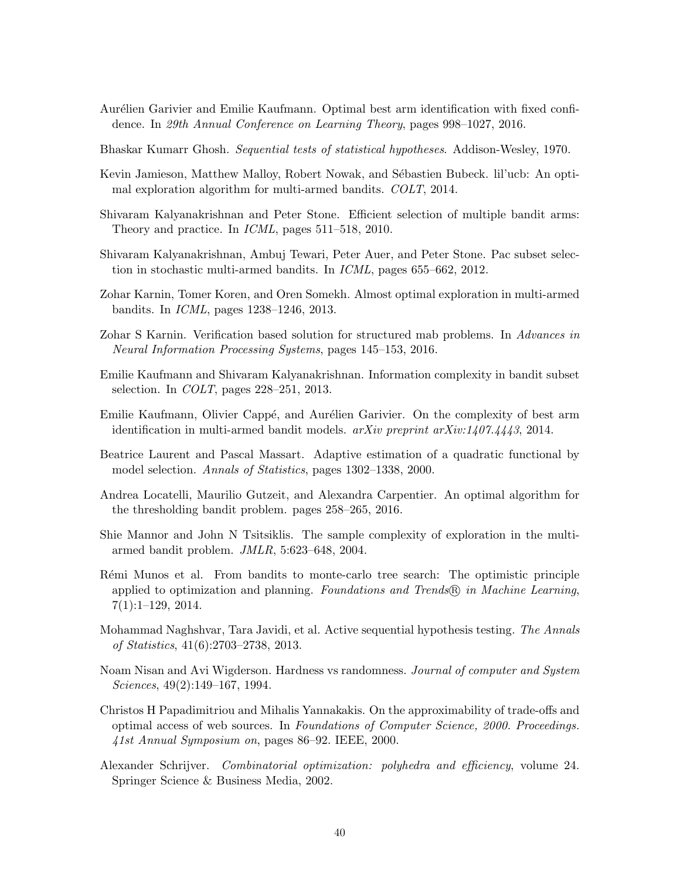Aurélien Garivier and Emilie Kaufmann. Optimal best arm identification with fixed confidence. In *29th Annual Conference on Learning Theory*, pages 998–1027, 2016.

Bhaskar Kumarr Ghosh. *Sequential tests of statistical hypotheses*. Addison-Wesley, 1970.

Kevin Jamieson, Matthew Malloy, Robert Nowak, and Sébastien Bubeck. lil'ucb: An optimal exploration algorithm for multi-armed bandits. *COLT*, 2014.

Shivaram Kalyanakrishnan and Peter Stone. Efficient selection of multiple bandit arms: Theory and practice. In *ICML*, pages 511–518, 2010.

Shivaram Kalyanakrishnan, Ambuj Tewari, Peter Auer, and Peter Stone. Pac subset selection in stochastic multi-armed bandits. In *ICML*, pages 655–662, 2012.

Zohar Karnin, Tomer Koren, and Oren Somekh. Almost optimal exploration in multi-armed bandits. In *ICML*, pages 1238–1246, 2013.

Zohar S Karnin. Verification based solution for structured mab problems. In *Advances in Neural Information Processing Systems*, pages 145–153, 2016.

Emilie Kaufmann and Shivaram Kalyanakrishnan. Information complexity in bandit subset selection. In *COLT*, pages 228–251, 2013.

Emilie Kaufmann, Olivier Cappé, and Aurélien Garivier. On the complexity of best arm identification in multi-armed bandit models. *arXiv preprint arXiv:1407.4443*, 2014.

Beatrice Laurent and Pascal Massart. Adaptive estimation of a quadratic functional by model selection. *Annals of Statistics*, pages 1302–1338, 2000.

Andrea Locatelli, Maurilio Gutzeit, and Alexandra Carpentier. An optimal algorithm for the thresholding bandit problem. pages 258–265, 2016.

Shie Mannor and John N Tsitsiklis. The sample complexity of exploration in the multi-armed bandit problem. *JMLR*, 5:623–648, 2004.

Rémi Munos et al. From bandits to monte-carlo tree search: The optimistic principle applied to optimization and planning. *Foundations and Trends® in Machine Learning*, 7(1):1–129, 2014.

Mohammad Naghshvar, Tara Javidi, et al. Active sequential hypothesis testing. *The Annals of Statistics*, 41(6):2703–2738, 2013.

Noam Nisan and Avi Wigderson. Hardness vs randomness. *Journal of computer and System Sciences*, 49(2):149–167, 1994.

Christos H Papadimitriou and Mihalis Yannakakis. On the approximability of trade-offs and optimal access of web sources. In *Foundations of Computer Science, 2000. Proceedings. 41st Annual Symposium on*, pages 86–92. IEEE, 2000.

Alexander Schrijver. *Combinatorial optimization: polyhedra and efficiency*, volume 24. Springer Science & Business Media, 2002.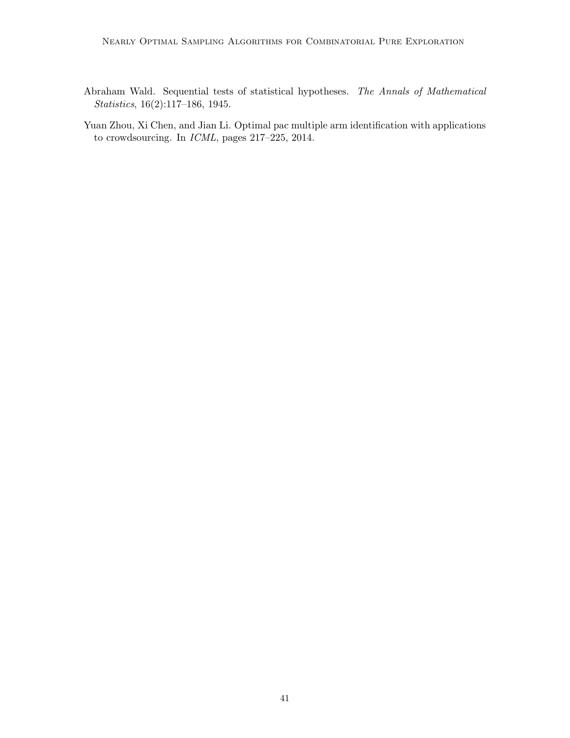Abraham Wald. Sequential tests of statistical hypotheses. *The Annals of Mathematical Statistics*, 16(2):117–186, 1945.

Yuan Zhou, Xi Chen, and Jian Li. Optimal pac multiple arm identification with applications to crowdsourcing. In *ICML*, pages 217–225, 2014.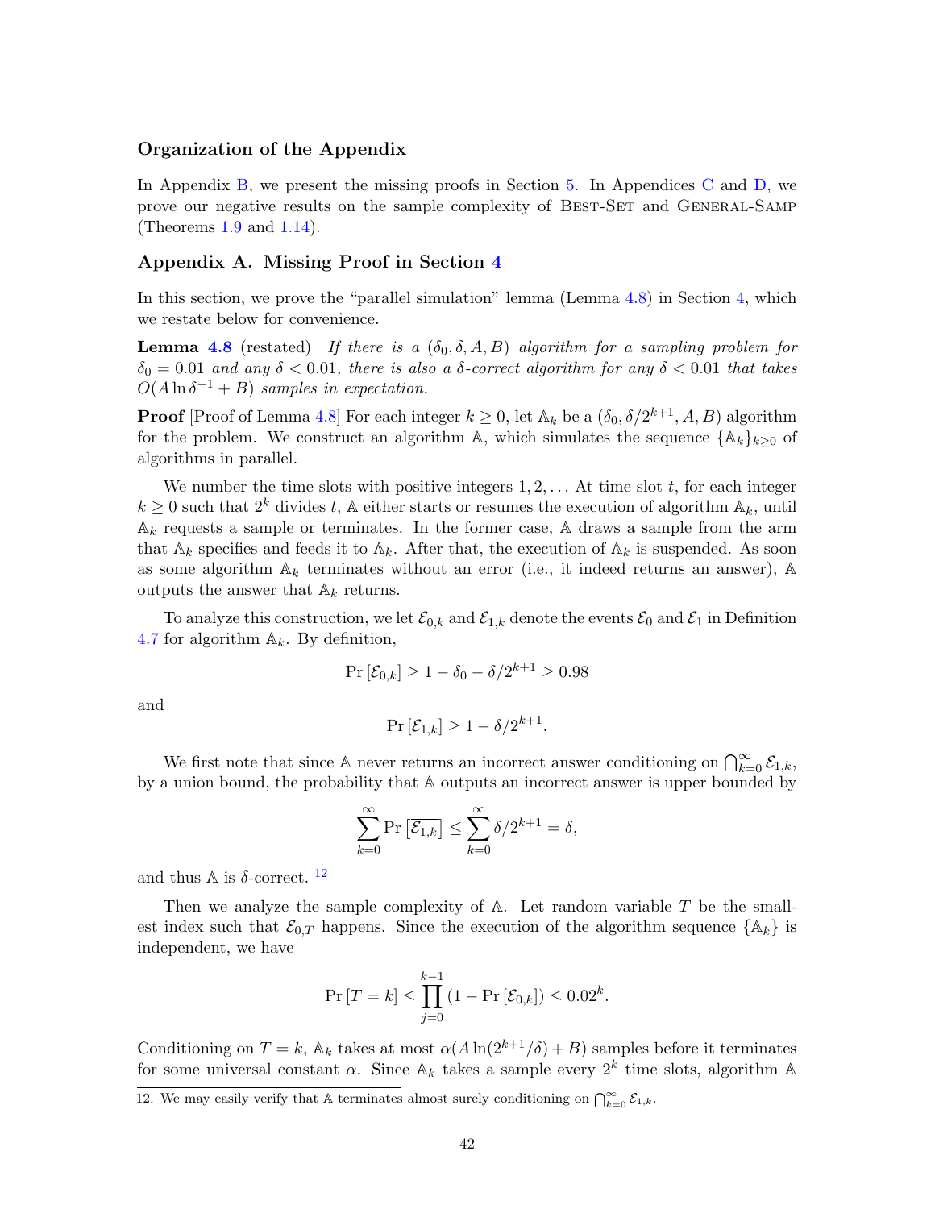### Organization of the Appendix

In Appendix B, we present the missing proofs in Section 5. In Appendices C and D, we prove our negative results on the sample complexity of Best-Set and General-Samp (Theorems 1.9 and 1.14).

## Appendix A. Missing Proof in Section 4

In this section, we prove the "parallel simulation" lemma (Lemma 4.8) in Section 4, which we restate below for convenience.

**Lemma 4.8** (restated) *If there is a $(\delta_0, \delta, A, B)$ algorithm for a sampling problem for $\delta_0 = 0.01$ and any $\delta < 0.01$, there is also a $\delta$-correct algorithm for any $\delta < 0.01$ that takes $O(A \ln \delta^{-1} + B)$ samples in expectation.*

**Proof** [Proof of Lemma 4.8] For each integer $k \geq 0$, let $\mathbb{A}_k$ be a $(\delta_0, \delta/2^{k+1}, A, B)$ algorithm for the problem. We construct an algorithm $\mathbb{A}$, which simulates the sequence $\{\mathbb{A}_k\}_{k \geq 0}$ of algorithms in parallel.

We number the time slots with positive integers $1, 2, \ldots$ At time slot $t$, for each integer $k \geq 0$ such that $2^k$ divides $t$, $\mathbb{A}$ either starts or resumes the execution of algorithm $\mathbb{A}_k$, until $\mathbb{A}_k$ requests a sample or terminates. In the former case, $\mathbb{A}$ draws a sample from the arm that $\mathbb{A}_k$ specifies and feeds it to $\mathbb{A}_k$. After that, the execution of $\mathbb{A}_k$ is suspended. As soon as some algorithm $\mathbb{A}_k$ terminates without an error (i.e., it indeed returns an answer), $\mathbb{A}$ outputs the answer that $\mathbb{A}_k$ returns.

To analyze this construction, we let $\mathcal{E}_{0,k}$ and $\mathcal{E}_{1,k}$ denote the events $\mathcal{E}_0$ and $\mathcal{E}_1$ in Definition 4.7 for algorithm $\mathbb{A}_k$. By definition,

$$\Pr\left[\mathcal{E}_{0,k}\right] \geq 1 - \delta_0 - \delta/2^{k+1} \geq 0.98$$

and

$$\Pr\left[\mathcal{E}_{1,k}\right] \geq 1 - \delta/2^{k+1}.$$

We first note that since $\mathbb{A}$ never returns an incorrect answer conditioning on $\bigcap_{k=0}^{\infty} \mathcal{E}_{1,k}$, by a union bound, the probability that $\mathbb{A}$ outputs an incorrect answer is upper bounded by

$$\sum_{k=0}^{\infty} \Pr\left[\overline{\mathcal{E}_{1,k}}\right] \leq \sum_{k=0}^{\infty} \delta/2^{k+1} = \delta,$$

and thus $\mathbb{A}$ is $\delta$-correct. [12]

Then we analyze the sample complexity of $\mathbb{A}$. Let random variable $T$ be the smallest index such that $\mathcal{E}_{0,T}$ happens. Since the execution of the algorithm sequence $\{\mathbb{A}_k\}$ is independent, we have

$$\Pr\left[T = k\right] \leq \prod_{j=0}^{k-1} \left(1 - \Pr\left[\mathcal{E}_{0,k}\right]\right) \leq 0.02^k.$$

Conditioning on $T = k$, $\mathbb{A}_k$ takes at most $\alpha(A \ln(2^{k+1}/\delta) + B)$ samples before it terminates for some universal constant $\alpha$. Since $\mathbb{A}_k$ takes a sample every $2^k$ time slots, algorithm $\mathbb{A}$

12. We may easily verify that $\mathbb{A}$ terminates almost surely conditioning on $\bigcap_{k=0}^{\infty} \mathcal{E}_{1,k}$.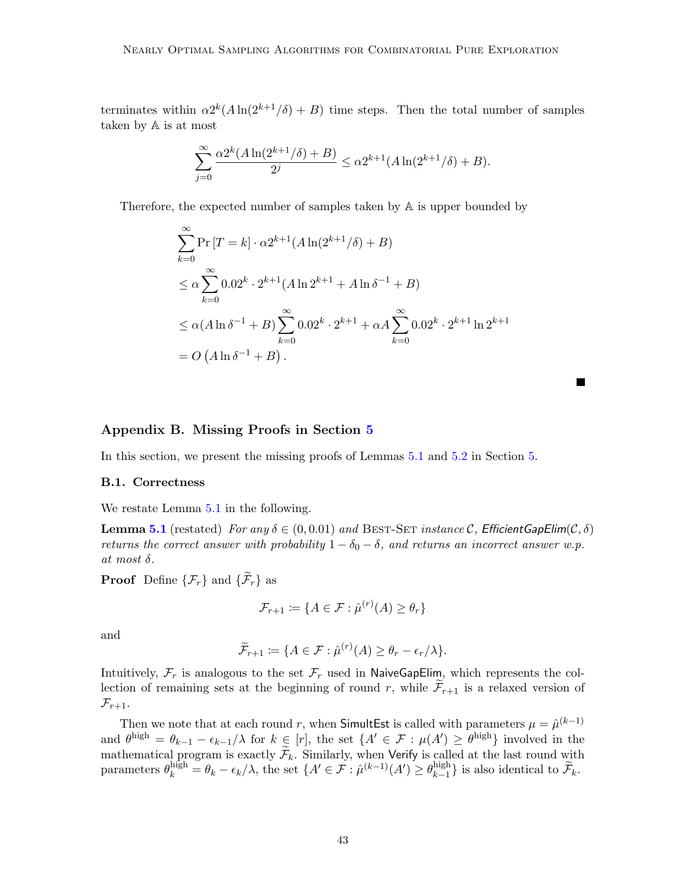terminates within $\alpha 2^k(A\ln(2^{k+1}/\delta)+B)$ time steps. Then the total number of samples taken by $\mathbb{A}$ is at most

$$\sum_{j=0}^{\infty} \frac{\alpha 2^k(A\ln(2^{k+1}/\delta)+B)}{2^j} \leq \alpha 2^{k+1}(A\ln(2^{k+1}/\delta)+B).$$

Therefore, the expected number of samples taken by $\mathbb{A}$ is upper bounded by

$$\begin{aligned}
&\sum_{k=0}^{\infty} \Pr\left[T=k\right] \cdot \alpha 2^{k+1}(A\ln(2^{k+1}/\delta)+B) \\
&\leq \alpha \sum_{k=0}^{\infty} 0.02^k \cdot 2^{k+1}(A\ln 2^{k+1} + A\ln\delta^{-1} + B) \\
&\leq \alpha(A\ln\delta^{-1}+B)\sum_{k=0}^{\infty} 0.02^k \cdot 2^{k+1} + \alpha A \sum_{k=0}^{\infty} 0.02^k \cdot 2^{k+1}\ln 2^{k+1} \\
&= O\left(A\ln\delta^{-1}+B\right).
\end{aligned}$$

■

## Appendix B. Missing Proofs in Section 5

In this section, we present the missing proofs of Lemmas 5.1 and 5.2 in Section 5.

### B.1. Correctness

We restate Lemma 5.1 in the following.

**Lemma 5.1** (restated) *For any $\delta \in (0, 0.01)$ and* Best-Set *instance $\mathcal{C}$, EfficientGapElim$(\mathcal{C}, \delta)$ returns the correct answer with probability $1-\delta_0-\delta$, and returns an incorrect answer w.p. at most $\delta$.*

**Proof** Define $\{\mathcal{F}_r\}$ and $\{\widetilde{\mathcal{F}}_r\}$ as

$$\mathcal{F}_{r+1} \coloneqq \{A \in \mathcal{F} : \hat{\mu}^{(r)}(A) \geq \theta_r\}$$

and

$$\widetilde{\mathcal{F}}_{r+1} \coloneqq \{A \in \mathcal{F} : \hat{\mu}^{(r)}(A) \geq \theta_r - \epsilon_r/\lambda\}.$$

Intuitively, $\mathcal{F}_r$ is analogous to the set $\mathcal{F}_r$ used in NaiveGapElim, which represents the collection of remaining sets at the beginning of round $r$, while $\widetilde{\mathcal{F}}_{r+1}$ is a relaxed version of $\mathcal{F}_{r+1}$.

Then we note that at each round $r$, when SimultEst is called with parameters $\mu = \hat{\mu}^{(k-1)}$ and $\theta^{\text{high}} = \theta_{k-1} - \epsilon_{k-1}/\lambda$ for $k \in [r]$, the set $\{A' \in \mathcal{F} : \mu(A') \geq \theta^{\text{high}}\}$ involved in the mathematical program is exactly $\widetilde{\mathcal{F}}_k$. Similarly, when Verify is called at the last round with parameters $\theta_k^{\text{high}} = \theta_k - \epsilon_k/\lambda$, the set $\{A' \in \mathcal{F} : \hat{\mu}^{(k-1)}(A') \geq \theta_{k-1}^{\text{high}}\}$ is also identical to $\widetilde{\mathcal{F}}_k$.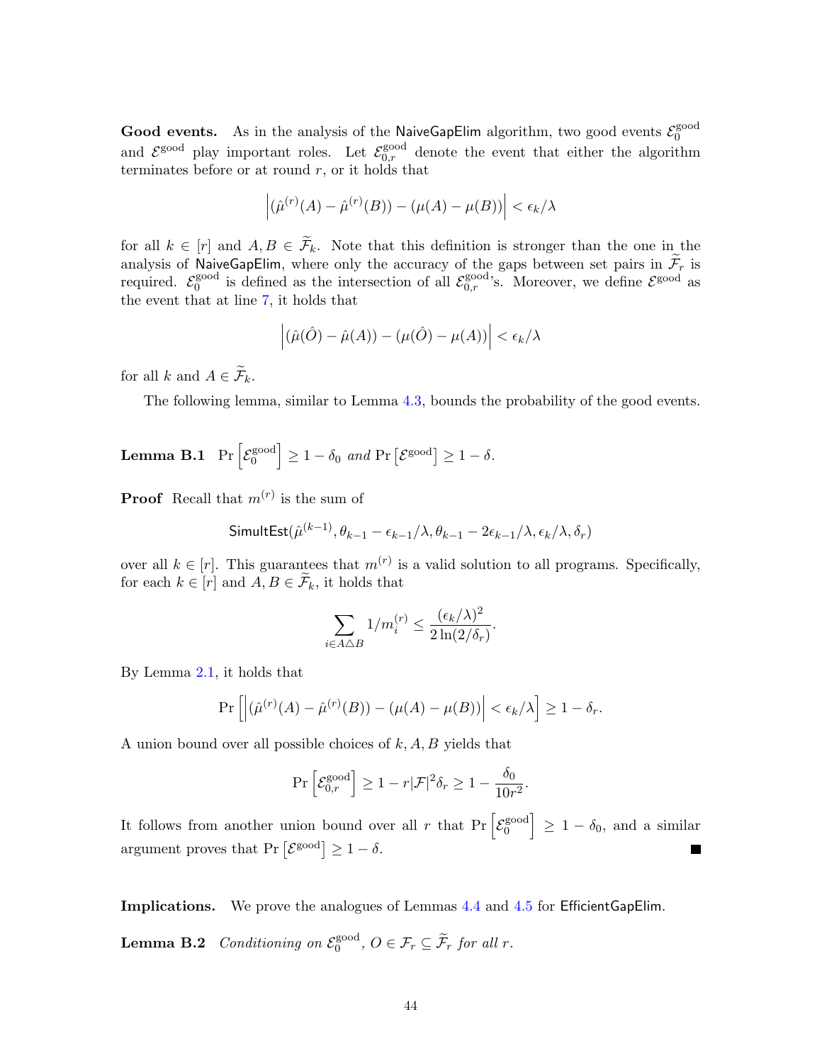**Good events.** As in the analysis of the NaiveGapElim algorithm, two good events $\mathcal{E}_0^{\text{good}}$ and $\mathcal{E}^{\text{good}}$ play important roles. Let $\mathcal{E}_{0,r}^{\text{good}}$ denote the event that either the algorithm terminates before or at round $r$, or it holds that

$$\left|(\hat{\mu}^{(r)}(A) - \hat{\mu}^{(r)}(B)) - (\mu(A) - \mu(B))\right| < \epsilon_k/\lambda$$

for all $k \in [r]$ and $A, B \in \widetilde{\mathcal{F}}_k$. Note that this definition is stronger than the one in the analysis of NaiveGapElim, where only the accuracy of the gaps between set pairs in $\widetilde{\mathcal{F}}_r$ is required. $\mathcal{E}_0^{\text{good}}$ is defined as the intersection of all $\mathcal{E}_{0,r}^{\text{good}}$'s. Moreover, we define $\mathcal{E}^{\text{good}}$ as the event that at line 7, it holds that

$$\left|(\hat{\mu}(\hat{O}) - \hat{\mu}(A)) - (\mu(\hat{O}) - \mu(A))\right| < \epsilon_k/\lambda$$

for all $k$ and $A \in \widetilde{\mathcal{F}}_k$.

The following lemma, similar to Lemma 4.3, bounds the probability of the good events.

**Lemma B.1** $\Pr\left[\mathcal{E}_0^{\text{good}}\right] \geq 1 - \delta_0$ *and* $\Pr\left[\mathcal{E}^{\text{good}}\right] \geq 1 - \delta$.

**Proof** Recall that $m^{(r)}$ is the sum of

$$\mathsf{SimultEst}(\hat{\mu}^{(k-1)}, \theta_{k-1} - \epsilon_{k-1}/\lambda, \theta_{k-1} - 2\epsilon_{k-1}/\lambda, \epsilon_k/\lambda, \delta_r)$$

over all $k \in [r]$. This guarantees that $m^{(r)}$ is a valid solution to all programs. Specifically, for each $k \in [r]$ and $A, B \in \widetilde{\mathcal{F}}_k$, it holds that

$$\sum_{i \in A \triangle B} 1/m_i^{(r)} \leq \frac{(\epsilon_k/\lambda)^2}{2\ln(2/\delta_r)}.$$

By Lemma 2.1, it holds that

$$\Pr\left[\left|(\hat{\mu}^{(r)}(A) - \hat{\mu}^{(r)}(B)) - (\mu(A) - \mu(B))\right| < \epsilon_k/\lambda\right] \geq 1 - \delta_r.$$

A union bound over all possible choices of $k, A, B$ yields that

$$\Pr\left[\mathcal{E}_{0,r}^{\text{good}}\right] \geq 1 - r|\mathcal{F}|^2\delta_r \geq 1 - \frac{\delta_0}{10r^2}.$$

It follows from another union bound over all $r$ that $\Pr\left[\mathcal{E}_0^{\text{good}}\right] \geq 1 - \delta_0$, and a similar argument proves that $\Pr\left[\mathcal{E}^{\text{good}}\right] \geq 1 - \delta$. ∎

**Implications.** We prove the analogues of Lemmas 4.4 and 4.5 for EfficientGapElim.

**Lemma B.2** *Conditioning on* $\mathcal{E}_0^{\text{good}}$, $O \in \mathcal{F}_r \subseteq \widetilde{\mathcal{F}}_r$ *for all* $r$.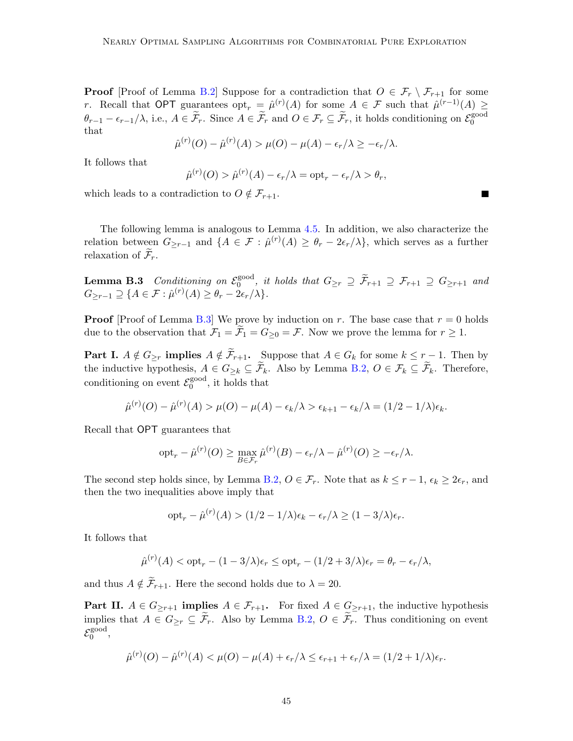**Proof** [Proof of Lemma B.2] Suppose for a contradiction that $O \in \mathcal{F}_r \setminus \mathcal{F}_{r+1}$ for some $r$. Recall that $\mathsf{OPT}$ guarantees $\mathrm{opt}_r = \hat{\mu}^{(r)}(A)$ for some $A \in \mathcal{F}$ such that $\hat{\mu}^{(r-1)}(A) \geq \theta_{r-1} - \epsilon_{r-1}/\lambda$, i.e., $A \in \widetilde{\mathcal{F}}_r$. Since $A \in \widetilde{\mathcal{F}}_r$ and $O \in \mathcal{F}_r \subseteq \widetilde{\mathcal{F}}_r$, it holds conditioning on $\mathcal{E}_0^{\mathrm{good}}$ that

$$\hat{\mu}^{(r)}(O) - \hat{\mu}^{(r)}(A) > \mu(O) - \mu(A) - \epsilon_r/\lambda \geq -\epsilon_r/\lambda.$$

It follows that

$$\hat{\mu}^{(r)}(O) > \hat{\mu}^{(r)}(A) - \epsilon_r/\lambda = \mathrm{opt}_r - \epsilon_r/\lambda > \theta_r,$$

which leads to a contradiction to $O \notin \mathcal{F}_{r+1}$. ∎

The following lemma is analogous to Lemma 4.5. In addition, we also characterize the relation between $G_{\geq r-1}$ and $\{A \in \mathcal{F} : \hat{\mu}^{(r)}(A) \geq \theta_r - 2\epsilon_r/\lambda\}$, which serves as a further relaxation of $\widetilde{\mathcal{F}}_r$.

**Lemma B.3** *Conditioning on $\mathcal{E}_0^{\mathrm{good}}$, it holds that $G_{\geq r} \supseteq \widetilde{\mathcal{F}}_{r+1} \supseteq \mathcal{F}_{r+1} \supseteq G_{\geq r+1}$ and $G_{\geq r-1} \supseteq \{A \in \mathcal{F} : \hat{\mu}^{(r)}(A) \geq \theta_r - 2\epsilon_r/\lambda\}$.*

**Proof** [Proof of Lemma B.3] We prove by induction on $r$. The base case that $r = 0$ holds due to the observation that $\mathcal{F}_1 = \widetilde{\mathcal{F}}_1 = G_{\geq 0} = \mathcal{F}$. Now we prove the lemma for $r \geq 1$.

**Part I. $A \notin G_{\geq r}$ implies $A \notin \widetilde{\mathcal{F}}_{r+1}$.** Suppose that $A \in G_k$ for some $k \leq r-1$. Then by the inductive hypothesis, $A \in G_{\geq k} \subseteq \widetilde{\mathcal{F}}_k$. Also by Lemma B.2, $O \in \mathcal{F}_k \subseteq \widetilde{\mathcal{F}}_k$. Therefore, conditioning on event $\mathcal{E}_0^{\mathrm{good}}$, it holds that

$$\hat{\mu}^{(r)}(O) - \hat{\mu}^{(r)}(A) > \mu(O) - \mu(A) - \epsilon_k/\lambda > \epsilon_{k+1} - \epsilon_k/\lambda = (1/2 - 1/\lambda)\epsilon_k.$$

Recall that $\mathsf{OPT}$ guarantees that

$$\mathrm{opt}_r - \hat{\mu}^{(r)}(O) \geq \max_{B \in \mathcal{F}_r} \hat{\mu}^{(r)}(B) - \epsilon_r/\lambda - \hat{\mu}^{(r)}(O) \geq -\epsilon_r/\lambda.$$

The second step holds since, by Lemma B.2, $O \in \mathcal{F}_r$. Note that as $k \leq r-1$, $\epsilon_k \geq 2\epsilon_r$, and then the two inequalities above imply that

$$\mathrm{opt}_r - \hat{\mu}^{(r)}(A) > (1/2 - 1/\lambda)\epsilon_k - \epsilon_r/\lambda \geq (1 - 3/\lambda)\epsilon_r.$$

It follows that

$$\hat{\mu}^{(r)}(A) < \mathrm{opt}_r - (1 - 3/\lambda)\epsilon_r \leq \mathrm{opt}_r - (1/2 + 3/\lambda)\epsilon_r = \theta_r - \epsilon_r/\lambda,$$

and thus $A \notin \widetilde{\mathcal{F}}_{r+1}$. Here the second holds due to $\lambda = 20$.

**Part II. $A \in G_{\geq r+1}$ implies $A \in \mathcal{F}_{r+1}$.** For fixed $A \in G_{\geq r+1}$, the inductive hypothesis implies that $A \in G_{\geq r} \subseteq \widetilde{\mathcal{F}}_r$. Also by Lemma B.2, $O \in \widetilde{\mathcal{F}}_r$. Thus conditioning on event $\mathcal{E}_0^{\mathrm{good}}$,

$$\hat{\mu}^{(r)}(O) - \hat{\mu}^{(r)}(A) < \mu(O) - \mu(A) + \epsilon_r/\lambda \leq \epsilon_{r+1} + \epsilon_r/\lambda = (1/2 + 1/\lambda)\epsilon_r.$$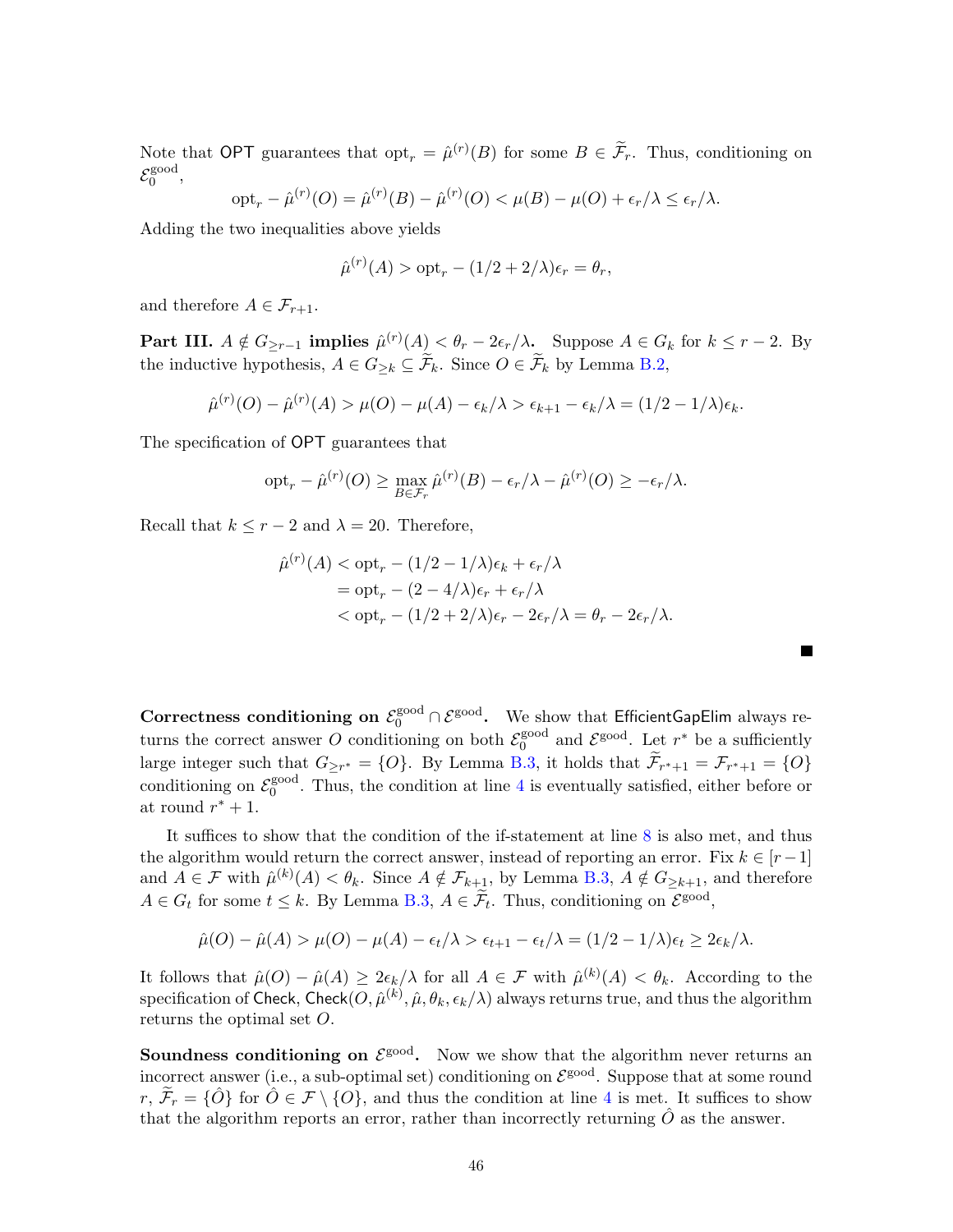Note that $\mathsf{OPT}$ guarantees that $\mathrm{opt}_r = \hat{\mu}^{(r)}(B)$ for some $B \in \widetilde{\mathcal{F}}_r$. Thus, conditioning on $\mathcal{E}_0^{\mathrm{good}}$,

$$\mathrm{opt}_r - \hat{\mu}^{(r)}(O) = \hat{\mu}^{(r)}(B) - \hat{\mu}^{(r)}(O) < \mu(B) - \mu(O) + \epsilon_r/\lambda \le \epsilon_r/\lambda.$$

Adding the two inequalities above yields

$$\hat{\mu}^{(r)}(A) > \mathrm{opt}_r - (1/2 + 2/\lambda)\epsilon_r = \theta_r,$$

and therefore $A \in \mathcal{F}_{r+1}$.

**Part III. $A \notin G_{\ge r-1}$ implies $\hat{\mu}^{(r)}(A) < \theta_r - 2\epsilon_r/\lambda$.** Suppose $A \in G_k$ for $k \le r-2$. By the inductive hypothesis, $A \in G_{\ge k} \subseteq \widetilde{\mathcal{F}}_k$. Since $O \in \widetilde{\mathcal{F}}_k$ by Lemma B.2,

$$\hat{\mu}^{(r)}(O) - \hat{\mu}^{(r)}(A) > \mu(O) - \mu(A) - \epsilon_k/\lambda > \epsilon_{k+1} - \epsilon_k/\lambda = (1/2 - 1/\lambda)\epsilon_k.$$

The specification of $\mathsf{OPT}$ guarantees that

$$\mathrm{opt}_r - \hat{\mu}^{(r)}(O) \ge \max_{B \in \mathcal{F}_r} \hat{\mu}^{(r)}(B) - \epsilon_r/\lambda - \hat{\mu}^{(r)}(O) \ge -\epsilon_r/\lambda.$$

Recall that $k \le r-2$ and $\lambda = 20$. Therefore,

$$\begin{aligned}
\hat{\mu}^{(r)}(A) &< \mathrm{opt}_r - (1/2 - 1/\lambda)\epsilon_k + \epsilon_r/\lambda \\
&= \mathrm{opt}_r - (2 - 4/\lambda)\epsilon_r + \epsilon_r/\lambda \\
&< \mathrm{opt}_r - (1/2 + 2/\lambda)\epsilon_r - 2\epsilon_r/\lambda = \theta_r - 2\epsilon_r/\lambda.
\end{aligned}$$

■

**Correctness conditioning on $\mathcal{E}_0^{\mathrm{good}} \cap \mathcal{E}^{\mathrm{good}}$.** We show that $\mathsf{EfficientGapElim}$ always returns the correct answer $O$ conditioning on both $\mathcal{E}_0^{\mathrm{good}}$ and $\mathcal{E}^{\mathrm{good}}$. Let $r^*$ be a sufficiently large integer such that $G_{\ge r^*} = \{O\}$. By Lemma B.3, it holds that $\widetilde{\mathcal{F}}_{r^*+1} = \mathcal{F}_{r^*+1} = \{O\}$ conditioning on $\mathcal{E}_0^{\mathrm{good}}$. Thus, the condition at line 4 is eventually satisfied, either before or at round $r^* + 1$.

It suffices to show that the condition of the if-statement at line 8 is also met, and thus the algorithm would return the correct answer, instead of reporting an error. Fix $k \in [r-1]$ and $A \in \mathcal{F}$ with $\hat{\mu}^{(k)}(A) < \theta_k$. Since $A \notin \mathcal{F}_{k+1}$, by Lemma B.3, $A \notin G_{\ge k+1}$, and therefore $A \in G_t$ for some $t \le k$. By Lemma B.3, $A \in \widetilde{\mathcal{F}}_t$. Thus, conditioning on $\mathcal{E}^{\mathrm{good}}$,

$$\hat{\mu}(O) - \hat{\mu}(A) > \mu(O) - \mu(A) - \epsilon_t/\lambda > \epsilon_{t+1} - \epsilon_t/\lambda = (1/2 - 1/\lambda)\epsilon_t \ge 2\epsilon_k/\lambda.$$

It follows that $\hat{\mu}(O) - \hat{\mu}(A) \ge 2\epsilon_k/\lambda$ for all $A \in \mathcal{F}$ with $\hat{\mu}^{(k)}(A) < \theta_k$. According to the specification of $\mathsf{Check}$, $\mathsf{Check}(O, \hat{\mu}^{(k)}, \hat{\mu}, \theta_k, \epsilon_k/\lambda)$ always returns true, and thus the algorithm returns the optimal set $O$.

**Soundness conditioning on $\mathcal{E}^{\mathrm{good}}$.** Now we show that the algorithm never returns an incorrect answer (i.e., a sub-optimal set) conditioning on $\mathcal{E}^{\mathrm{good}}$. Suppose that at some round $r$, $\widetilde{\mathcal{F}}_r = \{\hat{O}\}$ for $\hat{O} \in \mathcal{F} \setminus \{O\}$, and thus the condition at line 4 is met. It suffices to show that the algorithm reports an error, rather than incorrectly returning $\hat{O}$ as the answer.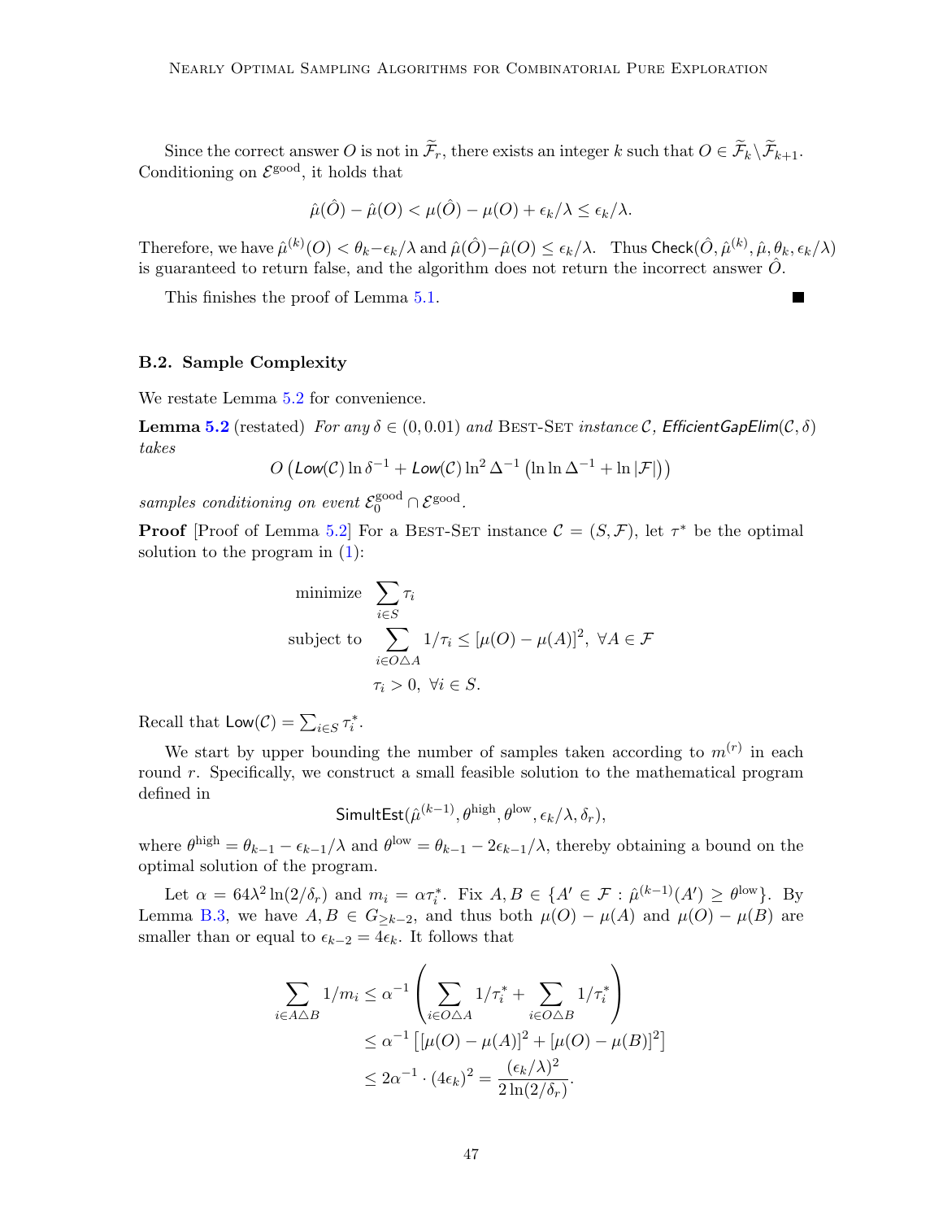Since the correct answer $O$ is not in $\widetilde{\mathcal{F}}_r$, there exists an integer $k$ such that $O \in \widetilde{\mathcal{F}}_k \backslash \widetilde{\mathcal{F}}_{k+1}$. Conditioning on $\mathcal{E}^{\text{good}}$, it holds that

$$\hat{\mu}(\hat{O}) - \hat{\mu}(O) < \mu(\hat{O}) - \mu(O) + \epsilon_k/\lambda \leq \epsilon_k/\lambda.$$

Therefore, we have $\hat{\mu}^{(k)}(O) < \theta_k - \epsilon_k/\lambda$ and $\hat{\mu}(\hat{O}) - \hat{\mu}(O) \leq \epsilon_k/\lambda$. Thus $\mathsf{Check}(\hat{O}, \hat{\mu}^{(k)}, \hat{\mu}, \theta_k, \epsilon_k/\lambda)$ is guaranteed to return false, and the algorithm does not return the incorrect answer $\hat{O}$.

This finishes the proof of Lemma 5.1. ■

### B.2. Sample Complexity

We restate Lemma 5.2 for convenience.

**Lemma 5.2** (restated) *For any $\delta \in (0, 0.01)$ and* Best-Set *instance $\mathcal{C}$, EfficientGapElim$(\mathcal{C}, \delta)$ takes*

$$O\left(\mathit{Low}(\mathcal{C}) \ln \delta^{-1} + \mathit{Low}(\mathcal{C}) \ln^2 \Delta^{-1} \left(\ln\ln \Delta^{-1} + \ln |\mathcal{F}|\right)\right)$$

*samples conditioning on event $\mathcal{E}_0^{\text{good}} \cap \mathcal{E}^{\text{good}}$.*

**Proof** [Proof of Lemma 5.2] For a Best-Set instance $\mathcal{C} = (S, \mathcal{F})$, let $\tau^*$ be the optimal solution to the program in (1):

$$\begin{aligned}
\text{minimize} \quad & \sum_{i \in S} \tau_i \\
\text{subject to} \quad & \sum_{i \in O \triangle A} 1/\tau_i \leq [\mu(O) - \mu(A)]^2, \ \forall A \in \mathcal{F} \\
& \tau_i > 0, \ \forall i \in S.
\end{aligned}$$

Recall that $\mathsf{Low}(\mathcal{C}) = \sum_{i \in S} \tau_i^*$.

We start by upper bounding the number of samples taken according to $m^{(r)}$ in each round $r$. Specifically, we construct a small feasible solution to the mathematical program defined in

$$\mathsf{SimultEst}(\hat{\mu}^{(k-1)}, \theta^{\text{high}}, \theta^{\text{low}}, \epsilon_k/\lambda, \delta_r),$$

where $\theta^{\text{high}} = \theta_{k-1} - \epsilon_{k-1}/\lambda$ and $\theta^{\text{low}} = \theta_{k-1} - 2\epsilon_{k-1}/\lambda$, thereby obtaining a bound on the optimal solution of the program.

Let $\alpha = 64\lambda^2 \ln(2/\delta_r)$ and $m_i = \alpha \tau_i^*$. Fix $A, B \in \{A' \in \mathcal{F} : \hat{\mu}^{(k-1)}(A') \geq \theta^{\text{low}}\}$. By Lemma B.3, we have $A, B \in G_{\geq k-2}$, and thus both $\mu(O) - \mu(A)$ and $\mu(O) - \mu(B)$ are smaller than or equal to $\epsilon_{k-2} = 4\epsilon_k$. It follows that

$$\begin{aligned}
\sum_{i \in A \triangle B} 1/m_i &\leq \alpha^{-1} \left( \sum_{i \in O \triangle A} 1/\tau_i^* + \sum_{i \in O \triangle B} 1/\tau_i^* \right) \\
&\leq \alpha^{-1} \left[ [\mu(O) - \mu(A)]^2 + [\mu(O) - \mu(B)]^2 \right] \\
&\leq 2\alpha^{-1} \cdot (4\epsilon_k)^2 = \frac{(\epsilon_k/\lambda)^2}{2\ln(2/\delta_r)}.
\end{aligned}$$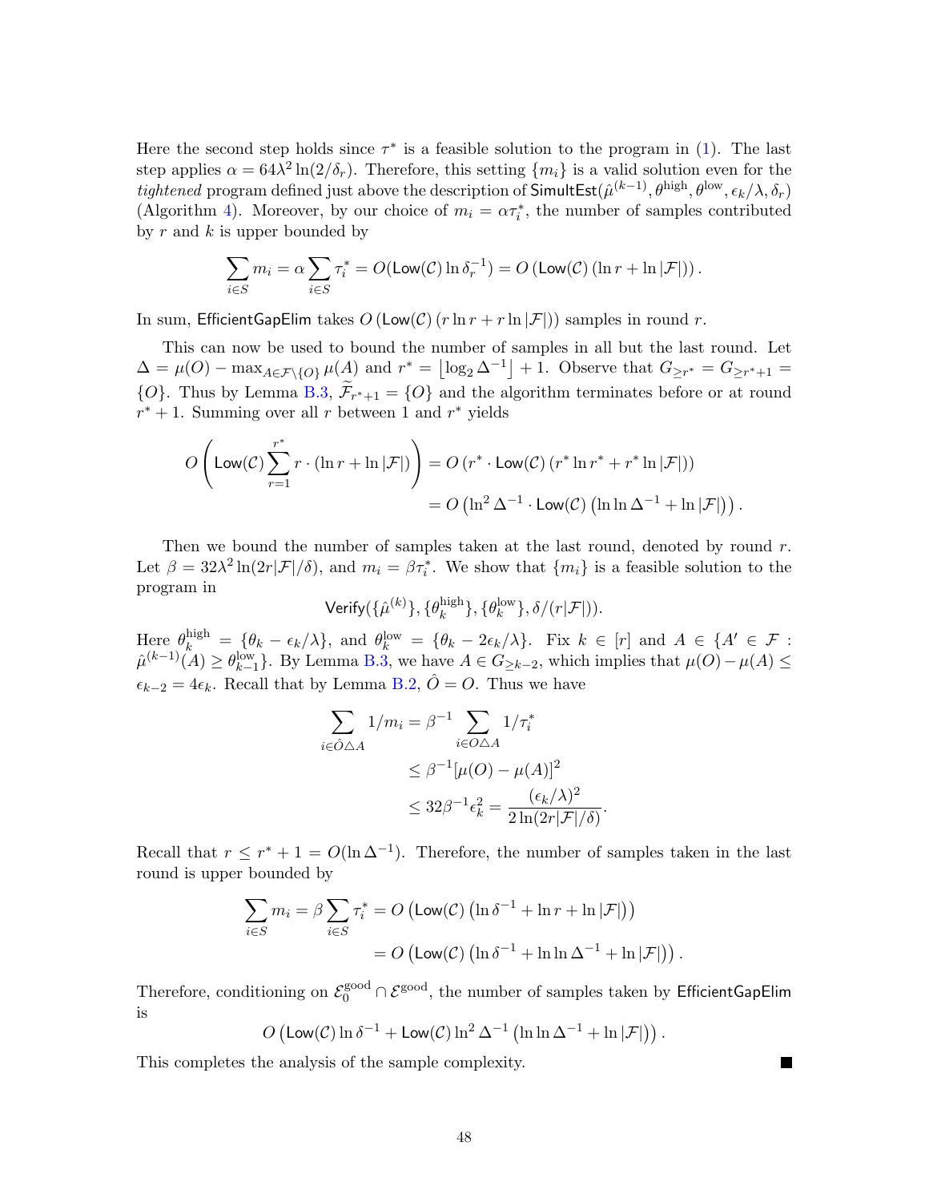Here the second step holds since $\tau^*$ is a feasible solution to the program in (1). The last step applies $\alpha = 64\lambda^2 \ln(2/\delta_r)$. Therefore, this setting $\{m_i\}$ is a valid solution even for the *tightened* program defined just above the description of $\mathsf{SimultEst}(\hat{\mu}^{(k-1)}, \theta^{\text{high}}, \theta^{\text{low}}, \epsilon_k/\lambda, \delta_r)$ (Algorithm 4). Moreover, by our choice of $m_i = \alpha\tau_i^*$, the number of samples contributed by $r$ and $k$ is upper bounded by

$$\sum_{i \in S} m_i = \alpha \sum_{i \in S} \tau_i^* = O(\mathsf{Low}(\mathcal{C}) \ln \delta_r^{-1}) = O\left(\mathsf{Low}(\mathcal{C})\left(\ln r + \ln |\mathcal{F}|\right)\right).$$

In sum, $\mathsf{EfficientGapElim}$ takes $O\left(\mathsf{Low}(\mathcal{C})\left(r \ln r + r \ln |\mathcal{F}|\right)\right)$ samples in round $r$.

This can now be used to bound the number of samples in all but the last round. Let $\Delta = \mu(O) - \max_{A \in \mathcal{F} \setminus \{O\}} \mu(A)$ and $r^* = \left\lfloor \log_2 \Delta^{-1} \right\rfloor + 1$. Observe that $G_{\ge r^*} = G_{\ge r^*+1} = \{O\}$. Thus by Lemma B.3, $\widetilde{\mathcal{F}}_{r^*+1} = \{O\}$ and the algorithm terminates before or at round $r^* + 1$. Summing over all $r$ between 1 and $r^*$ yields

$$\begin{aligned}
O\left(\mathsf{Low}(\mathcal{C}) \sum_{r=1}^{r^*} r \cdot (\ln r + \ln |\mathcal{F}|)\right) &= O\left(r^* \cdot \mathsf{Low}(\mathcal{C})\left(r^* \ln r^* + r^* \ln |\mathcal{F}|\right)\right) \\
&= O\left(\ln^2 \Delta^{-1} \cdot \mathsf{Low}(\mathcal{C})\left(\ln \ln \Delta^{-1} + \ln |\mathcal{F}|\right)\right).
\end{aligned}$$

Then we bound the number of samples taken at the last round, denoted by round $r$. Let $\beta = 32\lambda^2 \ln(2r|\mathcal{F}|/\delta)$, and $m_i = \beta\tau_i^*$. We show that $\{m_i\}$ is a feasible solution to the program in

$$\mathsf{Verify}(\{\hat{\mu}^{(k)}\}, \{\theta_k^{\text{high}}\}, \{\theta_k^{\text{low}}\}, \delta/(r|\mathcal{F}|)).$$

Here $\theta_k^{\text{high}} = \{\theta_k - \epsilon_k/\lambda\}$, and $\theta_k^{\text{low}} = \{\theta_k - 2\epsilon_k/\lambda\}$. Fix $k \in [r]$ and $A \in \{A' \in \mathcal{F} : \hat{\mu}^{(k-1)}(A) \ge \theta_{k-1}^{\text{low}}\}$. By Lemma B.3, we have $A \in G_{\ge k-2}$, which implies that $\mu(O) - \mu(A) \le \epsilon_{k-2} = 4\epsilon_k$. Recall that by Lemma B.2, $\hat{O} = O$. Thus we have

$$\begin{aligned}
\sum_{i \in \hat{O} \triangle A} 1/m_i &= \beta^{-1} \sum_{i \in O \triangle A} 1/\tau_i^* \\
&\le \beta^{-1}[\mu(O) - \mu(A)]^2 \\
&\le 32\beta^{-1}\epsilon_k^2 = \frac{(\epsilon_k/\lambda)^2}{2\ln(2r|\mathcal{F}|/\delta)}.
\end{aligned}$$

Recall that $r \le r^* + 1 = O(\ln \Delta^{-1})$. Therefore, the number of samples taken in the last round is upper bounded by

$$\begin{aligned}
\sum_{i \in S} m_i = \beta \sum_{i \in S} \tau_i^* &= O\left(\mathsf{Low}(\mathcal{C})\left(\ln \delta^{-1} + \ln r + \ln |\mathcal{F}|\right)\right) \\
&= O\left(\mathsf{Low}(\mathcal{C})\left(\ln \delta^{-1} + \ln \ln \Delta^{-1} + \ln |\mathcal{F}|\right)\right).
\end{aligned}$$

Therefore, conditioning on $\mathcal{E}_0^{\text{good}} \cap \mathcal{E}^{\text{good}}$, the number of samples taken by $\mathsf{EfficientGapElim}$ is

$$O\left(\mathsf{Low}(\mathcal{C}) \ln \delta^{-1} + \mathsf{Low}(\mathcal{C}) \ln^2 \Delta^{-1}\left(\ln \ln \Delta^{-1} + \ln |\mathcal{F}|\right)\right).$$

This completes the analysis of the sample complexity. ■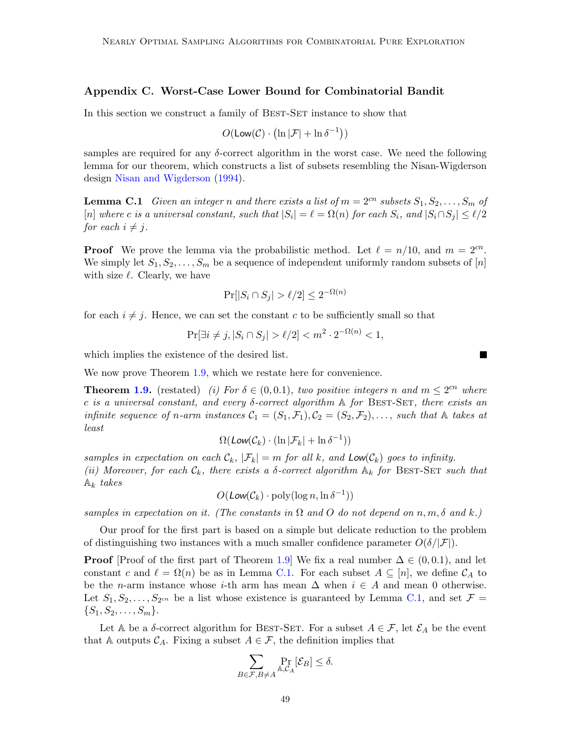## Appendix C. Worst-Case Lower Bound for Combinatorial Bandit

In this section we construct a family of Best-Set instance to show that

$$O(\mathsf{Low}(\mathcal{C}) \cdot (\ln |\mathcal{F}| + \ln \delta^{-1}))$$

samples are required for any $\delta$-correct algorithm in the worst case. We need the following lemma for our theorem, which constructs a list of subsets resembling the Nisan-Wigderson design Nisan and Wigderson (1994).

**Lemma C.1** *Given an integer $n$ and there exists a list of $m = 2^{cn}$ subsets $S_1, S_2, \ldots, S_m$ of $[n]$ where $c$ is a universal constant, such that $|S_i| = \ell = \Omega(n)$ for each $S_i$, and $|S_i \cap S_j| \le \ell/2$ for each $i \neq j$.*

**Proof** We prove the lemma via the probabilistic method. Let $\ell = n/10$, and $m = 2^{cn}$. We simply let $S_1, S_2, \ldots, S_m$ be a sequence of independent uniformly random subsets of $[n]$ with size $\ell$. Clearly, we have

$$\Pr[|S_i \cap S_j| > \ell/2] \le 2^{-\Omega(n)}$$

for each $i \neq j$. Hence, we can set the constant $c$ to be sufficiently small so that

$$\Pr[\exists i \neq j, |S_i \cap S_j| > \ell/2] < m^2 \cdot 2^{-\Omega(n)} < 1,$$

which implies the existence of the desired list. ∎

We now prove Theorem 1.9, which we restate here for convenience.

**Theorem 1.9.** (restated) *(i) For $\delta \in (0, 0.1)$, two positive integers $n$ and $m \le 2^{cn}$ where $c$ is a universal constant, and every $\delta$-correct algorithm $\mathbb{A}$ for Best-Set, there exists an infinite sequence of $n$-arm instances $\mathcal{C}_1 = (S_1, \mathcal{F}_1), \mathcal{C}_2 = (S_2, \mathcal{F}_2), \ldots,$ such that $\mathbb{A}$ takes at least*

$$\Omega(\mathsf{Low}(\mathcal{C}_k) \cdot (\ln |\mathcal{F}_k| + \ln \delta^{-1}))$$

*samples in expectation on each $\mathcal{C}_k$, $|\mathcal{F}_k| = m$ for all $k$, and $\mathsf{Low}(\mathcal{C}_k)$ goes to infinity.*
*(ii) Moreover, for each $\mathcal{C}_k$, there exists a $\delta$-correct algorithm $\mathbb{A}_k$ for Best-Set such that $\mathbb{A}_k$ takes*

$$O(\mathsf{Low}(\mathcal{C}_k) \cdot \mathrm{poly}(\log n, \ln \delta^{-1}))$$

*samples in expectation on it. (The constants in $\Omega$ and $O$ do not depend on $n, m, \delta$ and $k$.)*

Our proof for the first part is based on a simple but delicate reduction to the problem of distinguishing two instances with a much smaller confidence parameter $O(\delta/|\mathcal{F}|)$.

**Proof** [Proof of the first part of Theorem 1.9] We fix a real number $\Delta \in (0, 0.1)$, and let constant $c$ and $\ell = \Omega(n)$ be as in Lemma C.1. For each subset $A \subseteq [n]$, we define $\mathcal{C}_A$ to be the $n$-arm instance whose $i$-th arm has mean $\Delta$ when $i \in A$ and mean 0 otherwise. Let $S_1, S_2, \ldots, S_{2^{cn}}$ be a list whose existence is guaranteed by Lemma C.1, and set $\mathcal{F} = \{S_1, S_2, \ldots, S_m\}$.

Let $\mathbb{A}$ be a $\delta$-correct algorithm for Best-Set. For a subset $A \in \mathcal{F}$, let $\mathcal{E}_A$ be the event that $\mathbb{A}$ outputs $\mathcal{C}_A$. Fixing a subset $A \in \mathcal{F}$, the definition implies that

$$\sum_{B \in \mathcal{F}, B \neq A} \Pr_{\mathbb{A}, \mathcal{C}_A}[\mathcal{E}_B] \le \delta.$$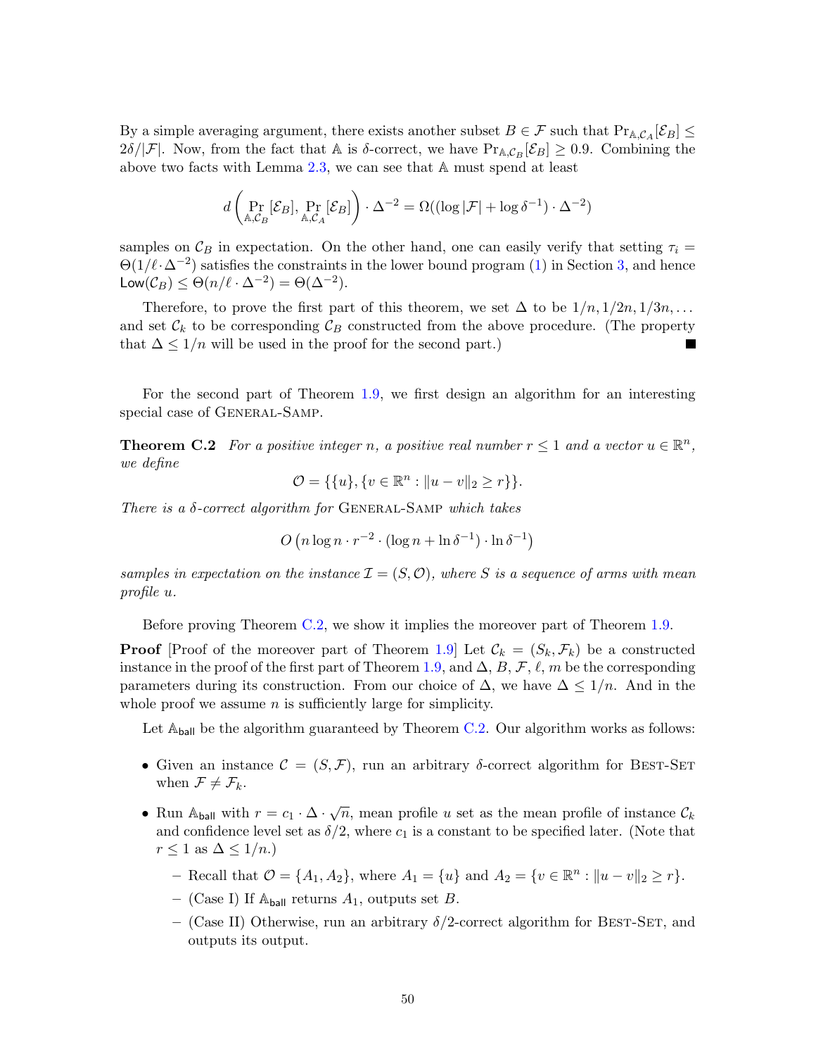By a simple averaging argument, there exists another subset $B \in \mathcal{F}$ such that $\Pr_{\mathbb{A},\mathcal{C}_A}[\mathcal{E}_B] \le 2\delta/|\mathcal{F}|$. Now, from the fact that $\mathbb{A}$ is $\delta$-correct, we have $\Pr_{\mathbb{A},\mathcal{C}_B}[\mathcal{E}_B] \ge 0.9$. Combining the above two facts with Lemma 2.3, we can see that $\mathbb{A}$ must spend at least

$$d\left(\Pr_{\mathbb{A},\mathcal{C}_B}[\mathcal{E}_B], \Pr_{\mathbb{A},\mathcal{C}_A}[\mathcal{E}_B]\right) \cdot \Delta^{-2} = \Omega((\log|\mathcal{F}| + \log\delta^{-1}) \cdot \Delta^{-2})$$

samples on $\mathcal{C}_B$ in expectation. On the other hand, one can easily verify that setting $\tau_i = \Theta(1/\ell \cdot \Delta^{-2})$ satisfies the constraints in the lower bound program (1) in Section 3, and hence $\mathsf{Low}(\mathcal{C}_B) \le \Theta(n/\ell \cdot \Delta^{-2}) = \Theta(\Delta^{-2})$.

Therefore, to prove the first part of this theorem, we set $\Delta$ to be $1/n, 1/2n, 1/3n, \dots$ and set $\mathcal{C}_k$ to be corresponding $\mathcal{C}_B$ constructed from the above procedure. (The property that $\Delta \le 1/n$ will be used in the proof for the second part.) ■

For the second part of Theorem 1.9, we first design an algorithm for an interesting special case of General-Samp.

**Theorem C.2** *For a positive integer $n$, a positive real number $r \le 1$ and a vector $u \in \mathbb{R}^n$, we define*

$$\mathcal{O} = \{\{u\}, \{v \in \mathbb{R}^n : \|u - v\|_2 \ge r\}\}.$$

*There is a $\delta$-correct algorithm for General-Samp which takes*

$$O\left(n \log n \cdot r^{-2} \cdot (\log n + \ln\delta^{-1}) \cdot \ln\delta^{-1}\right)$$

*samples in expectation on the instance $\mathcal{I} = (S, \mathcal{O})$, where $S$ is a sequence of arms with mean profile $u$.*

Before proving Theorem C.2, we show it implies the moreover part of Theorem 1.9.

**Proof** [Proof of the moreover part of Theorem 1.9] Let $\mathcal{C}_k = (S_k, \mathcal{F}_k)$ be a constructed instance in the proof of the first part of Theorem 1.9, and $\Delta$, $B$, $\mathcal{F}$, $\ell$, $m$ be the corresponding parameters during its construction. From our choice of $\Delta$, we have $\Delta \le 1/n$. And in the whole proof we assume $n$ is sufficiently large for simplicity.

Let $\mathbb{A}_{\mathsf{ball}}$ be the algorithm guaranteed by Theorem C.2. Our algorithm works as follows:

- Given an instance $\mathcal{C} = (S, \mathcal{F})$, run an arbitrary $\delta$-correct algorithm for Best-Set when $\mathcal{F} \ne \mathcal{F}_k$.
- Run $\mathbb{A}_{\mathsf{ball}}$ with $r = c_1 \cdot \Delta \cdot \sqrt{n}$, mean profile $u$ set as the mean profile of instance $\mathcal{C}_k$ and confidence level set as $\delta/2$, where $c_1$ is a constant to be specified later. (Note that $r \le 1$ as $\Delta \le 1/n$.)
  - Recall that $\mathcal{O} = \{A_1, A_2\}$, where $A_1 = \{u\}$ and $A_2 = \{v \in \mathbb{R}^n : \|u - v\|_2 \ge r\}$.
  - (Case I) If $\mathbb{A}_{\mathsf{ball}}$ returns $A_1$, outputs set $B$.
  - (Case II) Otherwise, run an arbitrary $\delta/2$-correct algorithm for Best-Set, and outputs its output.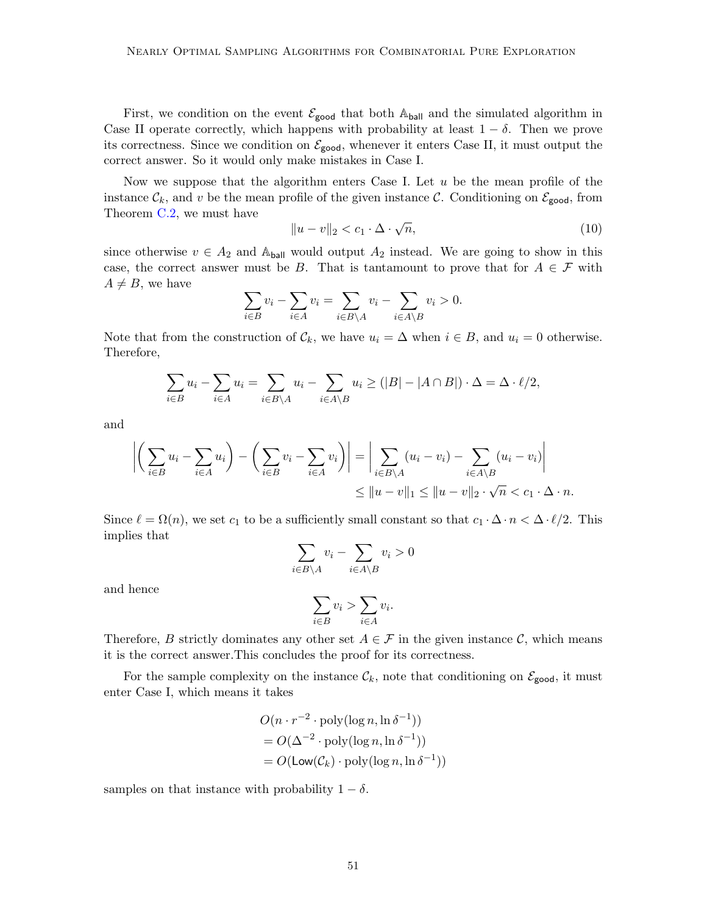First, we condition on the event $\mathcal{E}_{\mathsf{good}}$ that both $\mathbb{A}_{\mathsf{ball}}$ and the simulated algorithm in Case II operate correctly, which happens with probability at least $1 - \delta$. Then we prove its correctness. Since we condition on $\mathcal{E}_{\mathsf{good}}$, whenever it enters Case II, it must output the correct answer. So it would only make mistakes in Case I.

Now we suppose that the algorithm enters Case I. Let $u$ be the mean profile of the instance $\mathcal{C}_k$, and $v$ be the mean profile of the given instance $\mathcal{C}$. Conditioning on $\mathcal{E}_{\mathsf{good}}$, from Theorem C.2, we must have

$$\|u - v\|_2 < c_1 \cdot \Delta \cdot \sqrt{n}, \tag{10}$$

since otherwise $v \in A_2$ and $\mathbb{A}_{\mathsf{ball}}$ would output $A_2$ instead. We are going to show in this case, the correct answer must be $B$. That is tantamount to prove that for $A \in \mathcal{F}$ with $A \neq B$, we have

$$\sum_{i \in B} v_i - \sum_{i \in A} v_i = \sum_{i \in B \setminus A} v_i - \sum_{i \in A \setminus B} v_i > 0.$$

Note that from the construction of $\mathcal{C}_k$, we have $u_i = \Delta$ when $i \in B$, and $u_i = 0$ otherwise. Therefore,

$$\sum_{i \in B} u_i - \sum_{i \in A} u_i = \sum_{i \in B \setminus A} u_i - \sum_{i \in A \setminus B} u_i \geq (|B| - |A \cap B|) \cdot \Delta = \Delta \cdot \ell/2,$$

and

$$\begin{aligned}
\left| \left( \sum_{i \in B} u_i - \sum_{i \in A} u_i \right) - \left( \sum_{i \in B} v_i - \sum_{i \in A} v_i \right) \right| &= \left| \sum_{i \in B \setminus A} (u_i - v_i) - \sum_{i \in A \setminus B} (u_i - v_i) \right| \\
&\leq \|u - v\|_1 \leq \|u - v\|_2 \cdot \sqrt{n} < c_1 \cdot \Delta \cdot n.
\end{aligned}$$

Since $\ell = \Omega(n)$, we set $c_1$ to be a sufficiently small constant so that $c_1 \cdot \Delta \cdot n < \Delta \cdot \ell/2$. This implies that

$$\sum_{i \in B \setminus A} v_i - \sum_{i \in A \setminus B} v_i > 0$$

and hence

$$\sum_{i \in B} v_i > \sum_{i \in A} v_i.$$

Therefore, $B$ strictly dominates any other set $A \in \mathcal{F}$ in the given instance $\mathcal{C}$, which means it is the correct answer.This concludes the proof for its correctness.

For the sample complexity on the instance $\mathcal{C}_k$, note that conditioning on $\mathcal{E}_{\mathsf{good}}$, it must enter Case I, which means it takes

$$\begin{aligned}
&O(n \cdot r^{-2} \cdot \mathrm{poly}(\log n, \ln \delta^{-1})) \\
&= O(\Delta^{-2} \cdot \mathrm{poly}(\log n, \ln \delta^{-1})) \\
&= O(\mathsf{Low}(\mathcal{C}_k) \cdot \mathrm{poly}(\log n, \ln \delta^{-1}))
\end{aligned}$$

samples on that instance with probability $1 - \delta$.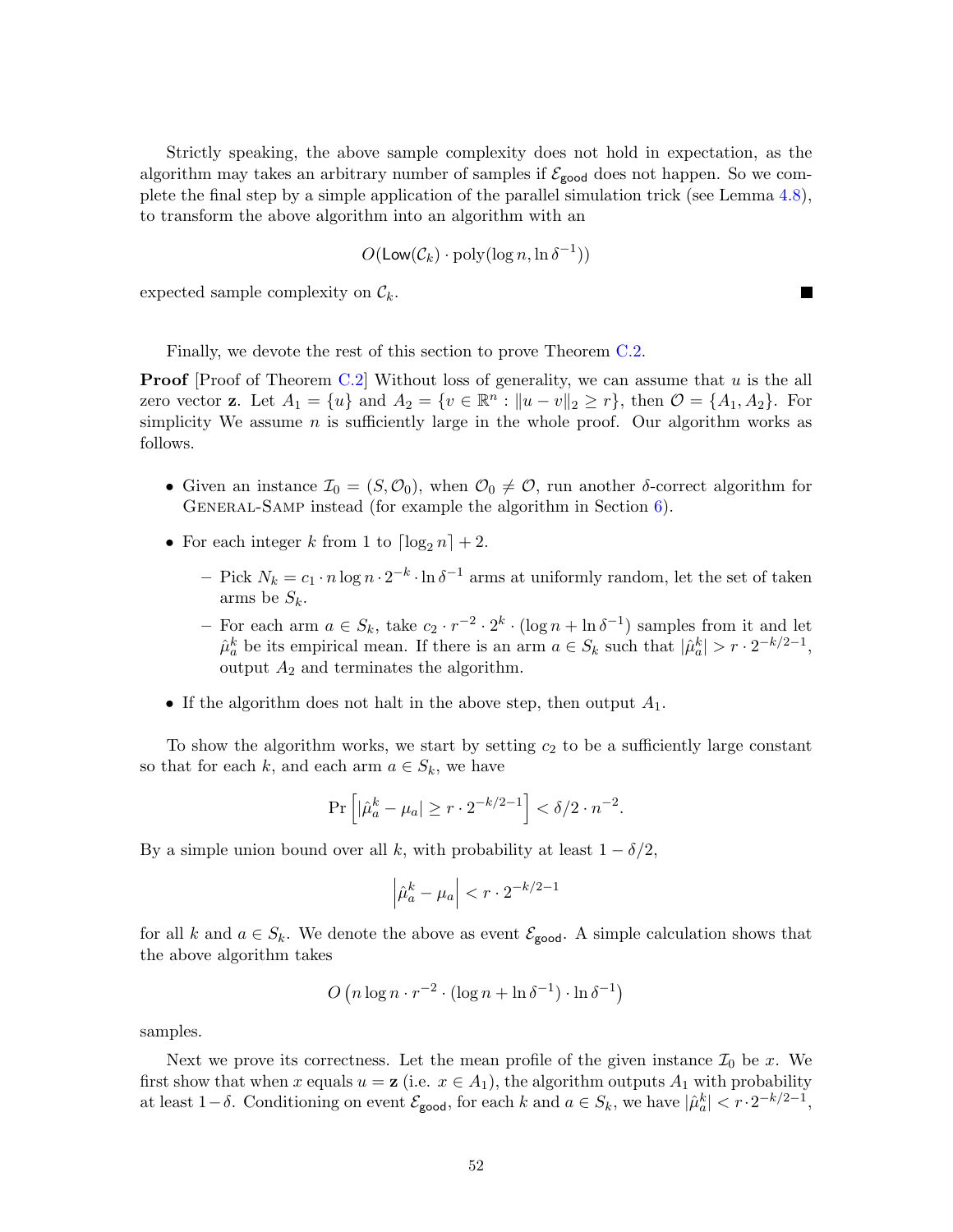Strictly speaking, the above sample complexity does not hold in expectation, as the algorithm may takes an arbitrary number of samples if $\mathcal{E}_{\mathsf{good}}$ does not happen. So we complete the final step by a simple application of the parallel simulation trick (see Lemma 4.8), to transform the above algorithm into an algorithm with an

$$O(\mathsf{Low}(\mathcal{C}_k) \cdot \mathrm{poly}(\log n, \ln \delta^{-1}))$$

expected sample complexity on $\mathcal{C}_k$. ■

Finally, we devote the rest of this section to prove Theorem C.2.

**Proof** [Proof of Theorem C.2] Without loss of generality, we can assume that $u$ is the all zero vector $\mathbf{z}$. Let $A_1 = \{u\}$ and $A_2 = \{v \in \mathbb{R}^n : \|u - v\|_2 \geq r\}$, then $\mathcal{O} = \{A_1, A_2\}$. For simplicity We assume $n$ is sufficiently large in the whole proof. Our algorithm works as follows.

- Given an instance $\mathcal{I}_0 = (S, \mathcal{O}_0)$, when $\mathcal{O}_0 \neq \mathcal{O}$, run another $\delta$-correct algorithm for General-Samp instead (for example the algorithm in Section 6).
- For each integer $k$ from 1 to $\lceil \log_2 n \rceil + 2$.
  - Pick $N_k = c_1 \cdot n \log n \cdot 2^{-k} \cdot \ln \delta^{-1}$ arms at uniformly random, let the set of taken arms be $S_k$.
  - For each arm $a \in S_k$, take $c_2 \cdot r^{-2} \cdot 2^k \cdot (\log n + \ln \delta^{-1})$ samples from it and let $\hat{\mu}_a^k$ be its empirical mean. If there is an arm $a \in S_k$ such that $|\hat{\mu}_a^k| > r \cdot 2^{-k/2-1}$, output $A_2$ and terminates the algorithm.
- If the algorithm does not halt in the above step, then output $A_1$.

To show the algorithm works, we start by setting $c_2$ to be a sufficiently large constant so that for each $k$, and each arm $a \in S_k$, we have

$$\Pr\left[|\hat{\mu}_a^k - \mu_a| \geq r \cdot 2^{-k/2-1}\right] < \delta/2 \cdot n^{-2}.$$

By a simple union bound over all $k$, with probability at least $1 - \delta/2$,

$$\left|\hat{\mu}_a^k - \mu_a\right| < r \cdot 2^{-k/2-1}$$

for all $k$ and $a \in S_k$. We denote the above as event $\mathcal{E}_{\mathsf{good}}$. A simple calculation shows that the above algorithm takes

$$O\left(n \log n \cdot r^{-2} \cdot (\log n + \ln \delta^{-1}) \cdot \ln \delta^{-1}\right)$$

samples.

Next we prove its correctness. Let the mean profile of the given instance $\mathcal{I}_0$ be $x$. We first show that when $x$ equals $u = \mathbf{z}$ (i.e. $x \in A_1$), the algorithm outputs $A_1$ with probability at least $1-\delta$. Conditioning on event $\mathcal{E}_{\mathsf{good}}$, for each $k$ and $a \in S_k$, we have $|\hat{\mu}_a^k| < r \cdot 2^{-k/2-1}$,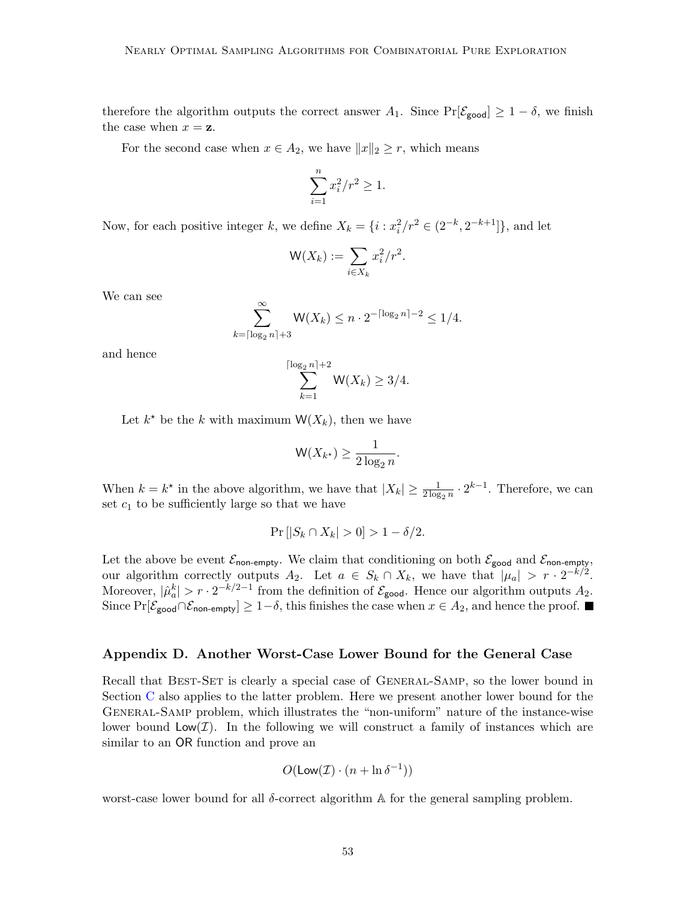therefore the algorithm outputs the correct answer $A_1$. Since $\Pr[\mathcal{E}_{\mathsf{good}}] \geq 1 - \delta$, we finish the case when $x = \mathbf{z}$.

For the second case when $x \in A_2$, we have $\|x\|_2 \geq r$, which means

$$\sum_{i=1}^{n} x_i^2/r^2 \geq 1.$$

Now, for each positive integer $k$, we define $X_k = \{i : x_i^2/r^2 \in (2^{-k}, 2^{-k+1}]\}$, and let

$$\mathsf{W}(X_k) := \sum_{i \in X_k} x_i^2/r^2.$$

We can see

$$\sum_{k=\lceil \log_2 n \rceil + 3}^{\infty} \mathsf{W}(X_k) \leq n \cdot 2^{-\lceil \log_2 n \rceil - 2} \leq 1/4.$$

and hence

$$\sum_{k=1}^{\lceil \log_2 n \rceil + 2} \mathsf{W}(X_k) \geq 3/4.$$

Let $k^\star$ be the $k$ with maximum $\mathsf{W}(X_k)$, then we have

$$\mathsf{W}(X_{k^\star}) \geq \frac{1}{2 \log_2 n}.$$

When $k = k^\star$ in the above algorithm, we have that $|X_k| \geq \frac{1}{2 \log_2 n} \cdot 2^{k-1}$. Therefore, we can set $c_1$ to be sufficiently large so that we have

$$\Pr\left[|S_k \cap X_k| > 0\right] > 1 - \delta/2.$$

Let the above be event $\mathcal{E}_{\mathsf{non\text{-}empty}}$. We claim that conditioning on both $\mathcal{E}_{\mathsf{good}}$ and $\mathcal{E}_{\mathsf{non\text{-}empty}}$, our algorithm correctly outputs $A_2$. Let $a \in S_k \cap X_k$, we have that $|\mu_a| > r \cdot 2^{-k/2}$. Moreover, $|\hat{\mu}_a^k| > r \cdot 2^{-k/2-1}$ from the definition of $\mathcal{E}_{\mathsf{good}}$. Hence our algorithm outputs $A_2$. Since $\Pr[\mathcal{E}_{\mathsf{good}} \cap \mathcal{E}_{\mathsf{non\text{-}empty}}] \geq 1 - \delta$, this finishes the case when $x \in A_2$, and hence the proof. ■

## Appendix D. Another Worst-Case Lower Bound for the General Case

Recall that Best-Set is clearly a special case of General-Samp, so the lower bound in Section C also applies to the latter problem. Here we present another lower bound for the General-Samp problem, which illustrates the "non-uniform" nature of the instance-wise lower bound $\mathsf{Low}(\mathcal{I})$. In the following we will construct a family of instances which are similar to an OR function and prove an

$$O(\mathsf{Low}(\mathcal{I}) \cdot (n + \ln \delta^{-1}))$$

worst-case lower bound for all $\delta$-correct algorithm $\mathbb{A}$ for the general sampling problem.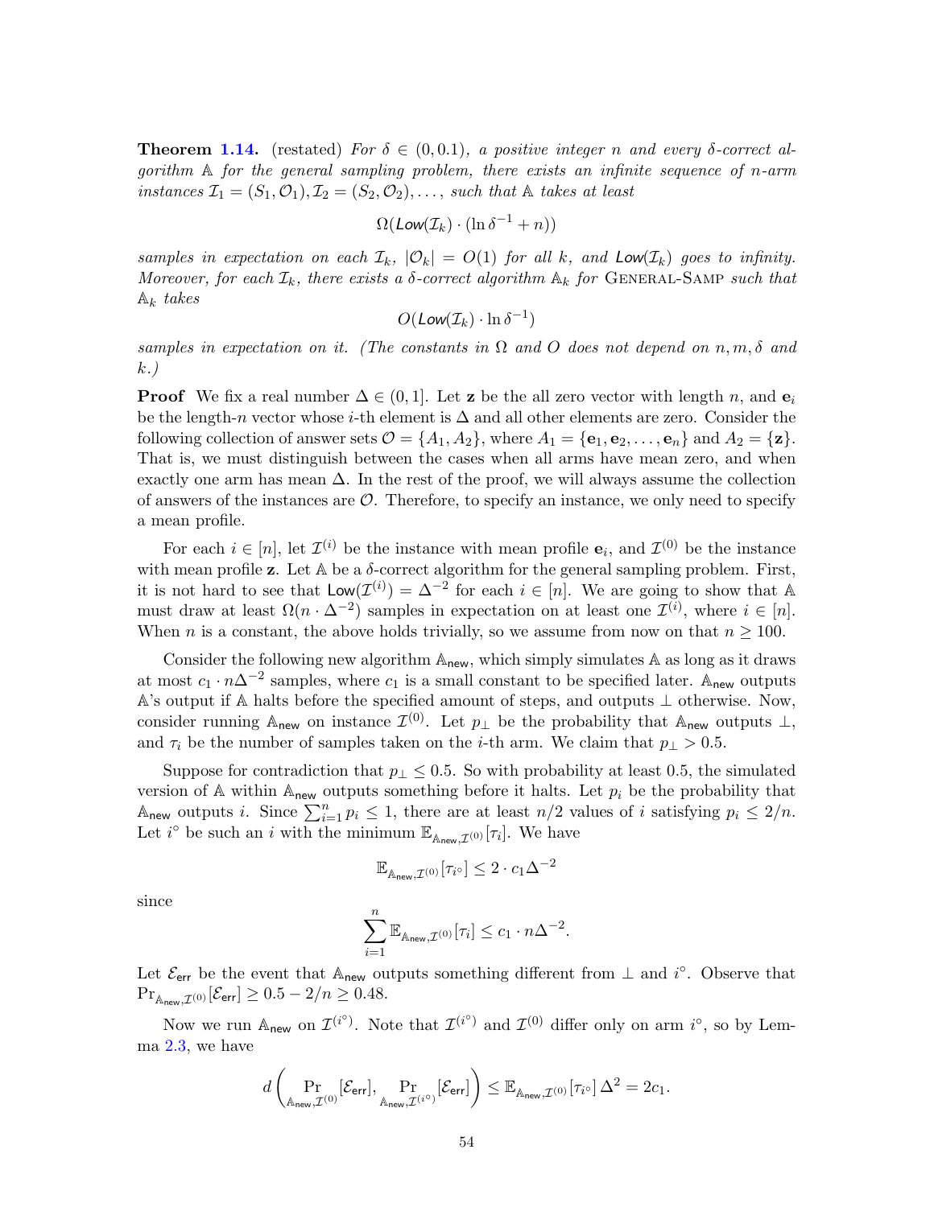**Theorem 1.14.** (restated) *For $\delta \in (0, 0.1)$, a positive integer $n$ and every $\delta$-correct algorithm $\mathbb{A}$ for the general sampling problem, there exists an infinite sequence of $n$-arm instances $\mathcal{I}_1 = (S_1, \mathcal{O}_1), \mathcal{I}_2 = (S_2, \mathcal{O}_2), \ldots$, such that $\mathbb{A}$ takes at least*

$$\Omega(\mathsf{Low}(\mathcal{I}_k) \cdot (\ln \delta^{-1} + n))$$

*samples in expectation on each $\mathcal{I}_k$, $|\mathcal{O}_k| = O(1)$ for all $k$, and $\mathsf{Low}(\mathcal{I}_k)$ goes to infinity. Moreover, for each $\mathcal{I}_k$, there exists a $\delta$-correct algorithm $\mathbb{A}_k$ for* General-Samp *such that $\mathbb{A}_k$ takes*

$$O(\mathsf{Low}(\mathcal{I}_k) \cdot \ln \delta^{-1})$$

*samples in expectation on it. (The constants in $\Omega$ and $O$ does not depend on $n, m, \delta$ and $k$.)*

**Proof** We fix a real number $\Delta \in (0, 1]$. Let $\mathbf{z}$ be the all zero vector with length $n$, and $\mathbf{e}_i$ be the length-$n$ vector whose $i$-th element is $\Delta$ and all other elements are zero. Consider the following collection of answer sets $\mathcal{O} = \{A_1, A_2\}$, where $A_1 = \{\mathbf{e}_1, \mathbf{e}_2, \ldots, \mathbf{e}_n\}$ and $A_2 = \{\mathbf{z}\}$. That is, we must distinguish between the cases when all arms have mean zero, and when exactly one arm has mean $\Delta$. In the rest of the proof, we will always assume the collection of answers of the instances are $\mathcal{O}$. Therefore, to specify an instance, we only need to specify a mean profile.

For each $i \in [n]$, let $\mathcal{I}^{(i)}$ be the instance with mean profile $\mathbf{e}_i$, and $\mathcal{I}^{(0)}$ be the instance with mean profile $\mathbf{z}$. Let $\mathbb{A}$ be a $\delta$-correct algorithm for the general sampling problem. First, it is not hard to see that $\mathsf{Low}(\mathcal{I}^{(i)}) = \Delta^{-2}$ for each $i \in [n]$. We are going to show that $\mathbb{A}$ must draw at least $\Omega(n \cdot \Delta^{-2})$ samples in expectation on at least one $\mathcal{I}^{(i)}$, where $i \in [n]$. When $n$ is a constant, the above holds trivially, so we assume from now on that $n \geq 100$.

Consider the following new algorithm $\mathbb{A}_{\mathsf{new}}$, which simply simulates $\mathbb{A}$ as long as it draws at most $c_1 \cdot n\Delta^{-2}$ samples, where $c_1$ is a small constant to be specified later. $\mathbb{A}_{\mathsf{new}}$ outputs $\mathbb{A}$'s output if $\mathbb{A}$ halts before the specified amount of steps, and outputs $\perp$ otherwise. Now, consider running $\mathbb{A}_{\mathsf{new}}$ on instance $\mathcal{I}^{(0)}$. Let $p_\perp$ be the probability that $\mathbb{A}_{\mathsf{new}}$ outputs $\perp$, and $\tau_i$ be the number of samples taken on the $i$-th arm. We claim that $p_\perp > 0.5$.

Suppose for contradiction that $p_\perp \leq 0.5$. So with probability at least 0.5, the simulated version of $\mathbb{A}$ within $\mathbb{A}_{\mathsf{new}}$ outputs something before it halts. Let $p_i$ be the probability that $\mathbb{A}_{\mathsf{new}}$ outputs $i$. Since $\sum_{i=1}^{n} p_i \leq 1$, there are at least $n/2$ values of $i$ satisfying $p_i \leq 2/n$. Let $i^\circ$ be such an $i$ with the minimum $\mathbb{E}_{\mathbb{A}_{\mathsf{new}}, \mathcal{I}^{(0)}}[\tau_i]$. We have

$$\mathbb{E}_{\mathbb{A}_{\mathsf{new}}, \mathcal{I}^{(0)}}[\tau_{i^\circ}] \leq 2 \cdot c_1 \Delta^{-2}$$

since

$$\sum_{i=1}^{n} \mathbb{E}_{\mathbb{A}_{\mathsf{new}}, \mathcal{I}^{(0)}}[\tau_i] \leq c_1 \cdot n\Delta^{-2}.$$

Let $\mathcal{E}_{\mathsf{err}}$ be the event that $\mathbb{A}_{\mathsf{new}}$ outputs something different from $\perp$ and $i^\circ$. Observe that $\Pr_{\mathbb{A}_{\mathsf{new}}, \mathcal{I}^{(0)}}[\mathcal{E}_{\mathsf{err}}] \geq 0.5 - 2/n \geq 0.48$.

Now we run $\mathbb{A}_{\mathsf{new}}$ on $\mathcal{I}^{(i^\circ)}$. Note that $\mathcal{I}^{(i^\circ)}$ and $\mathcal{I}^{(0)}$ differ only on arm $i^\circ$, so by Lemma 2.3, we have

$$d\left(\Pr_{\mathbb{A}_{\mathsf{new}}, \mathcal{I}^{(0)}}[\mathcal{E}_{\mathsf{err}}], \Pr_{\mathbb{A}_{\mathsf{new}}, \mathcal{I}^{(i^\circ)}}[\mathcal{E}_{\mathsf{err}}]\right) \leq \mathbb{E}_{\mathbb{A}_{\mathsf{new}}, \mathcal{I}^{(0)}}[\tau_{i^\circ}]\, \Delta^2 = 2c_1.$$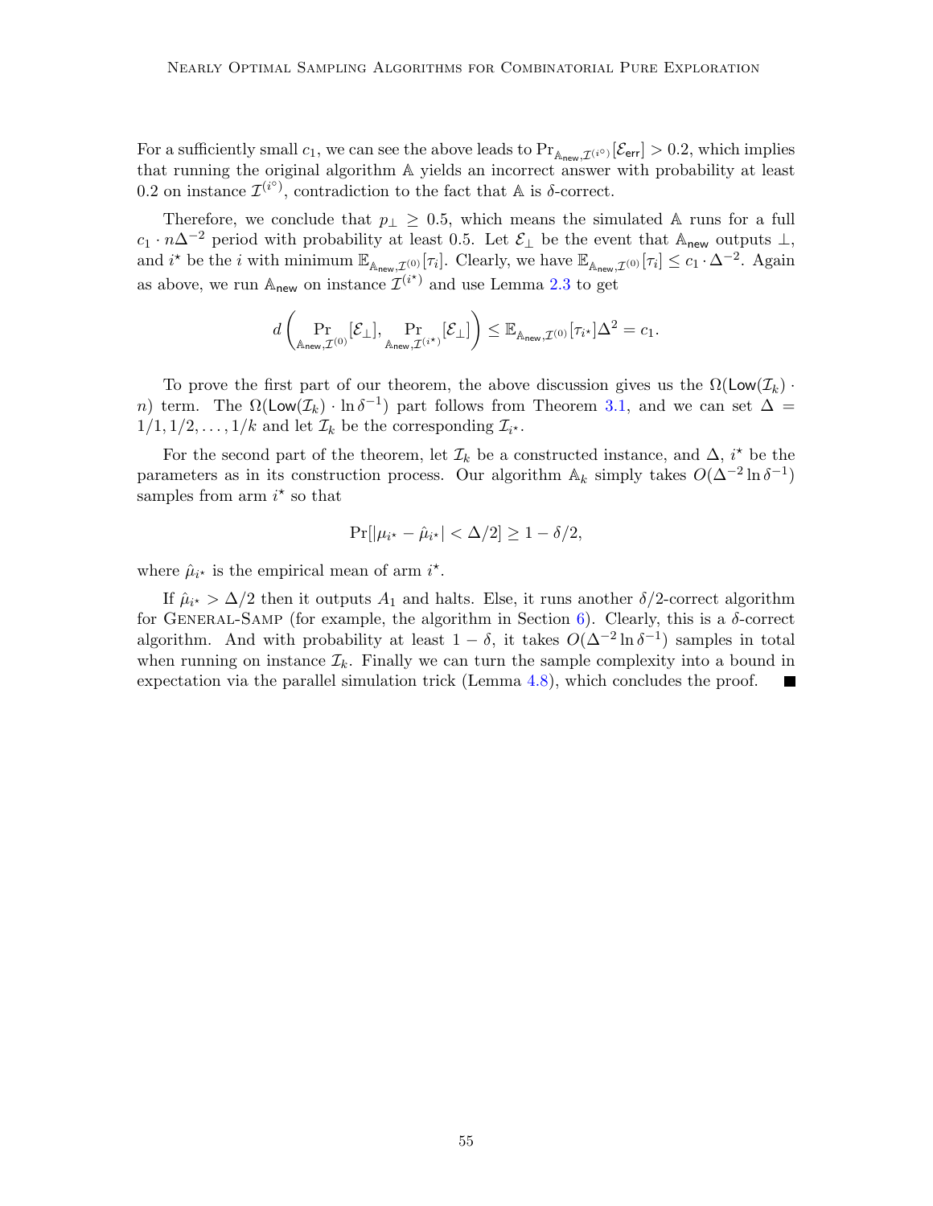For a sufficiently small $c_1$, we can see the above leads to $\Pr_{\mathbb{A}_{\mathsf{new}},\mathcal{I}^{(i^\circ)}}[\mathcal{E}_{\mathsf{err}}] > 0.2$, which implies that running the original algorithm $\mathbb{A}$ yields an incorrect answer with probability at least 0.2 on instance $\mathcal{I}^{(i^\circ)}$, contradiction to the fact that $\mathbb{A}$ is $\delta$-correct.

Therefore, we conclude that $p_\perp \geq 0.5$, which means the simulated $\mathbb{A}$ runs for a full $c_1 \cdot n\Delta^{-2}$ period with probability at least 0.5. Let $\mathcal{E}_\perp$ be the event that $\mathbb{A}_{\mathsf{new}}$ outputs $\perp$, and $i^\star$ be the $i$ with minimum $\mathbb{E}_{\mathbb{A}_{\mathsf{new}},\mathcal{I}^{(0)}}[\tau_i]$. Clearly, we have $\mathbb{E}_{\mathbb{A}_{\mathsf{new}},\mathcal{I}^{(0)}}[\tau_i] \leq c_1 \cdot \Delta^{-2}$. Again as above, we run $\mathbb{A}_{\mathsf{new}}$ on instance $\mathcal{I}^{(i^\star)}$ and use Lemma 2.3 to get

$$d\left(\Pr_{\mathbb{A}_{\mathsf{new}},\mathcal{I}^{(0)}}[\mathcal{E}_\perp], \Pr_{\mathbb{A}_{\mathsf{new}},\mathcal{I}^{(i^\star)}}[\mathcal{E}_\perp]\right) \leq \mathbb{E}_{\mathbb{A}_{\mathsf{new}},\mathcal{I}^{(0)}}[\tau_{i^\star}]\Delta^2 = c_1.$$

To prove the first part of our theorem, the above discussion gives us the $\Omega(\mathsf{Low}(\mathcal{I}_k) \cdot n)$ term. The $\Omega(\mathsf{Low}(\mathcal{I}_k) \cdot \ln \delta^{-1})$ part follows from Theorem 3.1, and we can set $\Delta = 1/1, 1/2, \ldots, 1/k$ and let $\mathcal{I}_k$ be the corresponding $\mathcal{I}_{i^\star}$.

For the second part of the theorem, let $\mathcal{I}_k$ be a constructed instance, and $\Delta$, $i^\star$ be the parameters as in its construction process. Our algorithm $\mathbb{A}_k$ simply takes $O(\Delta^{-2} \ln \delta^{-1})$ samples from arm $i^\star$ so that

$$\Pr[|\mu_{i^\star} - \hat{\mu}_{i^\star}| < \Delta/2] \geq 1 - \delta/2,$$

where $\hat{\mu}_{i^\star}$ is the empirical mean of arm $i^\star$.

If $\hat{\mu}_{i^\star} > \Delta/2$ then it outputs $A_1$ and halts. Else, it runs another $\delta/2$-correct algorithm for General-Samp (for example, the algorithm in Section 6). Clearly, this is a $\delta$-correct algorithm. And with probability at least $1 - \delta$, it takes $O(\Delta^{-2} \ln \delta^{-1})$ samples in total when running on instance $\mathcal{I}_k$. Finally we can turn the sample complexity into a bound in expectation via the parallel simulation trick (Lemma 4.8), which concludes the proof. ■